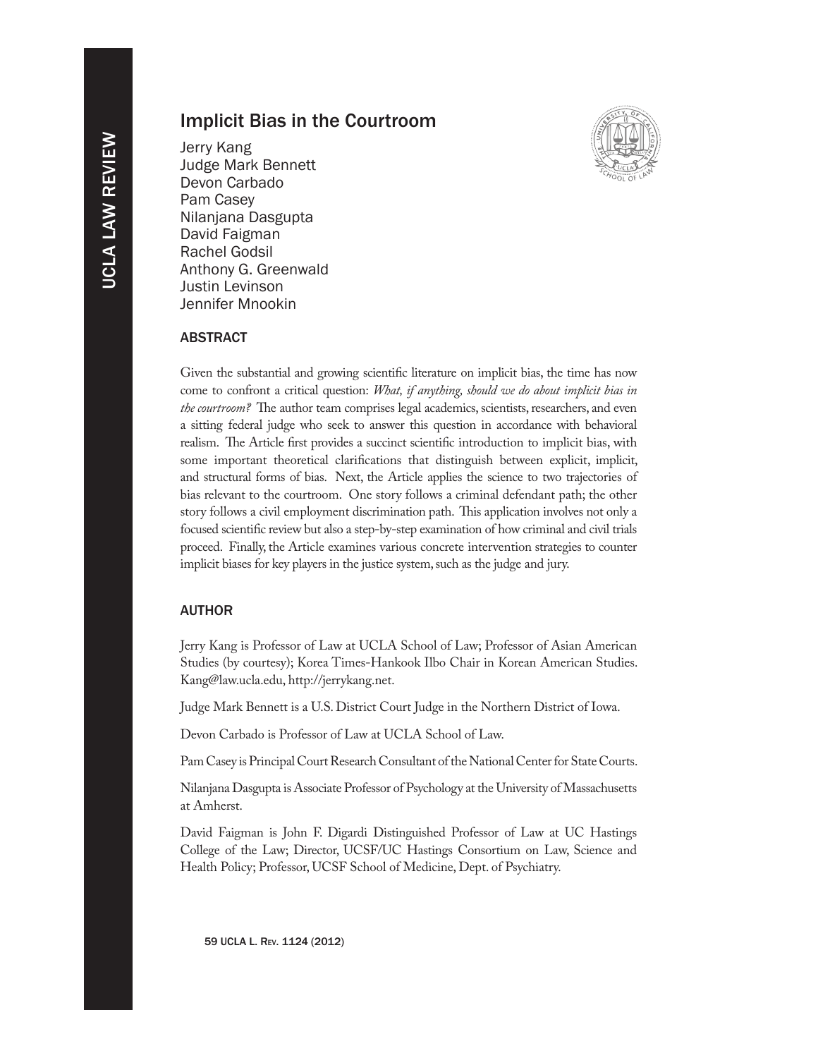# Implicit Bias in the Courtroom

Jerry Kang
Judge Mark Bennett
Devon Carbado
Pam Casey
Nilanjana Dasgupta
David Faigman
Rachel Godsil
Anthony G. Greenwald
Justin Levinson
Jennifer Mnookin

## ABSTRACT

Given the substantial and growing scientific literature on implicit bias, the time has now come to confront a critical question: *What, if anything, should we do about implicit bias in the courtroom?* The author team comprises legal academics, scientists, researchers, and even a sitting federal judge who seek to answer this question in accordance with behavioral realism. The Article first provides a succinct scientific introduction to implicit bias, with some important theoretical clarifications that distinguish between explicit, implicit, and structural forms of bias. Next, the Article applies the science to two trajectories of bias relevant to the courtroom. One story follows a criminal defendant path; the other story follows a civil employment discrimination path. This application involves not only a focused scientific review but also a step-by-step examination of how criminal and civil trials proceed. Finally, the Article examines various concrete intervention strategies to counter implicit biases for key players in the justice system, such as the judge and jury.

## AUTHOR

Jerry Kang is Professor of Law at UCLA School of Law; Professor of Asian American Studies (by courtesy); Korea Times-Hankook Ilbo Chair in Korean American Studies. Kang@law.ucla.edu, http://jerrykang.net.

Judge Mark Bennett is a U.S. District Court Judge in the Northern District of Iowa.

Devon Carbado is Professor of Law at UCLA School of Law.

Pam Casey is Principal Court Research Consultant of the National Center for State Courts.

Nilanjana Dasgupta is Associate Professor of Psychology at the University of Massachusetts at Amherst.

David Faigman is John F. Digardi Distinguished Professor of Law at UC Hastings College of the Law; Director, UCSF/UC Hastings Consortium on Law, Science and Health Policy; Professor, UCSF School of Medicine, Dept. of Psychiatry.

59 UCLA L. Rev. 1124 (2012)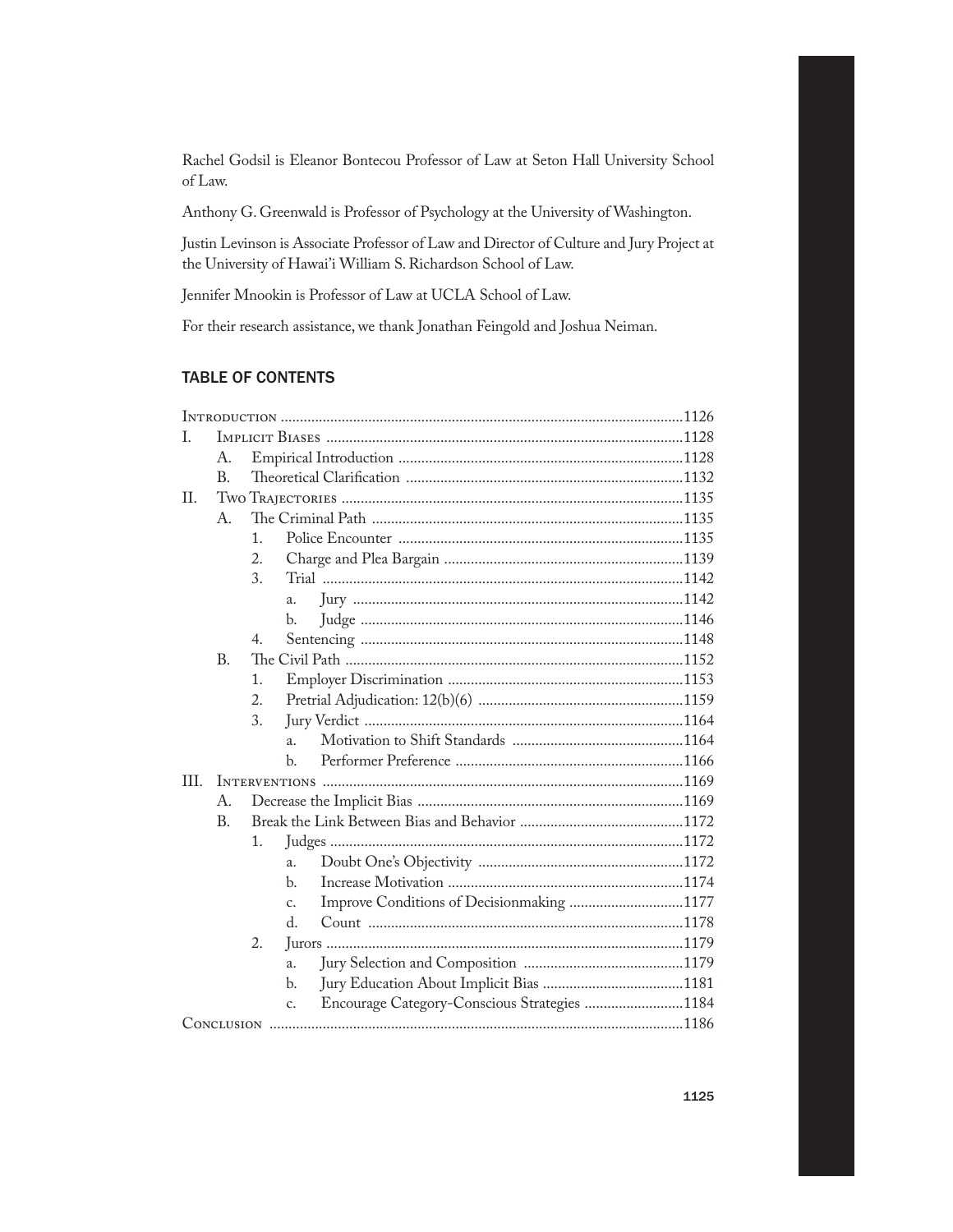Rachel Godsil is Eleanor Bontecou Professor of Law at Seton Hall University School of Law.

Anthony G. Greenwald is Professor of Psychology at the University of Washington.

Justin Levinson is Associate Professor of Law and Director of Culture and Jury Project at the University of Hawai'i William S. Richardson School of Law.

Jennifer Mnookin is Professor of Law at UCLA School of Law.

For their research assistance, we thank Jonathan Feingold and Joshua Neiman.

## TABLE OF CONTENTS

Introduction ........................................................................................................1126

I. Implicit Biases ............................................................................................1128
   - A. Empirical Introduction ..........................................................................1128
   - B. Theoretical Clarification ........................................................................1132

II. Two Trajectories ........................................................................................1135
   - A. The Criminal Path ................................................................................1135
     1. Police Encounter ..........................................................................1135
     2. Charge and Plea Bargain ..............................................................1139
     3. Trial ..............................................................................................1142
        - a. Jury ......................................................................................1142
        - b. Judge ....................................................................................1146
     4. Sentencing ....................................................................................1148
   - B. The Civil Path ........................................................................................1152
     1. Employer Discrimination .............................................................1153
     2. Pretrial Adjudication: 12(b)(6) .....................................................1159
     3. Jury Verdict ...................................................................................1164
        - a. Motivation to Shift Standards ............................................1164
        - b. Performer Preference ...........................................................1166

III. Interventions .............................................................................................1169
   - A. Decrease the Implicit Bias .....................................................................1169
   - B. Break the Link Between Bias and Behavior ..........................................1172
     1. Judges ............................................................................................1172
        - a. Doubt One's Objectivity .....................................................1172
        - b. Increase Motivation .............................................................1174
        - c. Improve Conditions of Decisionmaking .............................1177
        - d. Count ..................................................................................1178
     2. Jurors .............................................................................................1179
        - a. Jury Selection and Composition ..........................................1179
        - b. Jury Education About Implicit Bias ....................................1181
        - c. Encourage Category-Conscious Strategies ..........................1184

Conclusion ...........................................................................................................1186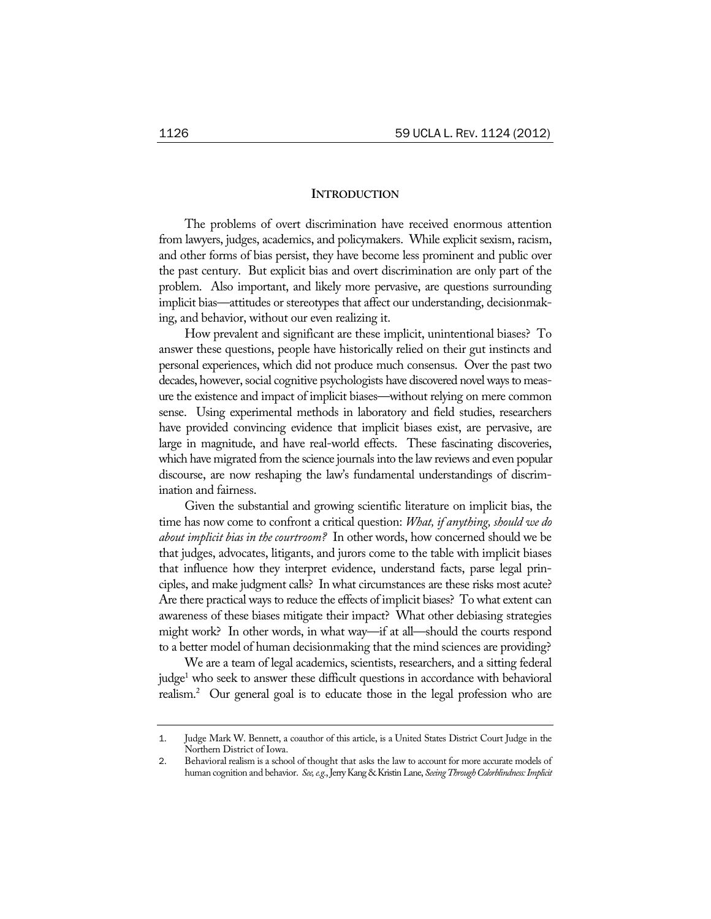## INTRODUCTION

The problems of overt discrimination have received enormous attention from lawyers, judges, academics, and policymakers. While explicit sexism, racism, and other forms of bias persist, they have become less prominent and public over the past century. But explicit bias and overt discrimination are only part of the problem. Also important, and likely more pervasive, are questions surrounding implicit bias—attitudes or stereotypes that affect our understanding, decisionmaking, and behavior, without our even realizing it.

How prevalent and significant are these implicit, unintentional biases? To answer these questions, people have historically relied on their gut instincts and personal experiences, which did not produce much consensus. Over the past two decades, however, social cognitive psychologists have discovered novel ways to measure the existence and impact of implicit biases—without relying on mere common sense. Using experimental methods in laboratory and field studies, researchers have provided convincing evidence that implicit biases exist, are pervasive, are large in magnitude, and have real-world effects. These fascinating discoveries, which have migrated from the science journals into the law reviews and even popular discourse, are now reshaping the law's fundamental understandings of discrimination and fairness.

Given the substantial and growing scientific literature on implicit bias, the time has now come to confront a critical question: *What, if anything, should we do about implicit bias in the courtroom?* In other words, how concerned should we be that judges, advocates, litigants, and jurors come to the table with implicit biases that influence how they interpret evidence, understand facts, parse legal principles, and make judgment calls? In what circumstances are these risks most acute? Are there practical ways to reduce the effects of implicit biases? To what extent can awareness of these biases mitigate their impact? What other debiasing strategies might work? In other words, in what way—if at all—should the courts respond to a better model of human decisionmaking that the mind sciences are providing?

We are a team of legal academics, scientists, researchers, and a sitting federal judge[1] who seek to answer these difficult questions in accordance with behavioral realism.[2] Our general goal is to educate those in the legal profession who are

1. Judge Mark W. Bennett, a coauthor of this article, is a United States District Court Judge in the Northern District of Iowa.

2. Behavioral realism is a school of thought that asks the law to account for more accurate models of human cognition and behavior. *See, e.g.*, Jerry Kang & Kristin Lane, *Seeing Through Colorblindness: Implicit*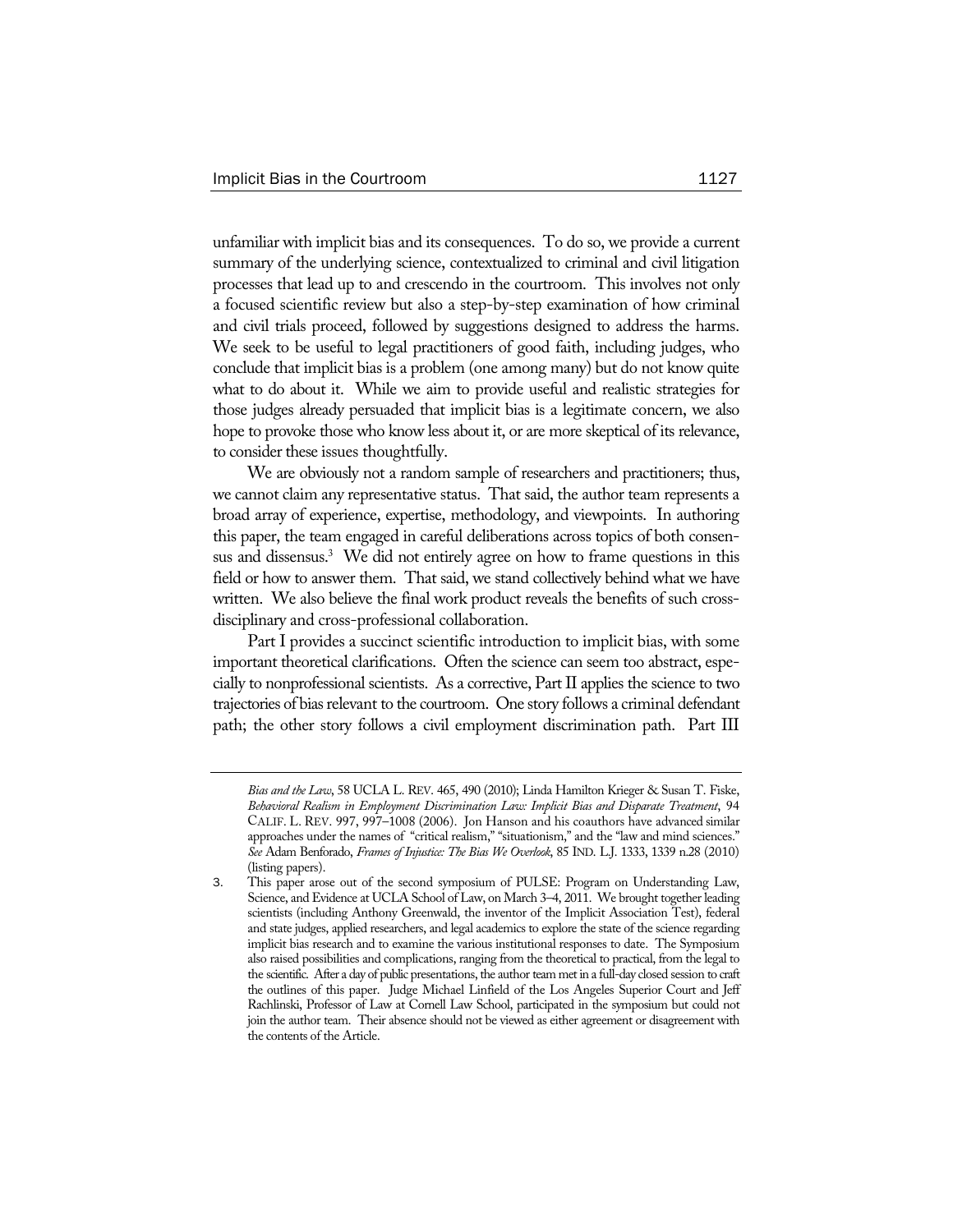unfamiliar with implicit bias and its consequences. To do so, we provide a current summary of the underlying science, contextualized to criminal and civil litigation processes that lead up to and crescendo in the courtroom. This involves not only a focused scientific review but also a step-by-step examination of how criminal and civil trials proceed, followed by suggestions designed to address the harms. We seek to be useful to legal practitioners of good faith, including judges, who conclude that implicit bias is a problem (one among many) but do not know quite what to do about it. While we aim to provide useful and realistic strategies for those judges already persuaded that implicit bias is a legitimate concern, we also hope to provoke those who know less about it, or are more skeptical of its relevance, to consider these issues thoughtfully.

We are obviously not a random sample of researchers and practitioners; thus, we cannot claim any representative status. That said, the author team represents a broad array of experience, expertise, methodology, and viewpoints. In authoring this paper, the team engaged in careful deliberations across topics of both consensus and dissensus.[3] We did not entirely agree on how to frame questions in this field or how to answer them. That said, we stand collectively behind what we have written. We also believe the final work product reveals the benefits of such cross-disciplinary and cross-professional collaboration.

Part I provides a succinct scientific introduction to implicit bias, with some important theoretical clarifications. Often the science can seem too abstract, especially to nonprofessional scientists. As a corrective, Part II applies the science to two trajectories of bias relevant to the courtroom. One story follows a criminal defendant path; the other story follows a civil employment discrimination path. Part III

---

*Bias and the Law*, 58 UCLA L. REV. 465, 490 (2010); Linda Hamilton Krieger & Susan T. Fiske, *Behavioral Realism in Employment Discrimination Law: Implicit Bias and Disparate Treatment*, 94 CALIF. L. REV. 997, 997–1008 (2006). Jon Hanson and his coauthors have advanced similar approaches under the names of "critical realism," "situationism," and the "law and mind sciences." *See* Adam Benforado, *Frames of Injustice: The Bias We Overlook*, 85 IND. L.J. 1333, 1339 n.28 (2010) (listing papers).

3. This paper arose out of the second symposium of PULSE: Program on Understanding Law, Science, and Evidence at UCLA School of Law, on March 3–4, 2011. We brought together leading scientists (including Anthony Greenwald, the inventor of the Implicit Association Test), federal and state judges, applied researchers, and legal academics to explore the state of the science regarding implicit bias research and to examine the various institutional responses to date. The Symposium also raised possibilities and complications, ranging from the theoretical to practical, from the legal to the scientific. After a day of public presentations, the author team met in a full-day closed session to craft the outlines of this paper. Judge Michael Linfield of the Los Angeles Superior Court and Jeff Rachlinski, Professor of Law at Cornell Law School, participated in the symposium but could not join the author team. Their absence should not be viewed as either agreement or disagreement with the contents of the Article.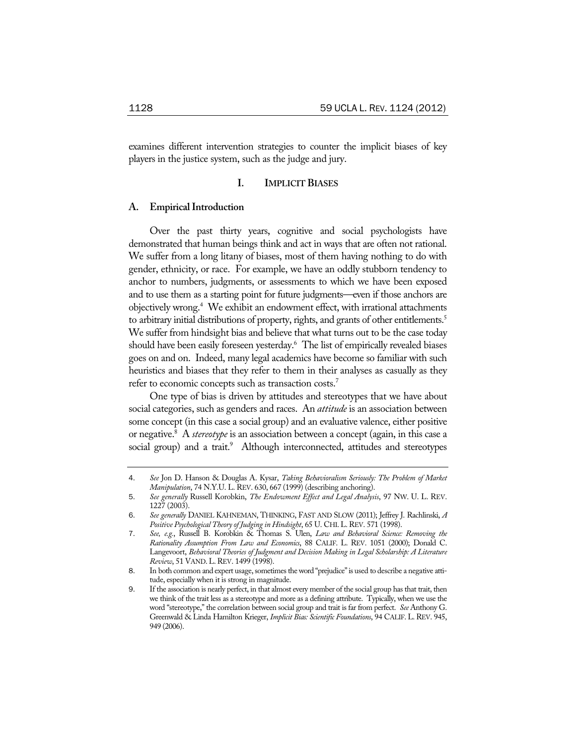examines different intervention strategies to counter the implicit biases of key players in the justice system, such as the judge and jury.

## I. Implicit Biases

### A. Empirical Introduction

Over the past thirty years, cognitive and social psychologists have demonstrated that human beings think and act in ways that are often not rational. We suffer from a long litany of biases, most of them having nothing to do with gender, ethnicity, or race. For example, we have an oddly stubborn tendency to anchor to numbers, judgments, or assessments to which we have been exposed and to use them as a starting point for future judgments—even if those anchors are objectively wrong.[4] We exhibit an endowment effect, with irrational attachments to arbitrary initial distributions of property, rights, and grants of other entitlements.[5] We suffer from hindsight bias and believe that what turns out to be the case today should have been easily foreseen yesterday.[6] The list of empirically revealed biases goes on and on. Indeed, many legal academics have become so familiar with such heuristics and biases that they refer to them in their analyses as casually as they refer to economic concepts such as transaction costs.[7]

One type of bias is driven by attitudes and stereotypes that we have about social categories, such as genders and races. An *attitude* is an association between some concept (in this case a social group) and an evaluative valence, either positive or negative.[8] A *stereotype* is an association between a concept (again, in this case a social group) and a trait.[9] Although interconnected, attitudes and stereotypes

---

4. *See* Jon D. Hanson & Douglas A. Kysar, *Taking Behavioralism Seriously: The Problem of Market Manipulation*, 74 N.Y.U. L. REV. 630, 667 (1999) (describing anchoring).

5. *See generally* Russell Korobkin, *The Endowment Effect and Legal Analysis*, 97 NW. U. L. REV. 1227 (2003).

6. *See generally* DANIEL KAHNEMAN, THINKING, FAST AND SLOW (2011); Jeffrey J. Rachlinski, *A Positive Psychological Theory of Judging in Hindsight*, 65 U. CHI. L. REV. 571 (1998).

7. *See, e.g.*, Russell B. Korobkin & Thomas S. Ulen, *Law and Behavioral Science: Removing the Rationality Assumption From Law and Economics*, 88 CALIF. L. REV. 1051 (2000); Donald C. Langevoort, *Behavioral Theories of Judgment and Decision Making in Legal Scholarship: A Literature Review*, 51 VAND. L. REV. 1499 (1998).

8. In both common and expert usage, sometimes the word "prejudice" is used to describe a negative attitude, especially when it is strong in magnitude.

9. If the association is nearly perfect, in that almost every member of the social group has that trait, then we think of the trait less as a stereotype and more as a defining attribute. Typically, when we use the word "stereotype," the correlation between social group and trait is far from perfect. *See* Anthony G. Greenwald & Linda Hamilton Krieger, *Implicit Bias: Scientific Foundations*, 94 CALIF. L. REV. 945, 949 (2006).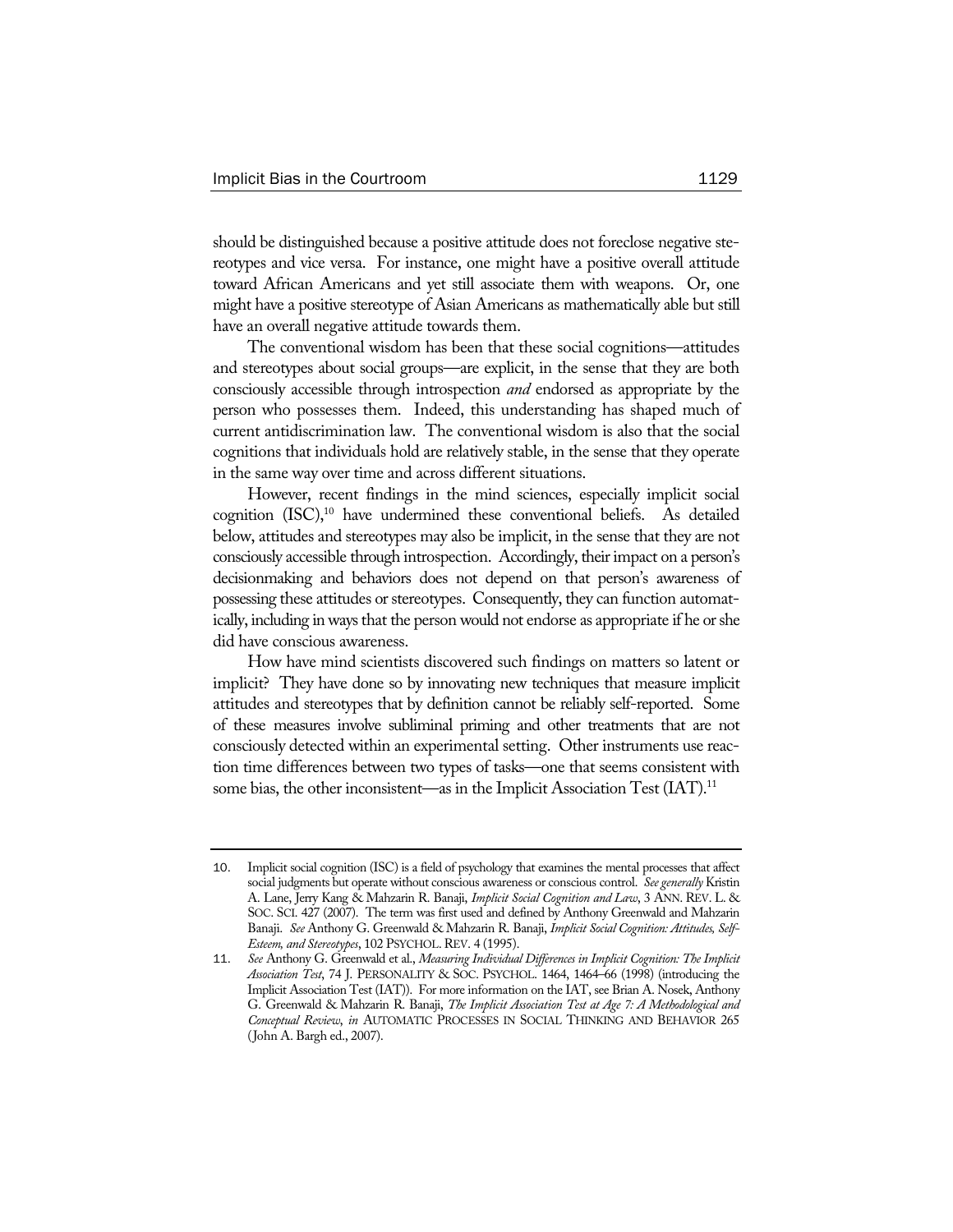should be distinguished because a positive attitude does not foreclose negative stereotypes and vice versa. For instance, one might have a positive overall attitude toward African Americans and yet still associate them with weapons. Or, one might have a positive stereotype of Asian Americans as mathematically able but still have an overall negative attitude towards them.

The conventional wisdom has been that these social cognitions—attitudes and stereotypes about social groups—are explicit, in the sense that they are both consciously accessible through introspection *and* endorsed as appropriate by the person who possesses them. Indeed, this understanding has shaped much of current antidiscrimination law. The conventional wisdom is also that the social cognitions that individuals hold are relatively stable, in the sense that they operate in the same way over time and across different situations.

However, recent findings in the mind sciences, especially implicit social cognition (ISC),[10] have undermined these conventional beliefs. As detailed below, attitudes and stereotypes may also be implicit, in the sense that they are not consciously accessible through introspection. Accordingly, their impact on a person's decisionmaking and behaviors does not depend on that person's awareness of possessing these attitudes or stereotypes. Consequently, they can function automatically, including in ways that the person would not endorse as appropriate if he or she did have conscious awareness.

How have mind scientists discovered such findings on matters so latent or implicit? They have done so by innovating new techniques that measure implicit attitudes and stereotypes that by definition cannot be reliably self-reported. Some of these measures involve subliminal priming and other treatments that are not consciously detected within an experimental setting. Other instruments use reaction time differences between two types of tasks—one that seems consistent with some bias, the other inconsistent—as in the Implicit Association Test (IAT).[11]

---

10. Implicit social cognition (ISC) is a field of psychology that examines the mental processes that affect social judgments but operate without conscious awareness or conscious control. *See generally* Kristin A. Lane, Jerry Kang & Mahzarin R. Banaji, *Implicit Social Cognition and Law*, 3 ANN. REV. L. & SOC. SCI. 427 (2007). The term was first used and defined by Anthony Greenwald and Mahzarin Banaji. *See* Anthony G. Greenwald & Mahzarin R. Banaji, *Implicit Social Cognition: Attitudes, Self-Esteem, and Stereotypes*, 102 PSYCHOL. REV. 4 (1995).

11. *See* Anthony G. Greenwald et al., *Measuring Individual Differences in Implicit Cognition: The Implicit Association Test*, 74 J. PERSONALITY & SOC. PSYCHOL. 1464, 1464–66 (1998) (introducing the Implicit Association Test (IAT)). For more information on the IAT, see Brian A. Nosek, Anthony G. Greenwald & Mahzarin R. Banaji, *The Implicit Association Test at Age 7: A Methodological and Conceptual Review*, *in* AUTOMATIC PROCESSES IN SOCIAL THINKING AND BEHAVIOR 265 (John A. Bargh ed., 2007).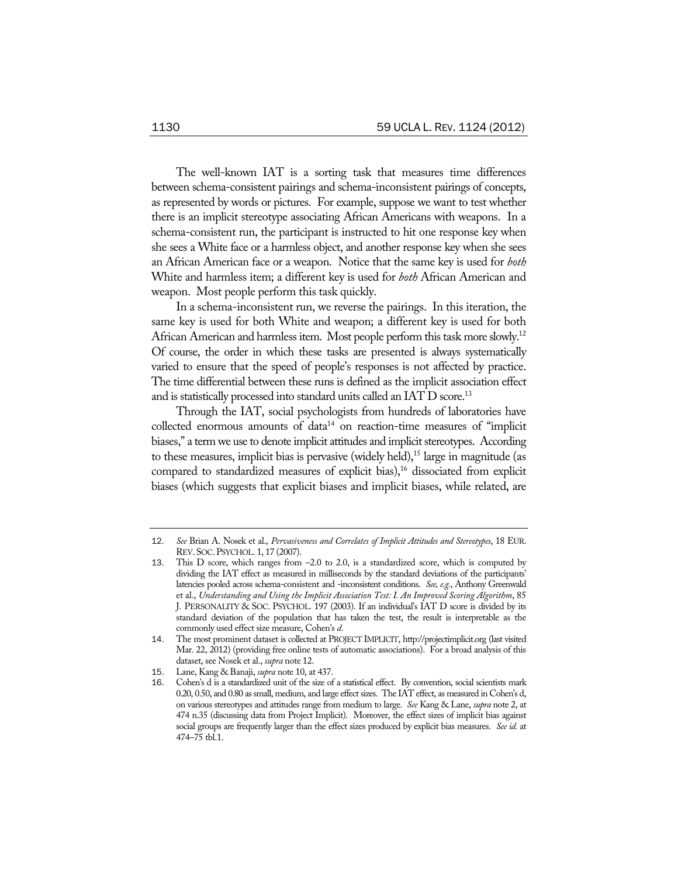The well-known IAT is a sorting task that measures time differences between schema-consistent pairings and schema-inconsistent pairings of concepts, as represented by words or pictures. For example, suppose we want to test whether there is an implicit stereotype associating African Americans with weapons. In a schema-consistent run, the participant is instructed to hit one response key when she sees a White face or a harmless object, and another response key when she sees an African American face or a weapon. Notice that the same key is used for *both* White and harmless item; a different key is used for *both* African American and weapon. Most people perform this task quickly.

In a schema-inconsistent run, we reverse the pairings. In this iteration, the same key is used for both White and weapon; a different key is used for both African American and harmless item. Most people perform this task more slowly.[12] Of course, the order in which these tasks are presented is always systematically varied to ensure that the speed of people's responses is not affected by practice. The time differential between these runs is defined as the implicit association effect and is statistically processed into standard units called an IAT D score.[13]

Through the IAT, social psychologists from hundreds of laboratories have collected enormous amounts of data[14] on reaction-time measures of "implicit biases," a term we use to denote implicit attitudes and implicit stereotypes. According to these measures, implicit bias is pervasive (widely held),[15] large in magnitude (as compared to standardized measures of explicit bias),[16] dissociated from explicit biases (which suggests that explicit biases and implicit biases, while related, are

---

12. *See* Brian A. Nosek et al., *Pervasiveness and Correlates of Implicit Attitudes and Stereotypes*, 18 EUR. REV. SOC. PSYCHOL. 1, 17 (2007).

13. This D score, which ranges from –2.0 to 2.0, is a standardized score, which is computed by dividing the IAT effect as measured in milliseconds by the standard deviations of the participants' latencies pooled across schema-consistent and -inconsistent conditions. *See, e.g.*, Anthony Greenwald et al., *Understanding and Using the Implicit Association Test: I. An Improved Scoring Algorithm*, 85 J. PERSONALITY & SOC. PSYCHOL. 197 (2003). If an individual's IAT D score is divided by its standard deviation of the population that has taken the test, the result is interpretable as the commonly used effect size measure, Cohen's *d*.

14. The most prominent dataset is collected at PROJECT IMPLICIT, http://projectimplicit.org (last visited Mar. 22, 2012) (providing free online tests of automatic associations). For a broad analysis of this dataset, see Nosek et al., *supra* note 12.

15. Lane, Kang & Banaji, *supra* note 10, at 437.

16. Cohen's d is a standardized unit of the size of a statistical effect. By convention, social scientists mark 0.20, 0.50, and 0.80 as small, medium, and large effect sizes. The IAT effect, as measured in Cohen's d, on various stereotypes and attitudes range from medium to large. *See* Kang & Lane, *supra* note 2, at 474 n.35 (discussing data from Project Implicit). Moreover, the effect sizes of implicit bias against social groups are frequently larger than the effect sizes produced by explicit bias measures. *See id.* at 474–75 tbl.1.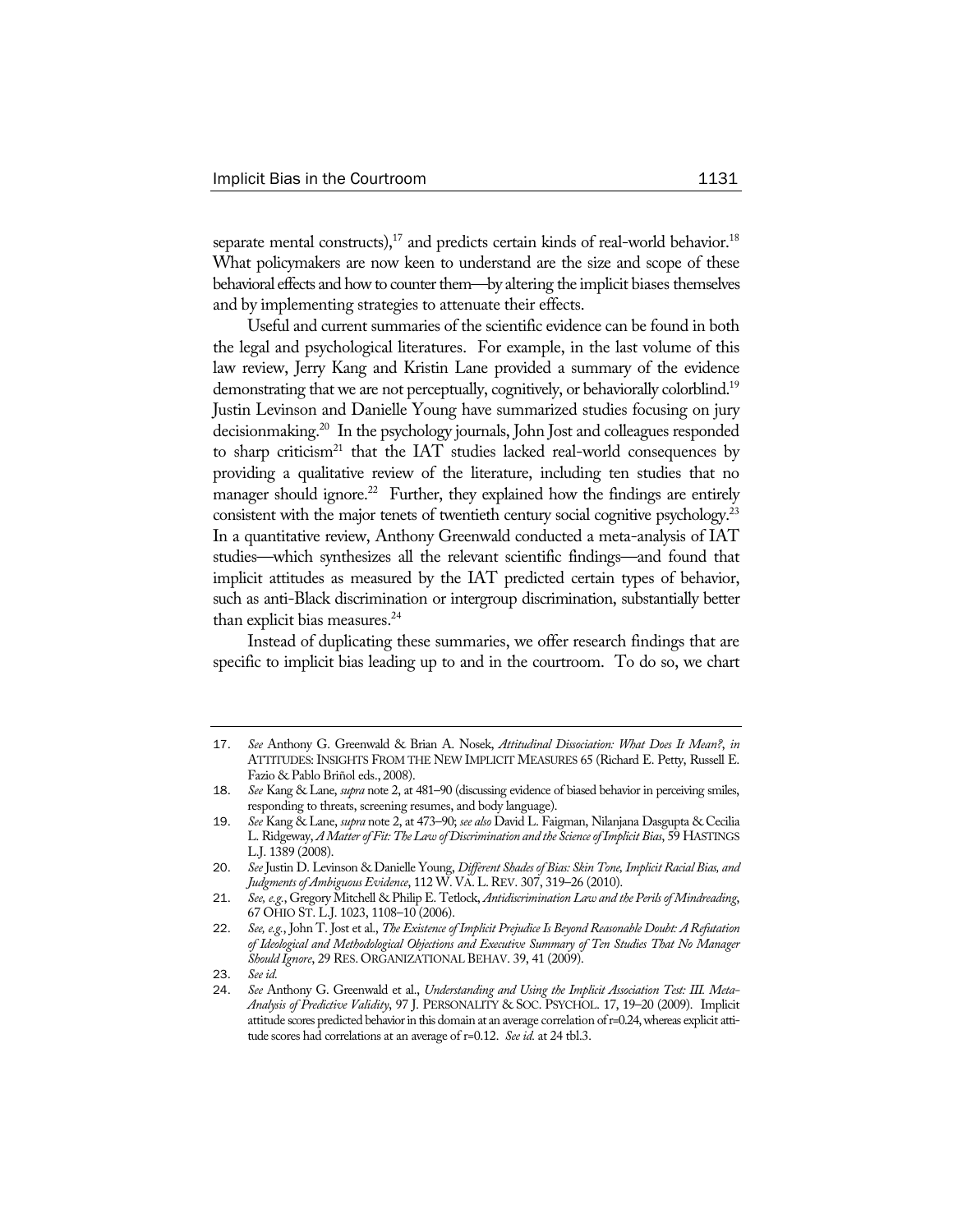separate mental constructs),[17] and predicts certain kinds of real-world behavior.[18] What policymakers are now keen to understand are the size and scope of these behavioral effects and how to counter them—by altering the implicit biases themselves and by implementing strategies to attenuate their effects.

Useful and current summaries of the scientific evidence can be found in both the legal and psychological literatures. For example, in the last volume of this law review, Jerry Kang and Kristin Lane provided a summary of the evidence demonstrating that we are not perceptually, cognitively, or behaviorally colorblind.[19] Justin Levinson and Danielle Young have summarized studies focusing on jury decisionmaking.[20] In the psychology journals, John Jost and colleagues responded to sharp criticism[21] that the IAT studies lacked real-world consequences by providing a qualitative review of the literature, including ten studies that no manager should ignore.[22] Further, they explained how the findings are entirely consistent with the major tenets of twentieth century social cognitive psychology.[23] In a quantitative review, Anthony Greenwald conducted a meta-analysis of IAT studies—which synthesizes all the relevant scientific findings—and found that implicit attitudes as measured by the IAT predicted certain types of behavior, such as anti-Black discrimination or intergroup discrimination, substantially better than explicit bias measures.[24]

Instead of duplicating these summaries, we offer research findings that are specific to implicit bias leading up to and in the courtroom. To do so, we chart

---

17. *See* Anthony G. Greenwald & Brian A. Nosek, *Attitudinal Dissociation: What Does It Mean?*, *in* ATTITUDES: INSIGHTS FROM THE NEW IMPLICIT MEASURES 65 (Richard E. Petty, Russell E. Fazio & Pablo Briñol eds., 2008).

18. *See* Kang & Lane, *supra* note 2, at 481–90 (discussing evidence of biased behavior in perceiving smiles, responding to threats, screening resumes, and body language).

19. *See* Kang & Lane, *supra* note 2, at 473–90; *see also* David L. Faigman, Nilanjana Dasgupta & Cecilia L. Ridgeway, *A Matter of Fit: The Law of Discrimination and the Science of Implicit Bias*, 59 HASTINGS L.J. 1389 (2008).

20. *See* Justin D. Levinson & Danielle Young, *Different Shades of Bias: Skin Tone, Implicit Racial Bias, and Judgments of Ambiguous Evidence*, 112 W. VA. L. REV. 307, 319–26 (2010).

21. *See, e.g.*, Gregory Mitchell & Philip E. Tetlock, *Antidiscrimination Law and the Perils of Mindreading*, 67 OHIO ST. L.J. 1023, 1108–10 (2006).

22. *See, e.g.*, John T. Jost et al., *The Existence of Implicit Prejudice Is Beyond Reasonable Doubt: A Refutation of Ideological and Methodological Objections and Executive Summary of Ten Studies That No Manager Should Ignore*, 29 RES. ORGANIZATIONAL BEHAV. 39, 41 (2009).

23. *See id.*

24. *See* Anthony G. Greenwald et al., *Understanding and Using the Implicit Association Test: III. Meta-Analysis of Predictive Validity*, 97 J. PERSONALITY & SOC. PSYCHOL. 17, 19–20 (2009). Implicit attitude scores predicted behavior in this domain at an average correlation of r=0.24, whereas explicit attitude scores had correlations at an average of r=0.12. *See id.* at 24 tbl.3.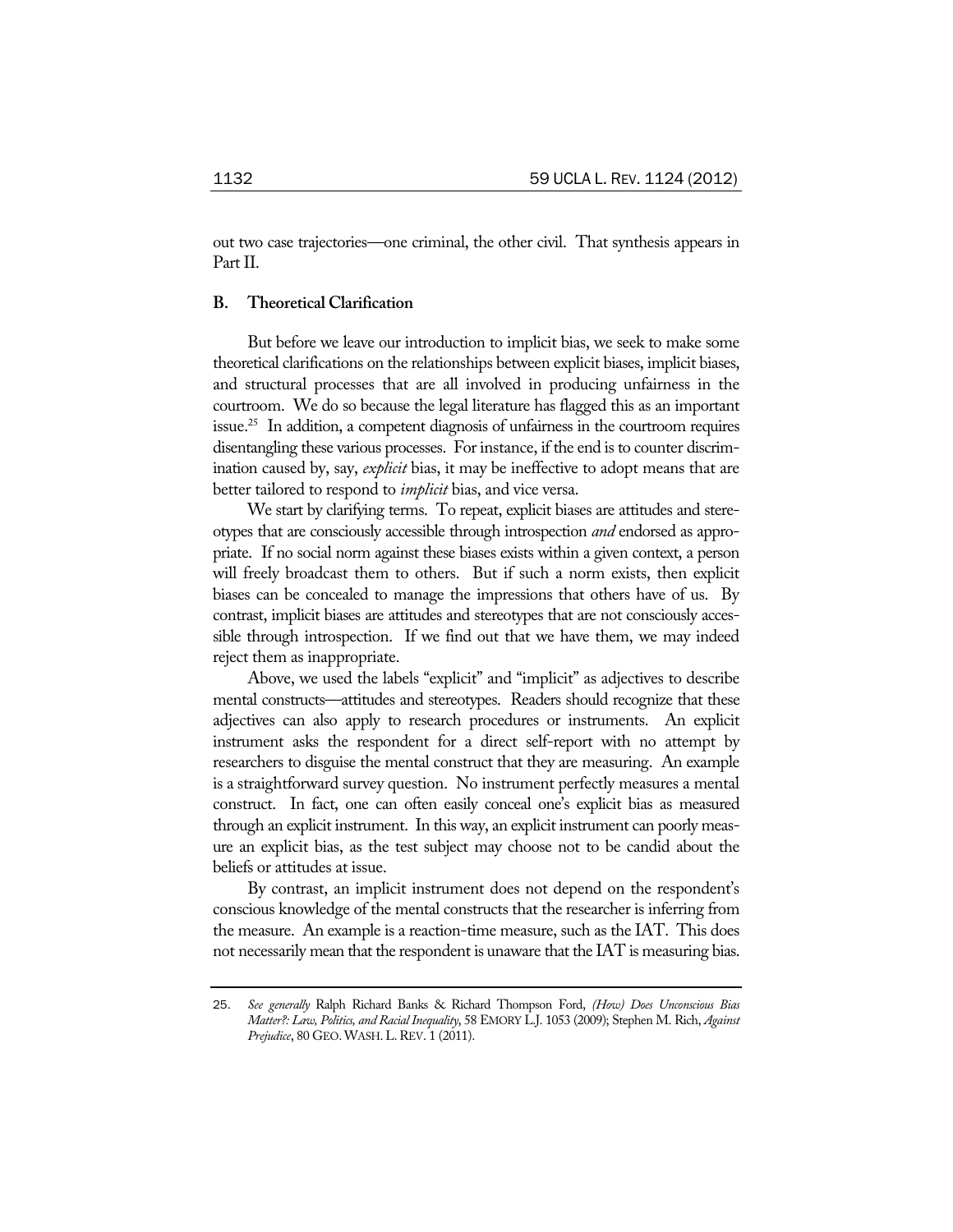out two case trajectories—one criminal, the other civil. That synthesis appears in Part II.

### B. Theoretical Clarification

But before we leave our introduction to implicit bias, we seek to make some theoretical clarifications on the relationships between explicit biases, implicit biases, and structural processes that are all involved in producing unfairness in the courtroom. We do so because the legal literature has flagged this as an important issue.[25] In addition, a competent diagnosis of unfairness in the courtroom requires disentangling these various processes. For instance, if the end is to counter discrimination caused by, say, *explicit* bias, it may be ineffective to adopt means that are better tailored to respond to *implicit* bias, and vice versa.

We start by clarifying terms. To repeat, explicit biases are attitudes and stereotypes that are consciously accessible through introspection *and* endorsed as appropriate. If no social norm against these biases exists within a given context, a person will freely broadcast them to others. But if such a norm exists, then explicit biases can be concealed to manage the impressions that others have of us. By contrast, implicit biases are attitudes and stereotypes that are not consciously accessible through introspection. If we find out that we have them, we may indeed reject them as inappropriate.

Above, we used the labels "explicit" and "implicit" as adjectives to describe mental constructs—attitudes and stereotypes. Readers should recognize that these adjectives can also apply to research procedures or instruments. An explicit instrument asks the respondent for a direct self-report with no attempt by researchers to disguise the mental construct that they are measuring. An example is a straightforward survey question. No instrument perfectly measures a mental construct. In fact, one can often easily conceal one's explicit bias as measured through an explicit instrument. In this way, an explicit instrument can poorly measure an explicit bias, as the test subject may choose not to be candid about the beliefs or attitudes at issue.

By contrast, an implicit instrument does not depend on the respondent's conscious knowledge of the mental constructs that the researcher is inferring from the measure. An example is a reaction-time measure, such as the IAT. This does not necessarily mean that the respondent is unaware that the IAT is measuring bias.

---

25. *See generally* Ralph Richard Banks & Richard Thompson Ford, *(How) Does Unconscious Bias Matter?: Law, Politics, and Racial Inequality*, 58 EMORY L.J. 1053 (2009); Stephen M. Rich, *Against Prejudice*, 80 GEO. WASH. L. REV. 1 (2011).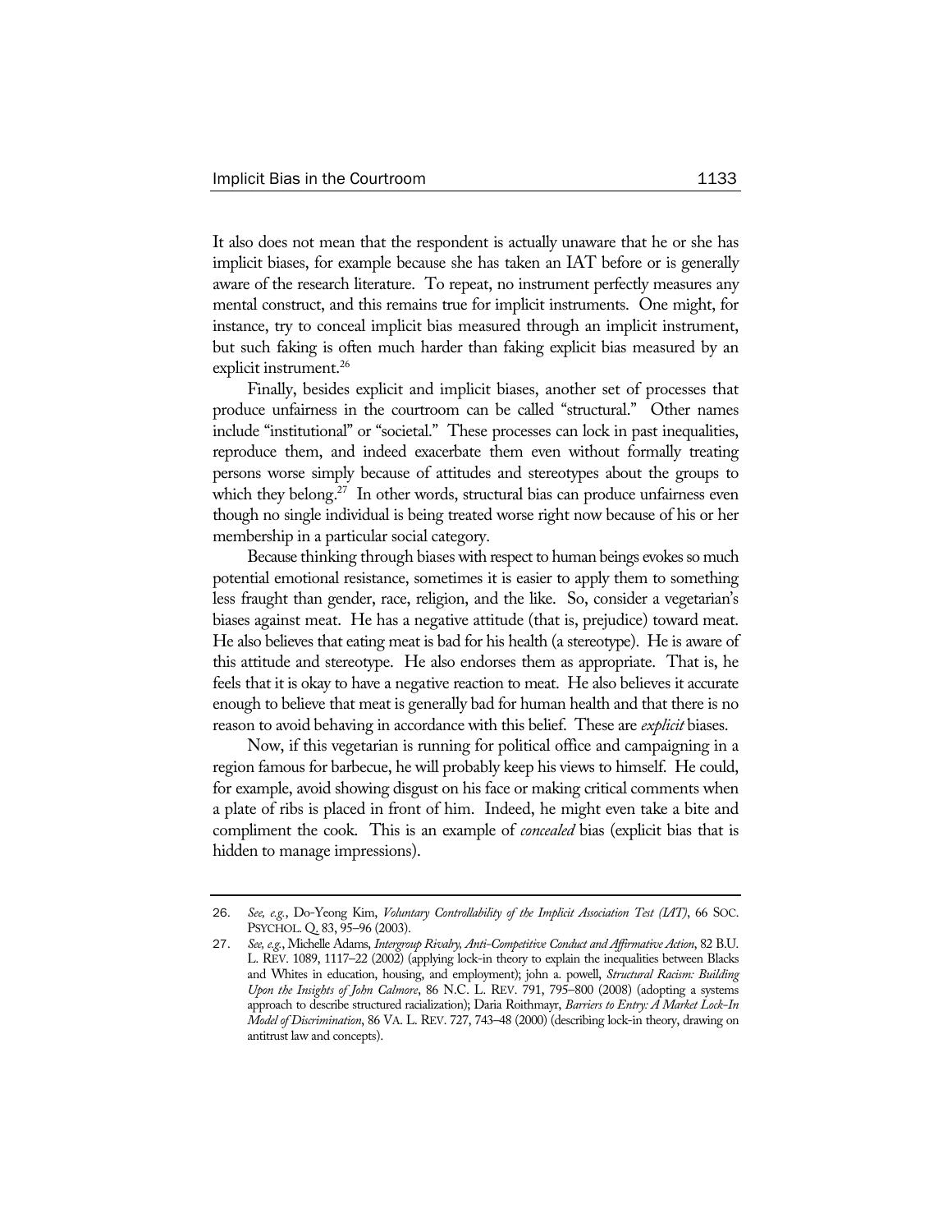It also does not mean that the respondent is actually unaware that he or she has implicit biases, for example because she has taken an IAT before or is generally aware of the research literature. To repeat, no instrument perfectly measures any mental construct, and this remains true for implicit instruments. One might, for instance, try to conceal implicit bias measured through an implicit instrument, but such faking is often much harder than faking explicit bias measured by an explicit instrument.[26]

Finally, besides explicit and implicit biases, another set of processes that produce unfairness in the courtroom can be called "structural." Other names include "institutional" or "societal." These processes can lock in past inequalities, reproduce them, and indeed exacerbate them even without formally treating persons worse simply because of attitudes and stereotypes about the groups to which they belong.[27] In other words, structural bias can produce unfairness even though no single individual is being treated worse right now because of his or her membership in a particular social category.

Because thinking through biases with respect to human beings evokes so much potential emotional resistance, sometimes it is easier to apply them to something less fraught than gender, race, religion, and the like. So, consider a vegetarian's biases against meat. He has a negative attitude (that is, prejudice) toward meat. He also believes that eating meat is bad for his health (a stereotype). He is aware of this attitude and stereotype. He also endorses them as appropriate. That is, he feels that it is okay to have a negative reaction to meat. He also believes it accurate enough to believe that meat is generally bad for human health and that there is no reason to avoid behaving in accordance with this belief. These are *explicit* biases.

Now, if this vegetarian is running for political office and campaigning in a region famous for barbecue, he will probably keep his views to himself. He could, for example, avoid showing disgust on his face or making critical comments when a plate of ribs is placed in front of him. Indeed, he might even take a bite and compliment the cook. This is an example of *concealed* bias (explicit bias that is hidden to manage impressions).

---

26. *See, e.g.*, Do-Yeong Kim, *Voluntary Controllability of the Implicit Association Test (IAT)*, 66 SOC. PSYCHOL. Q. 83, 95–96 (2003).

27. *See, e.g.*, Michelle Adams, *Intergroup Rivalry, Anti-Competitive Conduct and Affirmative Action*, 82 B.U. L. REV. 1089, 1117–22 (2002) (applying lock-in theory to explain the inequalities between Blacks and Whites in education, housing, and employment); john a. powell, *Structural Racism: Building Upon the Insights of John Calmore*, 86 N.C. L. REV. 791, 795–800 (2008) (adopting a systems approach to describe structured racialization); Daria Roithmayr, *Barriers to Entry: A Market Lock-In Model of Discrimination*, 86 VA. L. REV. 727, 743–48 (2000) (describing lock-in theory, drawing on antitrust law and concepts).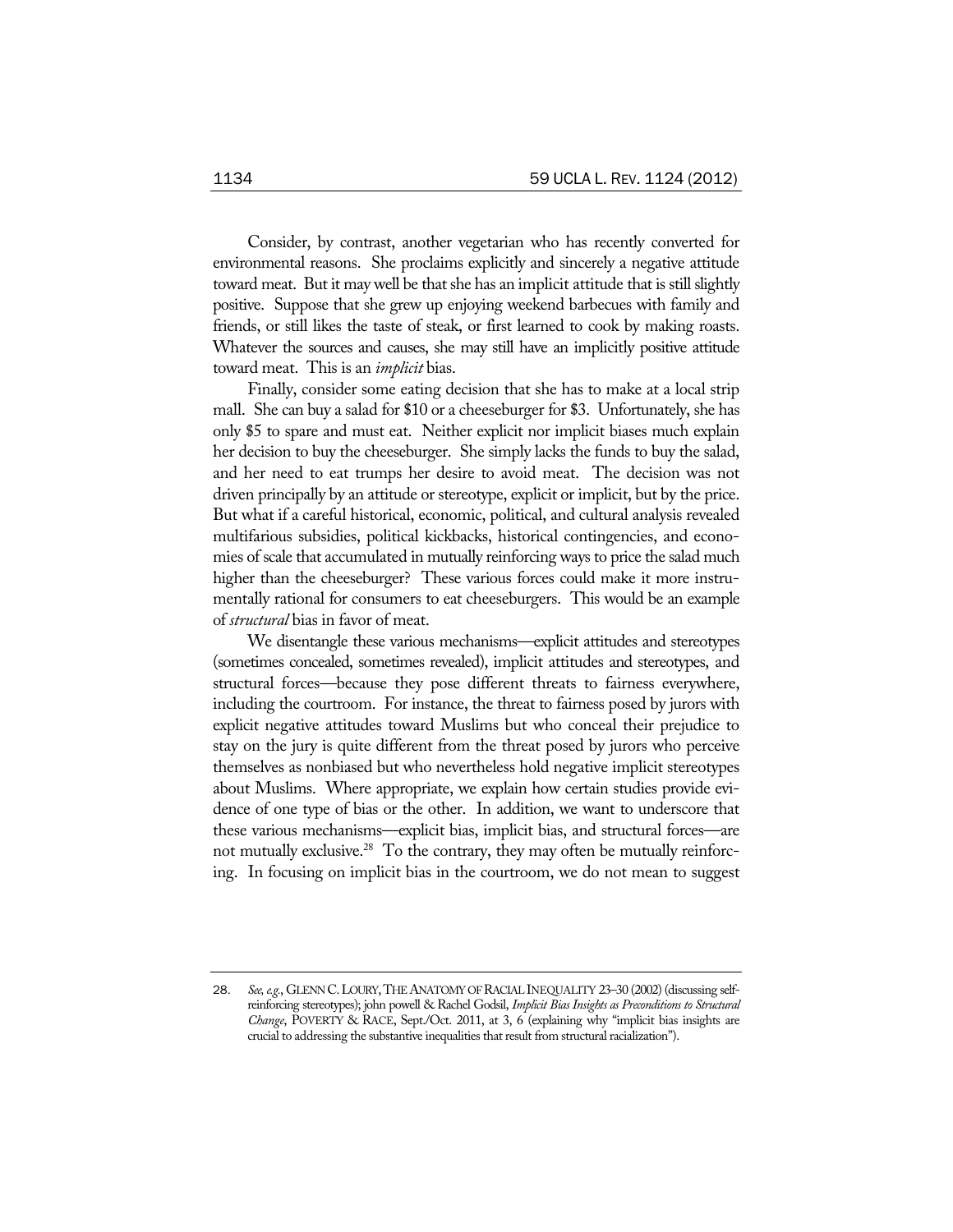Consider, by contrast, another vegetarian who has recently converted for environmental reasons. She proclaims explicitly and sincerely a negative attitude toward meat. But it may well be that she has an implicit attitude that is still slightly positive. Suppose that she grew up enjoying weekend barbecues with family and friends, or still likes the taste of steak, or first learned to cook by making roasts. Whatever the sources and causes, she may still have an implicitly positive attitude toward meat. This is an *implicit* bias.

Finally, consider some eating decision that she has to make at a local strip mall. She can buy a salad for $10 or a cheeseburger for $3. Unfortunately, she has only $5 to spare and must eat. Neither explicit nor implicit biases much explain her decision to buy the cheeseburger. She simply lacks the funds to buy the salad, and her need to eat trumps her desire to avoid meat. The decision was not driven principally by an attitude or stereotype, explicit or implicit, but by the price. But what if a careful historical, economic, political, and cultural analysis revealed multifarious subsidies, political kickbacks, historical contingencies, and economies of scale that accumulated in mutually reinforcing ways to price the salad much higher than the cheeseburger? These various forces could make it more instrumentally rational for consumers to eat cheeseburgers. This would be an example of *structural* bias in favor of meat.

We disentangle these various mechanisms—explicit attitudes and stereotypes (sometimes concealed, sometimes revealed), implicit attitudes and stereotypes, and structural forces—because they pose different threats to fairness everywhere, including the courtroom. For instance, the threat to fairness posed by jurors with explicit negative attitudes toward Muslims but who conceal their prejudice to stay on the jury is quite different from the threat posed by jurors who perceive themselves as nonbiased but who nevertheless hold negative implicit stereotypes about Muslims. Where appropriate, we explain how certain studies provide evidence of one type of bias or the other. In addition, we want to underscore that these various mechanisms—explicit bias, implicit bias, and structural forces—are not mutually exclusive.[28] To the contrary, they may often be mutually reinforcing. In focusing on implicit bias in the courtroom, we do not mean to suggest

---

28. *See, e.g.*, GLENN C. LOURY, THE ANATOMY OF RACIAL INEQUALITY 23–30 (2002) (discussing self-reinforcing stereotypes); john powell & Rachel Godsil, *Implicit Bias Insights as Preconditions to Structural Change*, POVERTY & RACE, Sept./Oct. 2011, at 3, 6 (explaining why "implicit bias insights are crucial to addressing the substantive inequalities that result from structural racialization").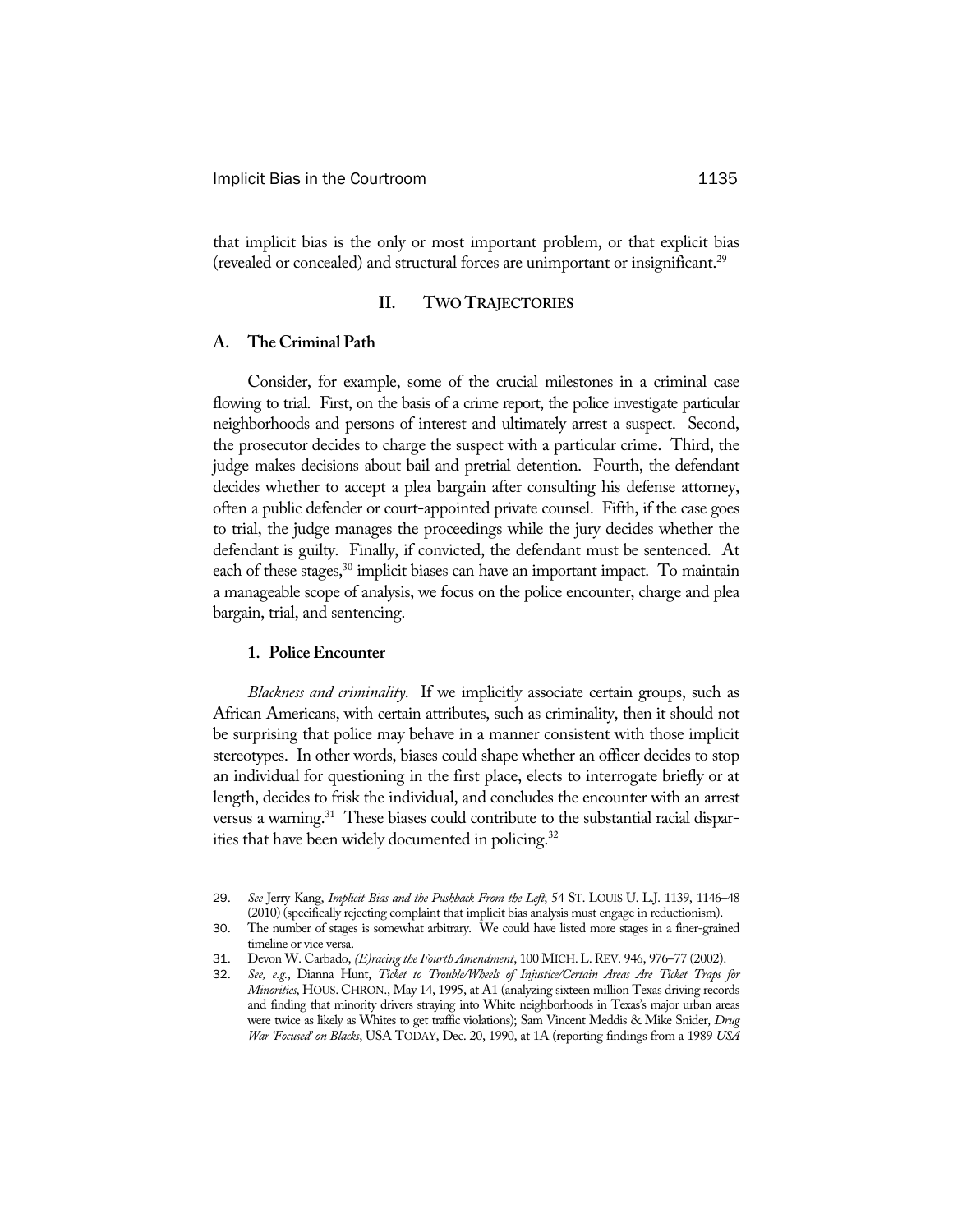that implicit bias is the only or most important problem, or that explicit bias (revealed or concealed) and structural forces are unimportant or insignificant.[29]

## II. Two Trajectories

### A. The Criminal Path

Consider, for example, some of the crucial milestones in a criminal case flowing to trial. First, on the basis of a crime report, the police investigate particular neighborhoods and persons of interest and ultimately arrest a suspect. Second, the prosecutor decides to charge the suspect with a particular crime. Third, the judge makes decisions about bail and pretrial detention. Fourth, the defendant decides whether to accept a plea bargain after consulting his defense attorney, often a public defender or court-appointed private counsel. Fifth, if the case goes to trial, the judge manages the proceedings while the jury decides whether the defendant is guilty. Finally, if convicted, the defendant must be sentenced. At each of these stages,[30] implicit biases can have an important impact. To maintain a manageable scope of analysis, we focus on the police encounter, charge and plea bargain, trial, and sentencing.

#### 1. Police Encounter

*Blackness and criminality.* If we implicitly associate certain groups, such as African Americans, with certain attributes, such as criminality, then it should not be surprising that police may behave in a manner consistent with those implicit stereotypes. In other words, biases could shape whether an officer decides to stop an individual for questioning in the first place, elects to interrogate briefly or at length, decides to frisk the individual, and concludes the encounter with an arrest versus a warning.[31] These biases could contribute to the substantial racial disparities that have been widely documented in policing.[32]

---

29. *See* Jerry Kang, *Implicit Bias and the Pushback From the Left*, 54 ST. LOUIS U. L.J. 1139, 1146–48 (2010) (specifically rejecting complaint that implicit bias analysis must engage in reductionism).

30. The number of stages is somewhat arbitrary. We could have listed more stages in a finer-grained timeline or vice versa.

31. Devon W. Carbado, *(E)racing the Fourth Amendment*, 100 MICH. L. REV. 946, 976–77 (2002).

32. *See, e.g.*, Dianna Hunt, *Ticket to Trouble/Wheels of Injustice/Certain Areas Are Ticket Traps for Minorities*, HOUS. CHRON., May 14, 1995, at A1 (analyzing sixteen million Texas driving records and finding that minority drivers straying into White neighborhoods in Texas's major urban areas were twice as likely as Whites to get traffic violations); Sam Vincent Meddis & Mike Snider, *Drug War 'Focused' on Blacks*, USA TODAY, Dec. 20, 1990, at 1A (reporting findings from a 1989 *USA*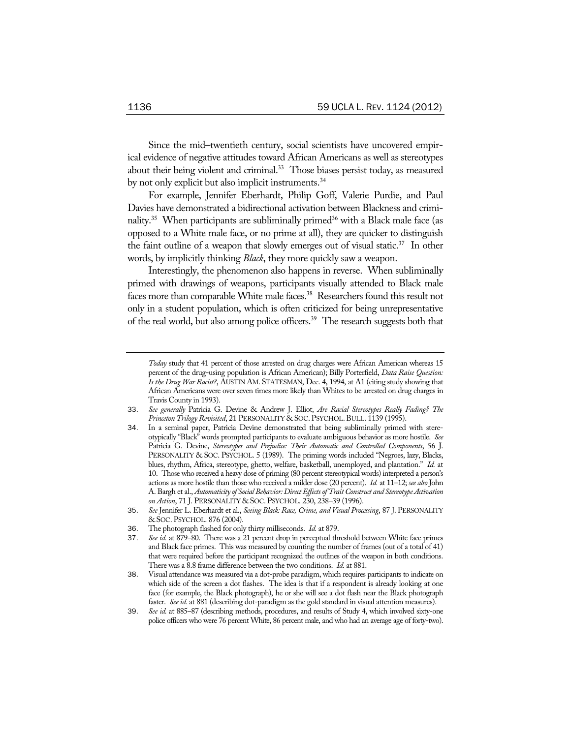Since the mid–twentieth century, social scientists have uncovered empirical evidence of negative attitudes toward African Americans as well as stereotypes about their being violent and criminal.[33] Those biases persist today, as measured by not only explicit but also implicit instruments.[34]

For example, Jennifer Eberhardt, Philip Goff, Valerie Purdie, and Paul Davies have demonstrated a bidirectional activation between Blackness and criminality.[35] When participants are subliminally primed[36] with a Black male face (as opposed to a White male face, or no prime at all), they are quicker to distinguish the faint outline of a weapon that slowly emerges out of visual static.[37] In other words, by implicitly thinking *Black*, they more quickly saw a weapon.

Interestingly, the phenomenon also happens in reverse. When subliminally primed with drawings of weapons, participants visually attended to Black male faces more than comparable White male faces.[38] Researchers found this result not only in a student population, which is often criticized for being unrepresentative of the real world, but also among police officers.[39] The research suggests both that

---

*Today* study that 41 percent of those arrested on drug charges were African American whereas 15 percent of the drug-using population is African American); Billy Porterfield, *Data Raise Question: Is the Drug War Racist?*, AUSTIN AM. STATESMAN, Dec. 4, 1994, at A1 (citing study showing that African Americans were over seven times more likely than Whites to be arrested on drug charges in Travis County in 1993).

33. *See generally* Patricia G. Devine & Andrew J. Elliot, *Are Racial Stereotypes Really Fading? The Princeton Trilogy Revisited*, 21 PERSONALITY & SOC. PSYCHOL. BULL. 1139 (1995).

34. In a seminal paper, Patricia Devine demonstrated that being subliminally primed with stereotypically "Black" words prompted participants to evaluate ambiguous behavior as more hostile. *See* Patricia G. Devine, *Stereotypes and Prejudice: Their Automatic and Controlled Components*, 56 J. PERSONALITY & SOC. PSYCHOL. 5 (1989). The priming words included "Negroes, lazy, Blacks, blues, rhythm, Africa, stereotype, ghetto, welfare, basketball, unemployed, and plantation." *Id.* at 10. Those who received a heavy dose of priming (80 percent stereotypical words) interpreted a person's actions as more hostile than those who received a milder dose (20 percent). *Id.* at 11–12; *see also* John A. Bargh et al., *Automaticity of Social Behavior: Direct Effects of Trait Construct and Stereotype Activation on Action*, 71 J. PERSONALITY & SOC. PSYCHOL. 230, 238–39 (1996).

35. *See* Jennifer L. Eberhardt et al., *Seeing Black: Race, Crime, and Visual Processing*, 87 J. PERSONALITY & SOC. PSYCHOL. 876 (2004).

36. The photograph flashed for only thirty milliseconds. *Id.* at 879.

37. *See id.* at 879–80. There was a 21 percent drop in perceptual threshold between White face primes and Black face primes. This was measured by counting the number of frames (out of a total of 41) that were required before the participant recognized the outlines of the weapon in both conditions. There was a 8.8 frame difference between the two conditions. *Id.* at 881.

38. Visual attendance was measured via a dot-probe paradigm, which requires participants to indicate on which side of the screen a dot flashes. The idea is that if a respondent is already looking at one face (for example, the Black photograph), he or she will see a dot flash near the Black photograph faster. *See id.* at 881 (describing dot-paradigm as the gold standard in visual attention measures).

39. *See id.* at 885–87 (describing methods, procedures, and results of Study 4, which involved sixty-one police officers who were 76 percent White, 86 percent male, and who had an average age of forty-two).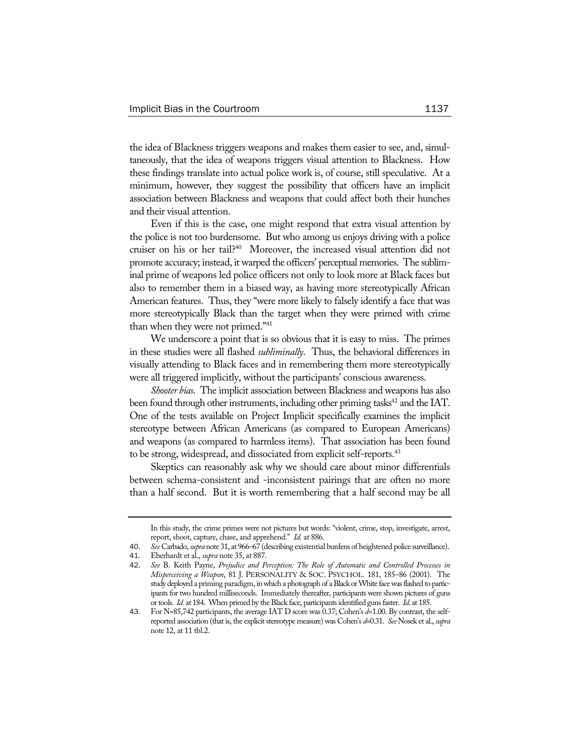the idea of Blackness triggers weapons and makes them easier to see, and, simultaneously, that the idea of weapons triggers visual attention to Blackness. How these findings translate into actual police work is, of course, still speculative. At a minimum, however, they suggest the possibility that officers have an implicit association between Blackness and weapons that could affect both their hunches and their visual attention.

Even if this is the case, one might respond that extra visual attention by the police is not too burdensome. But who among us enjoys driving with a police cruiser on his or her tail?[40] Moreover, the increased visual attention did not promote accuracy; instead, it warped the officers' perceptual memories. The subliminal prime of weapons led police officers not only to look more at Black faces but also to remember them in a biased way, as having more stereotypically African American features. Thus, they "were more likely to falsely identify a face that was more stereotypically Black than the target when they were primed with crime than when they were not primed."[41]

We underscore a point that is so obvious that it is easy to miss. The primes in these studies were all flashed *subliminally*. Thus, the behavioral differences in visually attending to Black faces and in remembering them more stereotypically were all triggered implicitly, without the participants' conscious awareness.

*Shooter bias*. The implicit association between Blackness and weapons has also been found through other instruments, including other priming tasks[42] and the IAT. One of the tests available on Project Implicit specifically examines the implicit stereotype between African Americans (as compared to European Americans) and weapons (as compared to harmless items). That association has been found to be strong, widespread, and dissociated from explicit self-reports.[43]

Skeptics can reasonably ask why we should care about minor differentials between schema-consistent and -inconsistent pairings that are often no more than a half second. But it is worth remembering that a half second may be all

---

In this study, the crime primes were not pictures but words: "violent, crime, stop, investigate, arrest, report, shoot, capture, chase, and apprehend." *Id.* at 886.

40. *See* Carbado, *supra* note 31, at 966–67 (describing existential burdens of heightened police surveillance).

41. Eberhardt et al., *supra* note 35, at 887.

42. *See* B. Keith Payne, *Prejudice and Perception: The Role of Automatic and Controlled Processes in Misperceiving a Weapon*, 81 J. PERSONALITY & SOC. PSYCHOL. 181, 185–86 (2001). The study deployed a priming paradigm, in which a photograph of a Black or White face was flashed to participants for two hundred milliseconds. Immediately thereafter, participants were shown pictures of guns or tools. *Id.* at 184. When primed by the Black face, participants identified guns faster. *Id.* at 185.

43. For N=85,742 participants, the average IAT D score was 0.37; Cohen's *d*=1.00. By contrast, the self-reported association (that is, the explicit stereotype measure) was Cohen's *d*=0.31. *See* Nosek et al., *supra* note 12, at 11 tbl.2.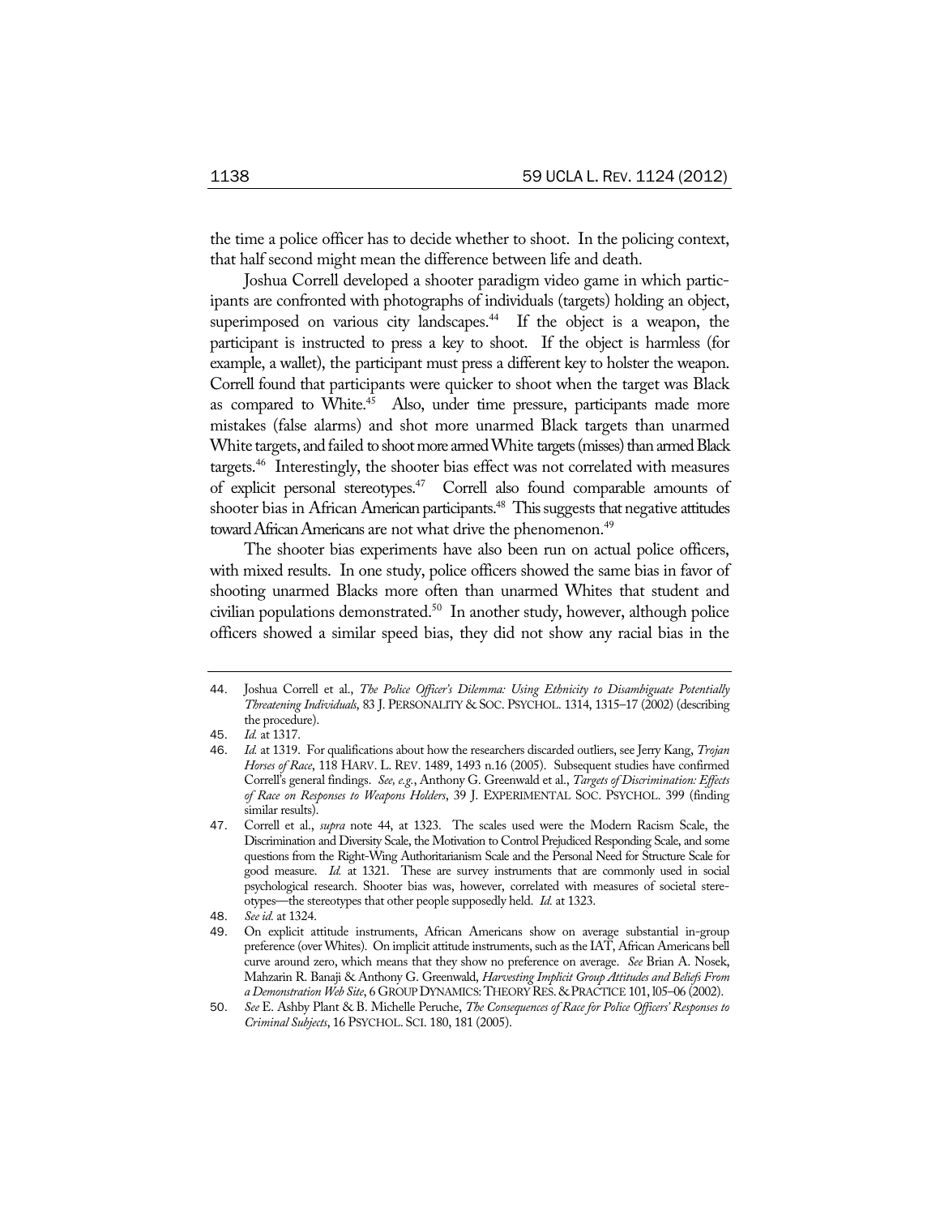the time a police officer has to decide whether to shoot. In the policing context, that half second might mean the difference between life and death.

Joshua Correll developed a shooter paradigm video game in which participants are confronted with photographs of individuals (targets) holding an object, superimposed on various city landscapes.[44] If the object is a weapon, the participant is instructed to press a key to shoot. If the object is harmless (for example, a wallet), the participant must press a different key to holster the weapon. Correll found that participants were quicker to shoot when the target was Black as compared to White.[45] Also, under time pressure, participants made more mistakes (false alarms) and shot more unarmed Black targets than unarmed White targets, and failed to shoot more armed White targets (misses) than armed Black targets.[46] Interestingly, the shooter bias effect was not correlated with measures of explicit personal stereotypes.[47] Correll also found comparable amounts of shooter bias in African American participants.[48] This suggests that negative attitudes toward African Americans are not what drive the phenomenon.[49]

The shooter bias experiments have also been run on actual police officers, with mixed results. In one study, police officers showed the same bias in favor of shooting unarmed Blacks more often than unarmed Whites that student and civilian populations demonstrated.[50] In another study, however, although police officers showed a similar speed bias, they did not show any racial bias in the

---

44. Joshua Correll et al., *The Police Officer's Dilemma: Using Ethnicity to Disambiguate Potentially Threatening Individuals*, 83 J. PERSONALITY & SOC. PSYCHOL. 1314, 1315–17 (2002) (describing the procedure).

45. *Id.* at 1317.

46. *Id.* at 1319. For qualifications about how the researchers discarded outliers, see Jerry Kang, *Trojan Horses of Race*, 118 HARV. L. REV. 1489, 1493 n.16 (2005). Subsequent studies have confirmed Correll's general findings. *See, e.g.*, Anthony G. Greenwald et al., *Targets of Discrimination: Effects of Race on Responses to Weapons Holders*, 39 J. EXPERIMENTAL SOC. PSYCHOL. 399 (finding similar results).

47. Correll et al., *supra* note 44, at 1323. The scales used were the Modern Racism Scale, the Discrimination and Diversity Scale, the Motivation to Control Prejudiced Responding Scale, and some questions from the Right-Wing Authoritarianism Scale and the Personal Need for Structure Scale for good measure. *Id.* at 1321. These are survey instruments that are commonly used in social psychological research. Shooter bias was, however, correlated with measures of societal stereotypes—the stereotypes that other people supposedly held. *Id.* at 1323.

48. *See id.* at 1324.

49. On explicit attitude instruments, African Americans show on average substantial in-group preference (over Whites). On implicit attitude instruments, such as the IAT, African Americans bell curve around zero, which means that they show no preference on average. *See* Brian A. Nosek, Mahzarin R. Banaji & Anthony G. Greenwald, *Harvesting Implicit Group Attitudes and Beliefs From a Demonstration Web Site*, 6 GROUP DYNAMICS: THEORY RES. & PRACTICE 101, 105–06 (2002).

50. *See* E. Ashby Plant & B. Michelle Peruche, *The Consequences of Race for Police Officers' Responses to Criminal Subjects*, 16 PSYCHOL. SCI. 180, 181 (2005).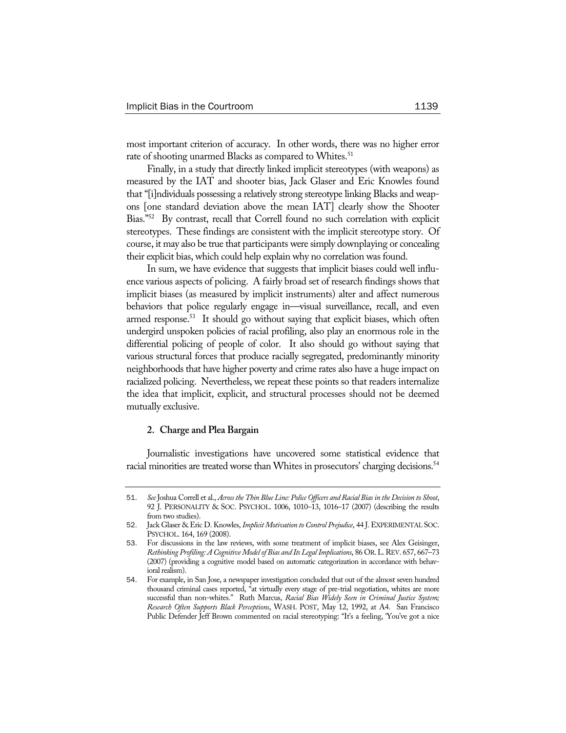most important criterion of accuracy. In other words, there was no higher error rate of shooting unarmed Blacks as compared to Whites.[51]

Finally, in a study that directly linked implicit stereotypes (with weapons) as measured by the IAT and shooter bias, Jack Glaser and Eric Knowles found that "[i]ndividuals possessing a relatively strong stereotype linking Blacks and weapons [one standard deviation above the mean IAT] clearly show the Shooter Bias."[52] By contrast, recall that Correll found no such correlation with explicit stereotypes. These findings are consistent with the implicit stereotype story. Of course, it may also be true that participants were simply downplaying or concealing their explicit bias, which could help explain why no correlation was found.

In sum, we have evidence that suggests that implicit biases could well influence various aspects of policing. A fairly broad set of research findings shows that implicit biases (as measured by implicit instruments) alter and affect numerous behaviors that police regularly engage in—visual surveillance, recall, and even armed response.[53] It should go without saying that explicit biases, which often undergird unspoken policies of racial profiling, also play an enormous role in the differential policing of people of color. It also should go without saying that various structural forces that produce racially segregated, predominantly minority neighborhoods that have higher poverty and crime rates also have a huge impact on racialized policing. Nevertheless, we repeat these points so that readers internalize the idea that implicit, explicit, and structural processes should not be deemed mutually exclusive.

### 2. Charge and Plea Bargain

Journalistic investigations have uncovered some statistical evidence that racial minorities are treated worse than Whites in prosecutors' charging decisions.[54]

---

51. *See* Joshua Correll et al., *Across the Thin Blue Line: Police Officers and Racial Bias in the Decision to Shoot*, 92 J. PERSONALITY & SOC. PSYCHOL. 1006, 1010–13, 1016–17 (2007) (describing the results from two studies).

52. Jack Glaser & Eric D. Knowles, *Implicit Motivation to Control Prejudice*, 44 J. EXPERIMENTAL SOC. PSYCHOL. 164, 169 (2008).

53. For discussions in the law reviews, with some treatment of implicit biases, see Alex Geisinger, *Rethinking Profiling: A Cognitive Model of Bias and Its Legal Implications*, 86 OR. L. REV. 657, 667–73 (2007) (providing a cognitive model based on automatic categorization in accordance with behavioral realism).

54. For example, in San Jose, a newspaper investigation concluded that out of the almost seven hundred thousand criminal cases reported, "at virtually every stage of pre-trial negotiation, whites are more successful than non-whites." Ruth Marcus, *Racial Bias Widely Seen in Criminal Justice System; Research Often Supports Black Perceptions*, WASH. POST, May 12, 1992, at A4. San Francisco Public Defender Jeff Brown commented on racial stereotyping: "It's a feeling, 'You've got a nice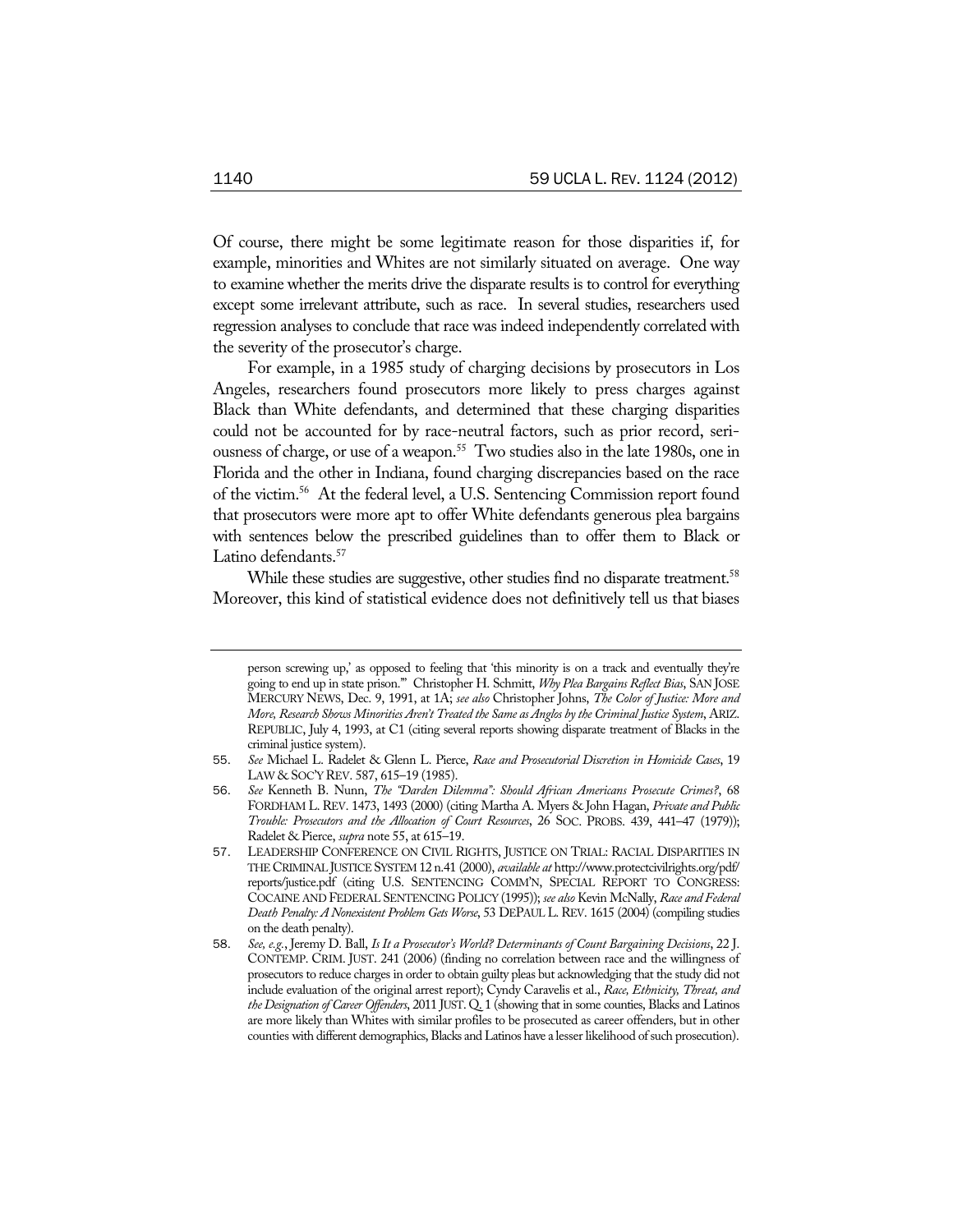Of course, there might be some legitimate reason for those disparities if, for example, minorities and Whites are not similarly situated on average. One way to examine whether the merits drive the disparate results is to control for everything except some irrelevant attribute, such as race. In several studies, researchers used regression analyses to conclude that race was indeed independently correlated with the severity of the prosecutor's charge.

For example, in a 1985 study of charging decisions by prosecutors in Los Angeles, researchers found prosecutors more likely to press charges against Black than White defendants, and determined that these charging disparities could not be accounted for by race-neutral factors, such as prior record, seriousness of charge, or use of a weapon.[55] Two studies also in the late 1980s, one in Florida and the other in Indiana, found charging discrepancies based on the race of the victim.[56] At the federal level, a U.S. Sentencing Commission report found that prosecutors were more apt to offer White defendants generous plea bargains with sentences below the prescribed guidelines than to offer them to Black or Latino defendants.[57]

While these studies are suggestive, other studies find no disparate treatment.[58] Moreover, this kind of statistical evidence does not definitively tell us that biases

---

person screwing up,' as opposed to feeling that 'this minority is on a track and eventually they're going to end up in state prison.'" Christopher H. Schmitt, *Why Plea Bargains Reflect Bias*, SAN JOSE MERCURY NEWS, Dec. 9, 1991, at 1A; *see also* Christopher Johns, *The Color of Justice: More and More, Research Shows Minorities Aren't Treated the Same as Anglos by the Criminal Justice System*, ARIZ. REPUBLIC, July 4, 1993, at C1 (citing several reports showing disparate treatment of Blacks in the criminal justice system).

55. *See* Michael L. Radelet & Glenn L. Pierce, *Race and Prosecutorial Discretion in Homicide Cases*, 19 LAW & SOC'Y REV. 587, 615–19 (1985).

56. *See* Kenneth B. Nunn, *The "Darden Dilemma": Should African Americans Prosecute Crimes?*, 68 FORDHAM L. REV. 1473, 1493 (2000) (citing Martha A. Myers & John Hagan, *Private and Public Trouble: Prosecutors and the Allocation of Court Resources*, 26 SOC. PROBS. 439, 441–47 (1979)); Radelet & Pierce, *supra* note 55, at 615–19.

57. LEADERSHIP CONFERENCE ON CIVIL RIGHTS, JUSTICE ON TRIAL: RACIAL DISPARITIES IN THE CRIMINAL JUSTICE SYSTEM 12 n.41 (2000), *available at* http://www.protectcivilrights.org/pdf/reports/justice.pdf (citing U.S. SENTENCING COMM'N, SPECIAL REPORT TO CONGRESS: COCAINE AND FEDERAL SENTENCING POLICY (1995)); *see also* Kevin McNally, *Race and Federal Death Penalty: A Nonexistent Problem Gets Worse*, 53 DEPAUL L. REV. 1615 (2004) (compiling studies on the death penalty).

58. *See, e.g.*, Jeremy D. Ball, *Is It a Prosecutor's World? Determinants of Count Bargaining Decisions*, 22 J. CONTEMP. CRIM. JUST. 241 (2006) (finding no correlation between race and the willingness of prosecutors to reduce charges in order to obtain guilty pleas but acknowledging that the study did not include evaluation of the original arrest report); Cyndy Caravelis et al., *Race, Ethnicity, Threat, and the Designation of Career Offenders*, 2011 JUST. Q. 1 (showing that in some counties, Blacks and Latinos are more likely than Whites with similar profiles to be prosecuted as career offenders, but in other counties with different demographics, Blacks and Latinos have a lesser likelihood of such prosecution).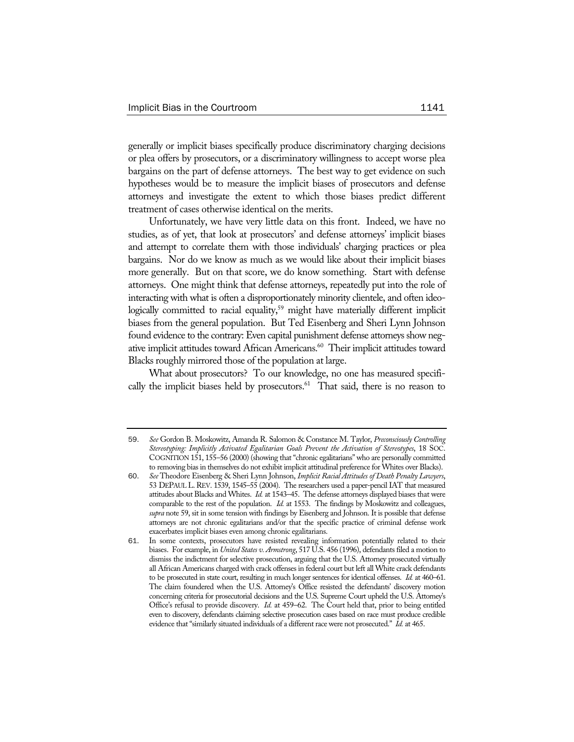generally or implicit biases specifically produce discriminatory charging decisions or plea offers by prosecutors, or a discriminatory willingness to accept worse plea bargains on the part of defense attorneys. The best way to get evidence on such hypotheses would be to measure the implicit biases of prosecutors and defense attorneys and investigate the extent to which those biases predict different treatment of cases otherwise identical on the merits.

Unfortunately, we have very little data on this front. Indeed, we have no studies, as of yet, that look at prosecutors' and defense attorneys' implicit biases and attempt to correlate them with those individuals' charging practices or plea bargains. Nor do we know as much as we would like about their implicit biases more generally. But on that score, we do know something. Start with defense attorneys. One might think that defense attorneys, repeatedly put into the role of interacting with what is often a disproportionately minority clientele, and often ideologically committed to racial equality,[59] might have materially different implicit biases from the general population. But Ted Eisenberg and Sheri Lynn Johnson found evidence to the contrary: Even capital punishment defense attorneys show negative implicit attitudes toward African Americans.[60] Their implicit attitudes toward Blacks roughly mirrored those of the population at large.

What about prosecutors? To our knowledge, no one has measured specifically the implicit biases held by prosecutors.[61] That said, there is no reason to

---

59. *See* Gordon B. Moskowitz, Amanda R. Salomon & Constance M. Taylor, *Preconsciously Controlling Stereotyping: Implicitly Activated Egalitarian Goals Prevent the Activation of Stereotypes*, 18 SOC. COGNITION 151, 155–56 (2000) (showing that "chronic egalitarians" who are personally committed to removing bias in themselves do not exhibit implicit attitudinal preference for Whites over Blacks).

60. *See* Theodore Eisenberg & Sheri Lynn Johnson, *Implicit Racial Attitudes of Death Penalty Lawyers*, 53 DEPAUL L. REV. 1539, 1545–55 (2004). The researchers used a paper-pencil IAT that measured attitudes about Blacks and Whites. *Id.* at 1543–45. The defense attorneys displayed biases that were comparable to the rest of the population. *Id.* at 1553. The findings by Moskowitz and colleagues, *supra* note 59, sit in some tension with findings by Eisenberg and Johnson. It is possible that defense attorneys are not chronic egalitarians and/or that the specific practice of criminal defense work exacerbates implicit biases even among chronic egalitarians.

61. In some contexts, prosecutors have resisted revealing information potentially related to their biases. For example, in *United States v. Armstrong*, 517 U.S. 456 (1996), defendants filed a motion to dismiss the indictment for selective prosecution, arguing that the U.S. Attorney prosecuted virtually all African Americans charged with crack offenses in federal court but left all White crack defendants to be prosecuted in state court, resulting in much longer sentences for identical offenses. *Id.* at 460–61. The claim foundered when the U.S. Attorney's Office resisted the defendants' discovery motion concerning criteria for prosecutorial decisions and the U.S. Supreme Court upheld the U.S. Attorney's Office's refusal to provide discovery. *Id.* at 459–62. The Court held that, prior to being entitled even to discovery, defendants claiming selective prosecution cases based on race must produce credible evidence that "similarly situated individuals of a different race were not prosecuted." *Id.* at 465.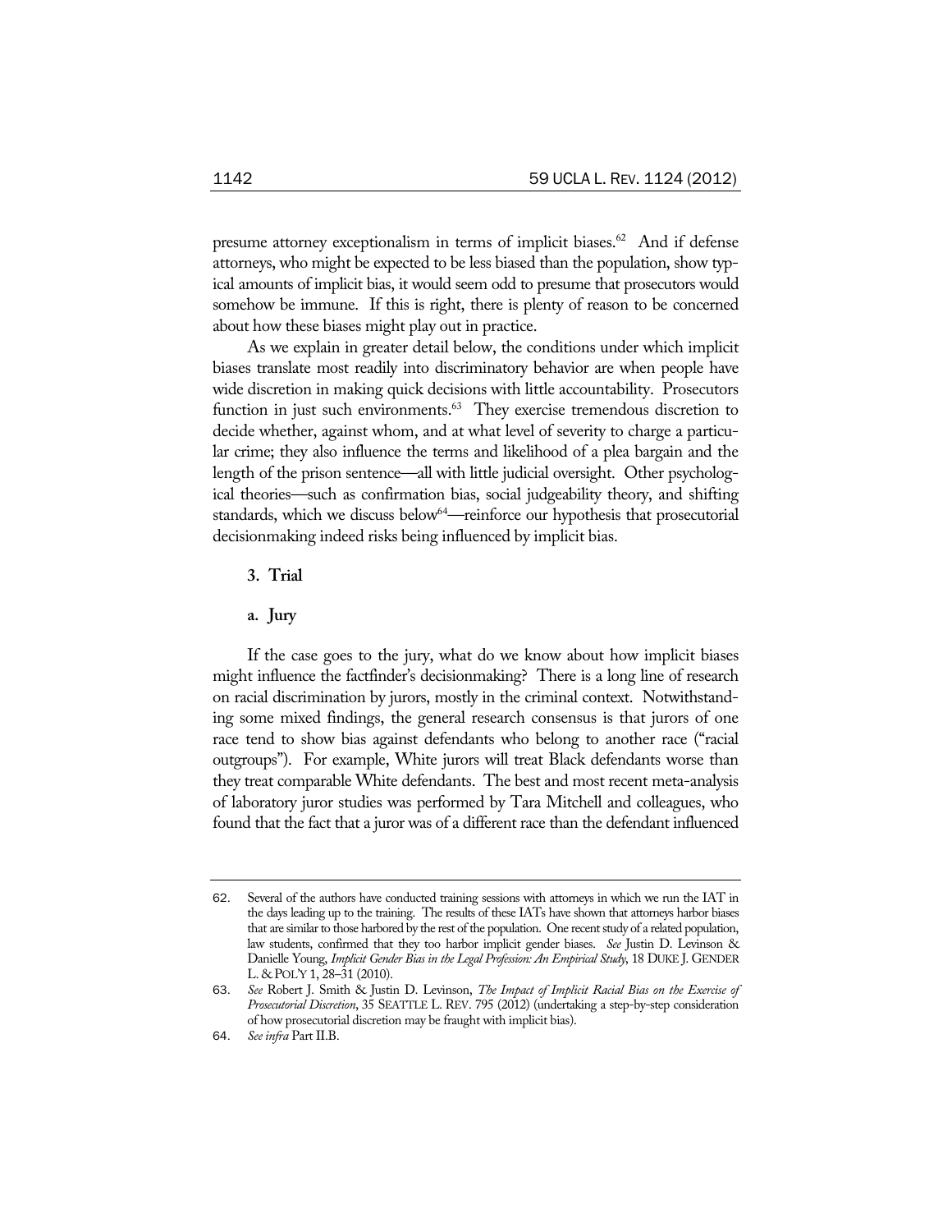presume attorney exceptionalism in terms of implicit biases.[62] And if defense attorneys, who might be expected to be less biased than the population, show typical amounts of implicit bias, it would seem odd to presume that prosecutors would somehow be immune. If this is right, there is plenty of reason to be concerned about how these biases might play out in practice.

As we explain in greater detail below, the conditions under which implicit biases translate most readily into discriminatory behavior are when people have wide discretion in making quick decisions with little accountability. Prosecutors function in just such environments.[63] They exercise tremendous discretion to decide whether, against whom, and at what level of severity to charge a particular crime; they also influence the terms and likelihood of a plea bargain and the length of the prison sentence—all with little judicial oversight. Other psychological theories—such as confirmation bias, social judgeability theory, and shifting standards, which we discuss below[64]—reinforce our hypothesis that prosecutorial decisionmaking indeed risks being influenced by implicit bias.

### 3. Trial

#### a. Jury

If the case goes to the jury, what do we know about how implicit biases might influence the factfinder's decisionmaking? There is a long line of research on racial discrimination by jurors, mostly in the criminal context. Notwithstanding some mixed findings, the general research consensus is that jurors of one race tend to show bias against defendants who belong to another race ("racial outgroups"). For example, White jurors will treat Black defendants worse than they treat comparable White defendants. The best and most recent meta-analysis of laboratory juror studies was performed by Tara Mitchell and colleagues, who found that the fact that a juror was of a different race than the defendant influenced

---

62. Several of the authors have conducted training sessions with attorneys in which we run the IAT in the days leading up to the training. The results of these IATs have shown that attorneys harbor biases that are similar to those harbored by the rest of the population. One recent study of a related population, law students, confirmed that they too harbor implicit gender biases. *See* Justin D. Levinson & Danielle Young, *Implicit Gender Bias in the Legal Profession: An Empirical Study*, 18 DUKE J. GENDER L. & POL'Y 1, 28–31 (2010).

63. *See* Robert J. Smith & Justin D. Levinson, *The Impact of Implicit Racial Bias on the Exercise of Prosecutorial Discretion*, 35 SEATTLE L. REV. 795 (2012) (undertaking a step-by-step consideration of how prosecutorial discretion may be fraught with implicit bias).

64. *See infra* Part II.B.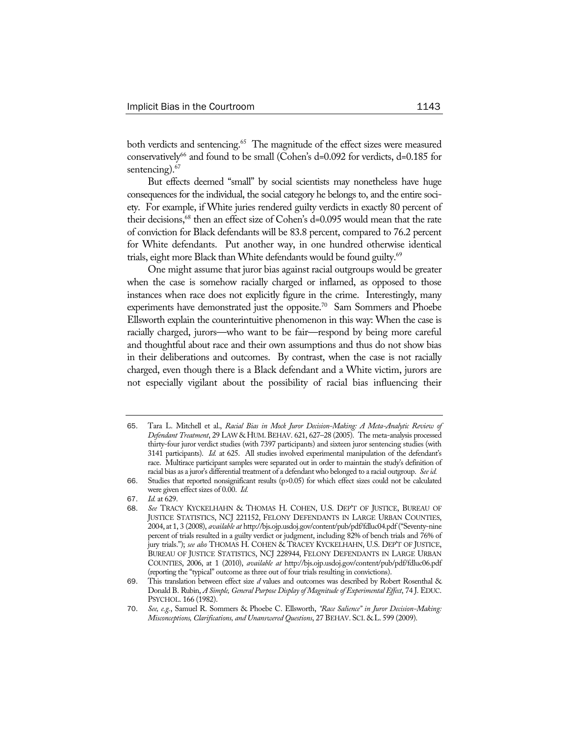both verdicts and sentencing.[65] The magnitude of the effect sizes were measured conservatively[66] and found to be small (Cohen's d=0.092 for verdicts, d=0.185 for sentencing).[67]

But effects deemed "small" by social scientists may nonetheless have huge consequences for the individual, the social category he belongs to, and the entire society. For example, if White juries rendered guilty verdicts in exactly 80 percent of their decisions,[68] then an effect size of Cohen's d=0.095 would mean that the rate of conviction for Black defendants will be 83.8 percent, compared to 76.2 percent for White defendants. Put another way, in one hundred otherwise identical trials, eight more Black than White defendants would be found guilty.[69]

One might assume that juror bias against racial outgroups would be greater when the case is somehow racially charged or inflamed, as opposed to those instances when race does not explicitly figure in the crime. Interestingly, many experiments have demonstrated just the opposite.[70] Sam Sommers and Phoebe Ellsworth explain the counterintuitive phenomenon in this way: When the case is racially charged, jurors—who want to be fair—respond by being more careful and thoughtful about race and their own assumptions and thus do not show bias in their deliberations and outcomes. By contrast, when the case is not racially charged, even though there is a Black defendant and a White victim, jurors are not especially vigilant about the possibility of racial bias influencing their

---

65. Tara L. Mitchell et al., *Racial Bias in Mock Juror Decision-Making: A Meta-Analytic Review of Defendant Treatment*, 29 LAW & HUM. BEHAV. 621, 627–28 (2005). The meta-analysis processed thirty-four juror verdict studies (with 7397 participants) and sixteen juror sentencing studies (with 3141 participants). *Id.* at 625. All studies involved experimental manipulation of the defendant's race. Multirace participant samples were separated out in order to maintain the study's definition of racial bias as a juror's differential treatment of a defendant who belonged to a racial outgroup. *See id.*

66. Studies that reported nonsignificant results (p>0.05) for which effect sizes could not be calculated were given effect sizes of 0.00. *Id.*

67. *Id.* at 629.

68. *See* TRACY KYCKELHAHN & THOMAS H. COHEN, U.S. DEP'T OF JUSTICE, BUREAU OF JUSTICE STATISTICS, NCJ 221152, FELONY DEFENDANTS IN LARGE URBAN COUNTIES, 2004, at 1, 3 (2008), *available at* http://bjs.ojp.usdoj.gov/content/pub/pdf/fdluc04.pdf ("Seventy-nine percent of trials resulted in a guilty verdict or judgment, including 82% of bench trials and 76% of jury trials."); *see also* THOMAS H. COHEN & TRACEY KYCKELHAHN, U.S. DEP'T OF JUSTICE, BUREAU OF JUSTICE STATISTICS, NCJ 228944, FELONY DEFENDANTS IN LARGE URBAN COUNTIES, 2006, at 1 (2010), *available at* http://bjs.ojp.usdoj.gov/content/pub/pdf/fdluc06.pdf (reporting the "typical" outcome as three out of four trials resulting in convictions).

69. This translation between effect size *d* values and outcomes was described by Robert Rosenthal & Donald B. Rubin, *A Simple, General Purpose Display of Magnitude of Experimental Effect*, 74 J. EDUC. PSYCHOL. 166 (1982).

70. *See, e.g.*, Samuel R. Sommers & Phoebe C. Ellsworth, *"Race Salience" in Juror Decision-Making: Misconceptions, Clarifications, and Unanswered Questions*, 27 BEHAV. SCI. & L. 599 (2009).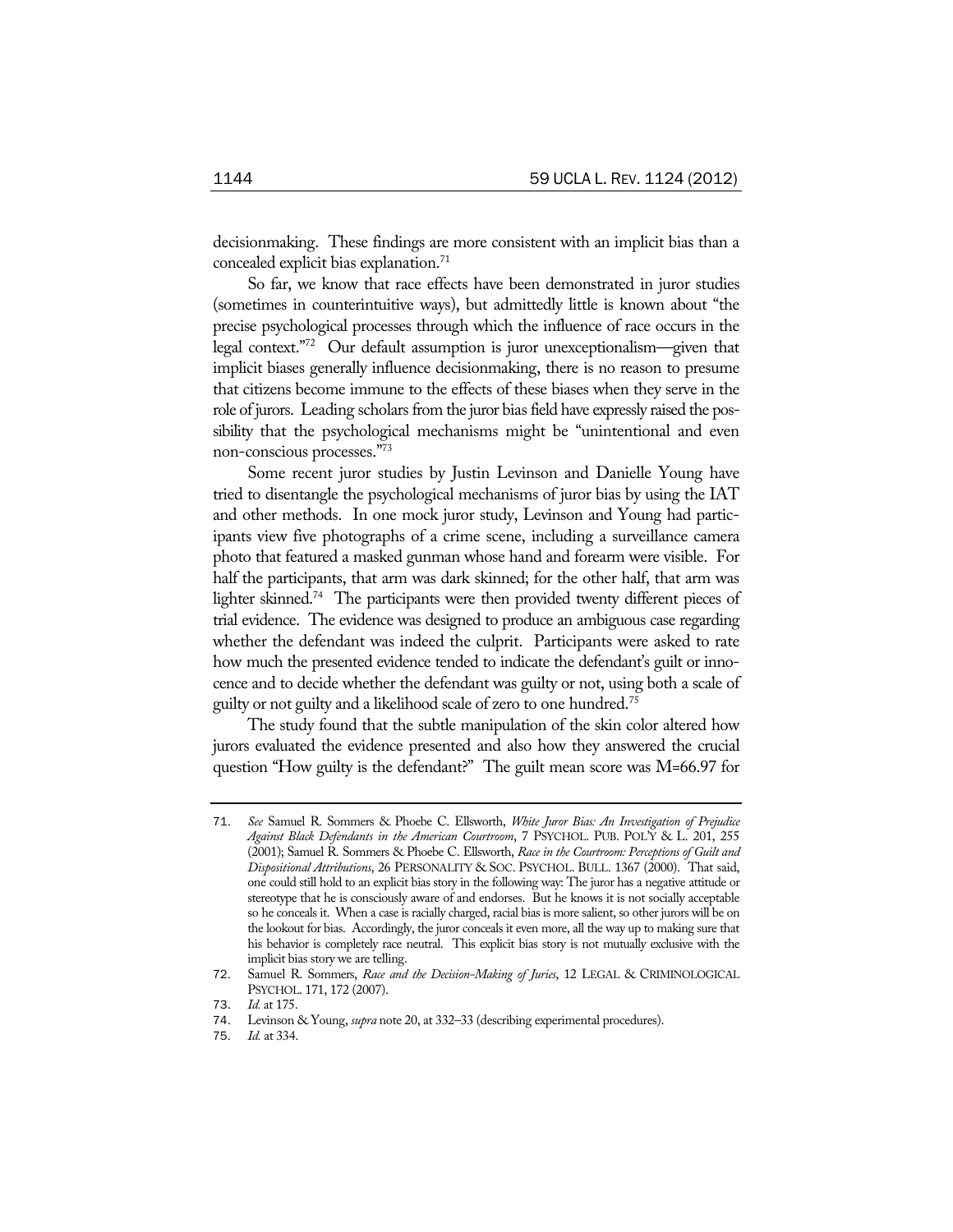decisionmaking. These findings are more consistent with an implicit bias than a concealed explicit bias explanation.[71]

So far, we know that race effects have been demonstrated in juror studies (sometimes in counterintuitive ways), but admittedly little is known about "the precise psychological processes through which the influence of race occurs in the legal context."[72] Our default assumption is juror unexceptionalism—given that implicit biases generally influence decisionmaking, there is no reason to presume that citizens become immune to the effects of these biases when they serve in the role of jurors. Leading scholars from the juror bias field have expressly raised the possibility that the psychological mechanisms might be "unintentional and even non-conscious processes."[73]

Some recent juror studies by Justin Levinson and Danielle Young have tried to disentangle the psychological mechanisms of juror bias by using the IAT and other methods. In one mock juror study, Levinson and Young had participants view five photographs of a crime scene, including a surveillance camera photo that featured a masked gunman whose hand and forearm were visible. For half the participants, that arm was dark skinned; for the other half, that arm was lighter skinned.[74] The participants were then provided twenty different pieces of trial evidence. The evidence was designed to produce an ambiguous case regarding whether the defendant was indeed the culprit. Participants were asked to rate how much the presented evidence tended to indicate the defendant's guilt or innocence and to decide whether the defendant was guilty or not, using both a scale of guilty or not guilty and a likelihood scale of zero to one hundred.[75]

The study found that the subtle manipulation of the skin color altered how jurors evaluated the evidence presented and also how they answered the crucial question "How guilty is the defendant?" The guilt mean score was $M=66.97$ for

---

71. *See* Samuel R. Sommers & Phoebe C. Ellsworth, *White Juror Bias: An Investigation of Prejudice Against Black Defendants in the American Courtroom*, 7 PSYCHOL. PUB. POL'Y & L. 201, 255 (2001); Samuel R. Sommers & Phoebe C. Ellsworth, *Race in the Courtroom: Perceptions of Guilt and Dispositional Attributions*, 26 PERSONALITY & SOC. PSYCHOL. BULL. 1367 (2000). That said, one could still hold to an explicit bias story in the following way: The juror has a negative attitude or stereotype that he is consciously aware of and endorses. But he knows it is not socially acceptable so he conceals it. When a case is racially charged, racial bias is more salient, so other jurors will be on the lookout for bias. Accordingly, the juror conceals it even more, all the way up to making sure that his behavior is completely race neutral. This explicit bias story is not mutually exclusive with the implicit bias story we are telling.

72. Samuel R. Sommers, *Race and the Decision-Making of Juries*, 12 LEGAL & CRIMINOLOGICAL PSYCHOL. 171, 172 (2007).

73. *Id.* at 175.

74. Levinson & Young, *supra* note 20, at 332–33 (describing experimental procedures).

75. *Id.* at 334.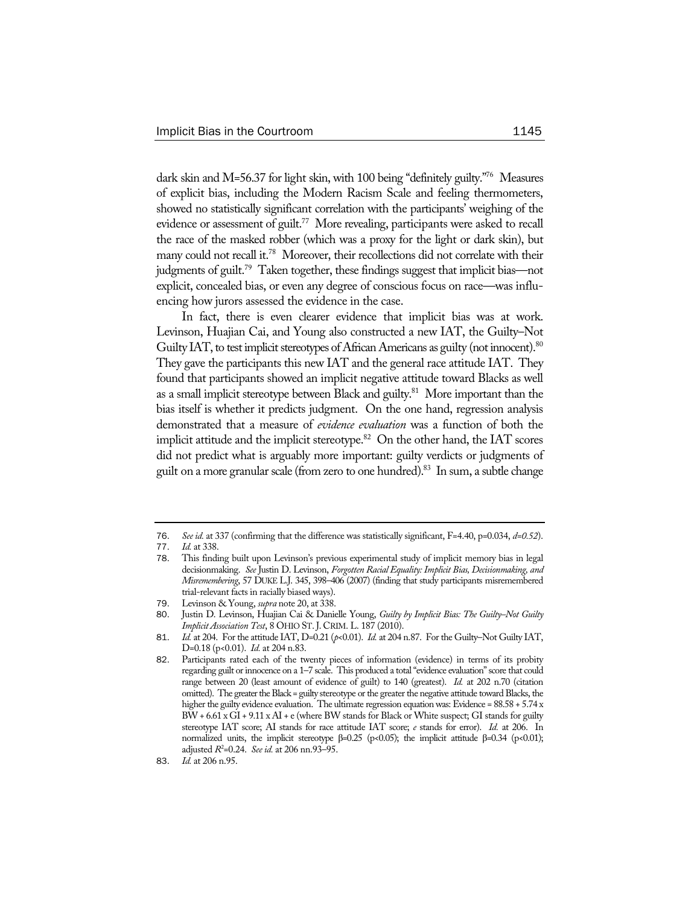dark skin and M=56.37 for light skin, with 100 being "definitely guilty."[76] Measures of explicit bias, including the Modern Racism Scale and feeling thermometers, showed no statistically significant correlation with the participants' weighing of the evidence or assessment of guilt.[77] More revealing, participants were asked to recall the race of the masked robber (which was a proxy for the light or dark skin), but many could not recall it.[78] Moreover, their recollections did not correlate with their judgments of guilt.[79] Taken together, these findings suggest that implicit bias—not explicit, concealed bias, or even any degree of conscious focus on race—was influencing how jurors assessed the evidence in the case.

In fact, there is even clearer evidence that implicit bias was at work. Levinson, Huajian Cai, and Young also constructed a new IAT, the Guilty–Not Guilty IAT, to test implicit stereotypes of African Americans as guilty (not innocent).[80] They gave the participants this new IAT and the general race attitude IAT. They found that participants showed an implicit negative attitude toward Blacks as well as a small implicit stereotype between Black and guilty.[81] More important than the bias itself is whether it predicts judgment. On the one hand, regression analysis demonstrated that a measure of *evidence evaluation* was a function of both the implicit attitude and the implicit stereotype.[82] On the other hand, the IAT scores did not predict what is arguably more important: guilty verdicts or judgments of guilt on a more granular scale (from zero to one hundred).[83] In sum, a subtle change

---

76. *See id.* at 337 (confirming that the difference was statistically significant, F=4.40, p=0.034, $d$=0.52).

77. *Id.* at 338.

78. This finding built upon Levinson's previous experimental study of implicit memory bias in legal decisionmaking. *See* Justin D. Levinson, *Forgotten Racial Equality: Implicit Bias, Decisionmaking, and Misremembering*, 57 DUKE L.J. 345, 398–406 (2007) (finding that study participants misremembered trial-relevant facts in racially biased ways).

79. Levinson & Young, *supra* note 20, at 338.

80. Justin D. Levinson, Huajian Cai & Danielle Young, *Guilty by Implicit Bias: The Guilty–Not Guilty Implicit Association Test*, 8 OHIO ST. J. CRIM. L. 187 (2010).

81. *Id.* at 204. For the attitude IAT, D=0.21 ($p$<0.01). *Id.* at 204 n.87. For the Guilty–Not Guilty IAT, D=0.18 (p<0.01). *Id.* at 204 n.83.

82. Participants rated each of the twenty pieces of information (evidence) in terms of its probity regarding guilt or innocence on a 1–7 scale. This produced a total "evidence evaluation" score that could range between 20 (least amount of evidence of guilt) to 140 (greatest). *Id.* at 202 n.70 (citation omitted). The greater the Black = guilty stereotype or the greater the negative attitude toward Blacks, the higher the guilty evidence evaluation. The ultimate regression equation was: Evidence = 88.58 + 5.74 x BW + 6.61 x GI + 9.11 x AI + e (where BW stands for Black or White suspect; GI stands for guilty stereotype IAT score; AI stands for race attitude IAT score; *e* stands for error). *Id.* at 206. In normalized units, the implicit stereotype β=0.25 (p<0.05); the implicit attitude β=0.34 (p<0.01); adjusted $R^2$=0.24. *See id.* at 206 nn.93–95.

83. *Id.* at 206 n.95.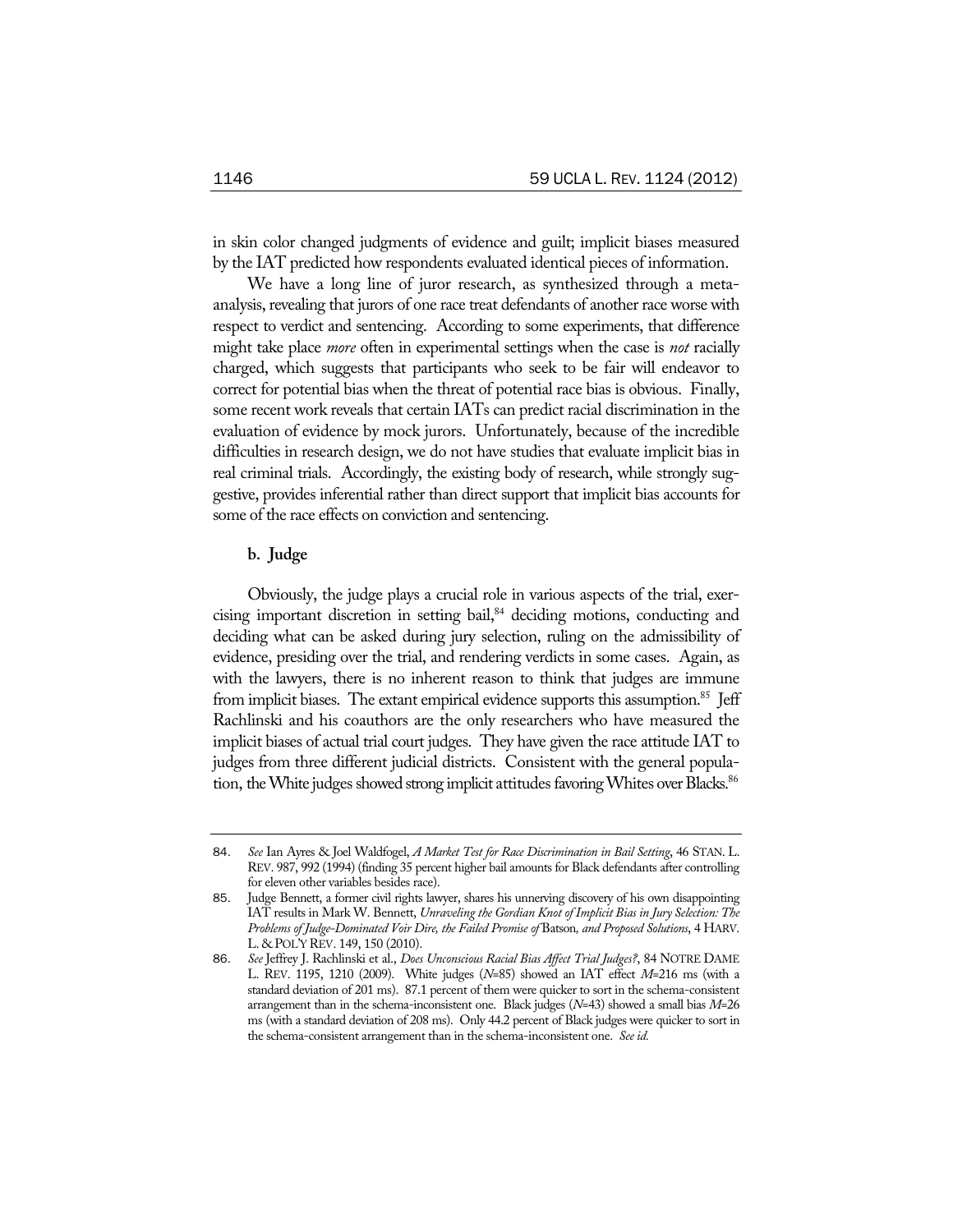in skin color changed judgments of evidence and guilt; implicit biases measured by the IAT predicted how respondents evaluated identical pieces of information.

We have a long line of juror research, as synthesized through a meta-analysis, revealing that jurors of one race treat defendants of another race worse with respect to verdict and sentencing. According to some experiments, that difference might take place *more* often in experimental settings when the case is *not* racially charged, which suggests that participants who seek to be fair will endeavor to correct for potential bias when the threat of potential race bias is obvious. Finally, some recent work reveals that certain IATs can predict racial discrimination in the evaluation of evidence by mock jurors. Unfortunately, because of the incredible difficulties in research design, we do not have studies that evaluate implicit bias in real criminal trials. Accordingly, the existing body of research, while strongly suggestive, provides inferential rather than direct support that implicit bias accounts for some of the race effects on conviction and sentencing.

**b. Judge**

Obviously, the judge plays a crucial role in various aspects of the trial, exercising important discretion in setting bail,[84] deciding motions, conducting and deciding what can be asked during jury selection, ruling on the admissibility of evidence, presiding over the trial, and rendering verdicts in some cases. Again, as with the lawyers, there is no inherent reason to think that judges are immune from implicit biases. The extant empirical evidence supports this assumption.[85] Jeff Rachlinski and his coauthors are the only researchers who have measured the implicit biases of actual trial court judges. They have given the race attitude IAT to judges from three different judicial districts. Consistent with the general population, the White judges showed strong implicit attitudes favoring Whites over Blacks.[86]

---

84. *See* Ian Ayres & Joel Waldfogel, *A Market Test for Race Discrimination in Bail Setting*, 46 STAN. L. REV. 987, 992 (1994) (finding 35 percent higher bail amounts for Black defendants after controlling for eleven other variables besides race).

85. Judge Bennett, a former civil rights lawyer, shares his unnerving discovery of his own disappointing IAT results in Mark W. Bennett, *Unraveling the Gordian Knot of Implicit Bias in Jury Selection: The Problems of Judge-Dominated Voir Dire, the Failed Promise of* Batson*, and Proposed Solutions*, 4 HARV. L. & POL'Y REV. 149, 150 (2010).

86. *See* Jeffrey J. Rachlinski et al., *Does Unconscious Racial Bias Affect Trial Judges?*, 84 NOTRE DAME L. REV. 1195, 1210 (2009). White judges ($N$=85) showed an IAT effect $M$=216 ms (with a standard deviation of 201 ms). 87.1 percent of them were quicker to sort in the schema-consistent arrangement than in the schema-inconsistent one. Black judges ($N$=43) showed a small bias $M$=26 ms (with a standard deviation of 208 ms). Only 44.2 percent of Black judges were quicker to sort in the schema-consistent arrangement than in the schema-inconsistent one. *See id.*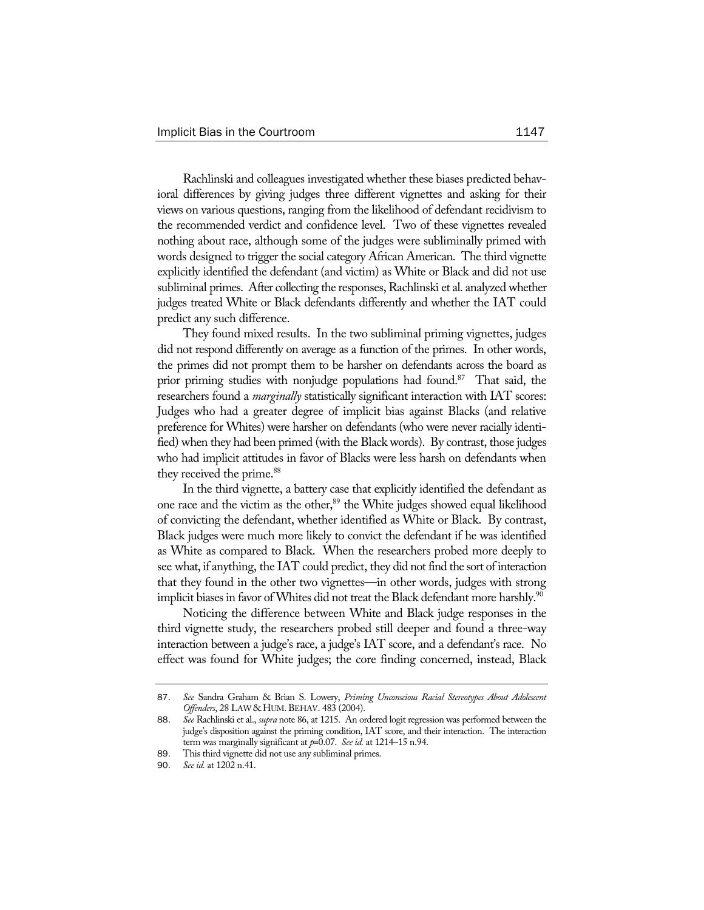Rachlinski and colleagues investigated whether these biases predicted behavioral differences by giving judges three different vignettes and asking for their views on various questions, ranging from the likelihood of defendant recidivism to the recommended verdict and confidence level. Two of these vignettes revealed nothing about race, although some of the judges were subliminally primed with words designed to trigger the social category African American. The third vignette explicitly identified the defendant (and victim) as White or Black and did not use subliminal primes. After collecting the responses, Rachlinski et al. analyzed whether judges treated White or Black defendants differently and whether the IAT could predict any such difference.

They found mixed results. In the two subliminal priming vignettes, judges did not respond differently on average as a function of the primes. In other words, the primes did not prompt them to be harsher on defendants across the board as prior priming studies with nonjudge populations had found.[87] That said, the researchers found a *marginally* statistically significant interaction with IAT scores: Judges who had a greater degree of implicit bias against Blacks (and relative preference for Whites) were harsher on defendants (who were never racially identified) when they had been primed (with the Black words). By contrast, those judges who had implicit attitudes in favor of Blacks were less harsh on defendants when they received the prime.[88]

In the third vignette, a battery case that explicitly identified the defendant as one race and the victim as the other,[89] the White judges showed equal likelihood of convicting the defendant, whether identified as White or Black. By contrast, Black judges were much more likely to convict the defendant if he was identified as White as compared to Black. When the researchers probed more deeply to see what, if anything, the IAT could predict, they did not find the sort of interaction that they found in the other two vignettes—in other words, judges with strong implicit biases in favor of Whites did not treat the Black defendant more harshly.[90]

Noticing the difference between White and Black judge responses in the third vignette study, the researchers probed still deeper and found a three-way interaction between a judge's race, a judge's IAT score, and a defendant's race. No effect was found for White judges; the core finding concerned, instead, Black

---

87. *See* Sandra Graham & Brian S. Lowery, *Priming Unconscious Racial Stereotypes About Adolescent Offenders*, 28 LAW & HUM. BEHAV. 483 (2004).

88. *See* Rachlinski et al., *supra* note 86, at 1215. An ordered logit regression was performed between the judge's disposition against the priming condition, IAT score, and their interaction. The interaction term was marginally significant at $p$=0.07. *See id.* at 1214–15 n.94.

89. This third vignette did not use any subliminal primes.

90. *See id.* at 1202 n.41.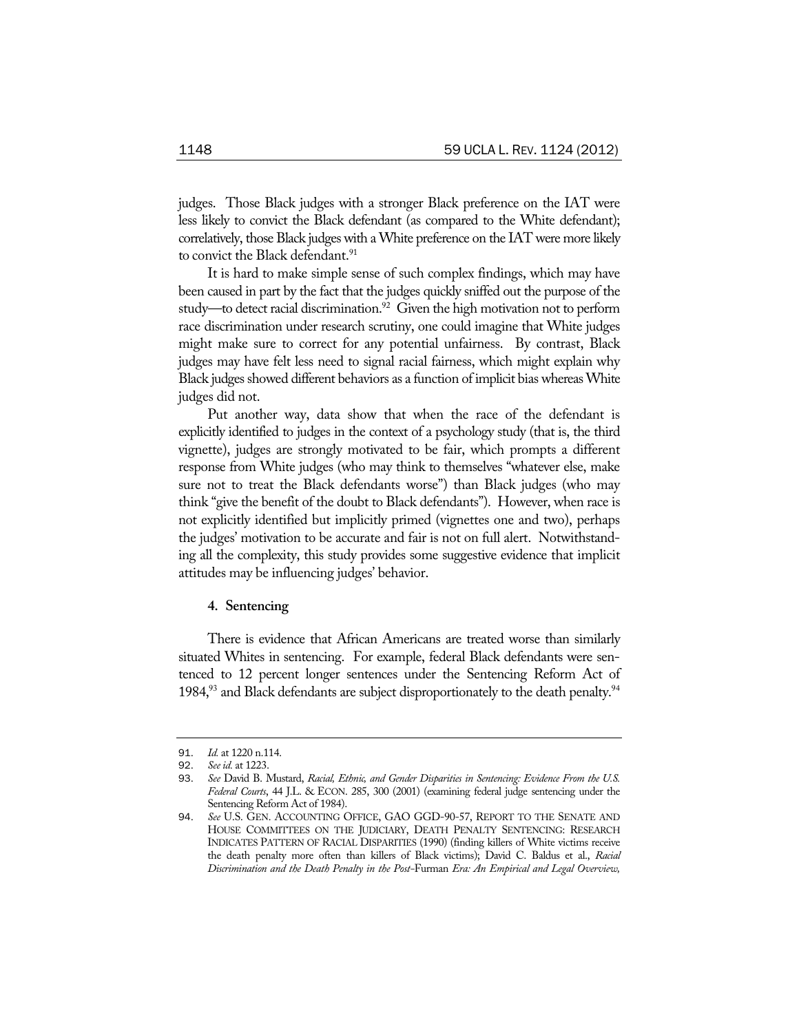judges. Those Black judges with a stronger Black preference on the IAT were less likely to convict the Black defendant (as compared to the White defendant); correlatively, those Black judges with a White preference on the IAT were more likely to convict the Black defendant.[91]

It is hard to make simple sense of such complex findings, which may have been caused in part by the fact that the judges quickly sniffed out the purpose of the study—to detect racial discrimination.[92] Given the high motivation not to perform race discrimination under research scrutiny, one could imagine that White judges might make sure to correct for any potential unfairness. By contrast, Black judges may have felt less need to signal racial fairness, which might explain why Black judges showed different behaviors as a function of implicit bias whereas White judges did not.

Put another way, data show that when the race of the defendant is explicitly identified to judges in the context of a psychology study (that is, the third vignette), judges are strongly motivated to be fair, which prompts a different response from White judges (who may think to themselves "whatever else, make sure not to treat the Black defendants worse") than Black judges (who may think "give the benefit of the doubt to Black defendants"). However, when race is not explicitly identified but implicitly primed (vignettes one and two), perhaps the judges' motivation to be accurate and fair is not on full alert. Notwithstanding all the complexity, this study provides some suggestive evidence that implicit attitudes may be influencing judges' behavior.

#### 4. Sentencing

There is evidence that African Americans are treated worse than similarly situated Whites in sentencing. For example, federal Black defendants were sentenced to 12 percent longer sentences under the Sentencing Reform Act of 1984,[93] and Black defendants are subject disproportionately to the death penalty.[94]

---

91. *Id.* at 1220 n.114.
92. *See id.* at 1223.
93. *See* David B. Mustard, *Racial, Ethnic, and Gender Disparities in Sentencing: Evidence From the U.S. Federal Courts*, 44 J.L. & ECON. 285, 300 (2001) (examining federal judge sentencing under the Sentencing Reform Act of 1984).
94. *See* U.S. GEN. ACCOUNTING OFFICE, GAO GGD-90-57, REPORT TO THE SENATE AND HOUSE COMMITTEES ON THE JUDICIARY, DEATH PENALTY SENTENCING: RESEARCH INDICATES PATTERN OF RACIAL DISPARITIES (1990) (finding killers of White victims receive the death penalty more often than killers of Black victims); David C. Baldus et al., *Racial Discrimination and the Death Penalty in the Post-*Furman *Era: An Empirical and Legal Overview,*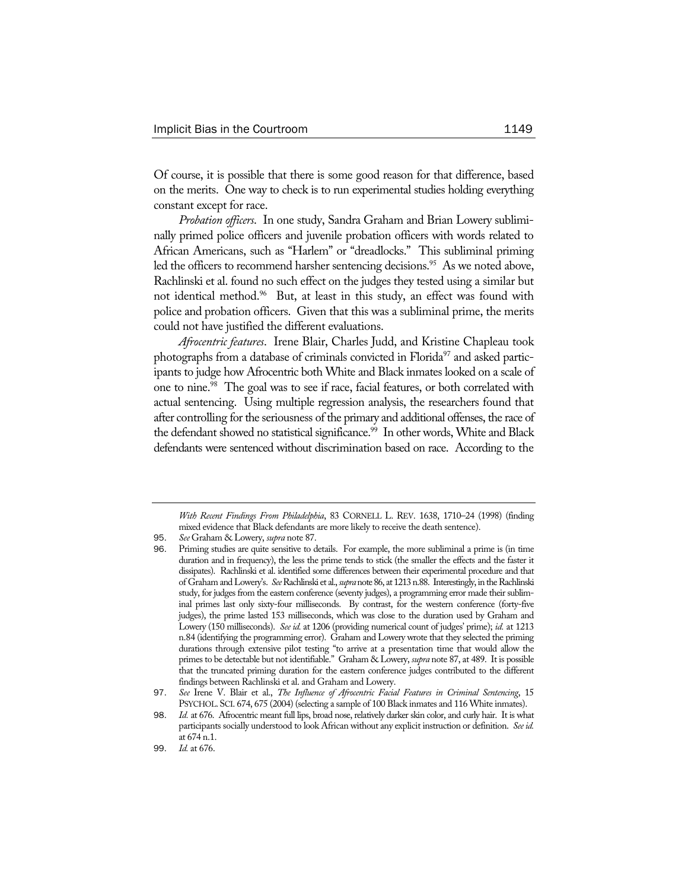Of course, it is possible that there is some good reason for that difference, based on the merits. One way to check is to run experimental studies holding everything constant except for race.

*Probation officers*. In one study, Sandra Graham and Brian Lowery subliminally primed police officers and juvenile probation officers with words related to African Americans, such as "Harlem" or "dreadlocks." This subliminal priming led the officers to recommend harsher sentencing decisions.[95] As we noted above, Rachlinski et al. found no such effect on the judges they tested using a similar but not identical method.[96] But, at least in this study, an effect was found with police and probation officers. Given that this was a subliminal prime, the merits could not have justified the different evaluations.

*Afrocentric features*. Irene Blair, Charles Judd, and Kristine Chapleau took photographs from a database of criminals convicted in Florida[97] and asked participants to judge how Afrocentric both White and Black inmates looked on a scale of one to nine.[98] The goal was to see if race, facial features, or both correlated with actual sentencing. Using multiple regression analysis, the researchers found that after controlling for the seriousness of the primary and additional offenses, the race of the defendant showed no statistical significance.[99] In other words, White and Black defendants were sentenced without discrimination based on race. According to the

---

*With Recent Findings From Philadelphia*, 83 CORNELL L. REV. 1638, 1710–24 (1998) (finding mixed evidence that Black defendants are more likely to receive the death sentence).

95. *See* Graham & Lowery, *supra* note 87.

96. Priming studies are quite sensitive to details. For example, the more subliminal a prime is (in time duration and in frequency), the less the prime tends to stick (the smaller the effects and the faster it dissipates). Rachlinski et al. identified some differences between their experimental procedure and that of Graham and Lowery's. *See* Rachlinski et al., *supra* note 86, at 1213 n.88. Interestingly, in the Rachlinski study, for judges from the eastern conference (seventy judges), a programming error made their subliminal primes last only sixty-four milliseconds. By contrast, for the western conference (forty-five judges), the prime lasted 153 milliseconds, which was close to the duration used by Graham and Lowery (150 milliseconds). *See id.* at 1206 (providing numerical count of judges' prime); *id.* at 1213 n.84 (identifying the programming error). Graham and Lowery wrote that they selected the priming durations through extensive pilot testing "to arrive at a presentation time that would allow the primes to be detectable but not identifiable." Graham & Lowery, *supra* note 87, at 489. It is possible that the truncated priming duration for the eastern conference judges contributed to the different findings between Rachlinski et al. and Graham and Lowery.

97. *See* Irene V. Blair et al., *The Influence of Afrocentric Facial Features in Criminal Sentencing*, 15 PSYCHOL. SCI. 674, 675 (2004) (selecting a sample of 100 Black inmates and 116 White inmates).

98. *Id.* at 676. Afrocentric meant full lips, broad nose, relatively darker skin color, and curly hair. It is what participants socially understood to look African without any explicit instruction or definition. *See id.* at 674 n.1.

99. *Id.* at 676.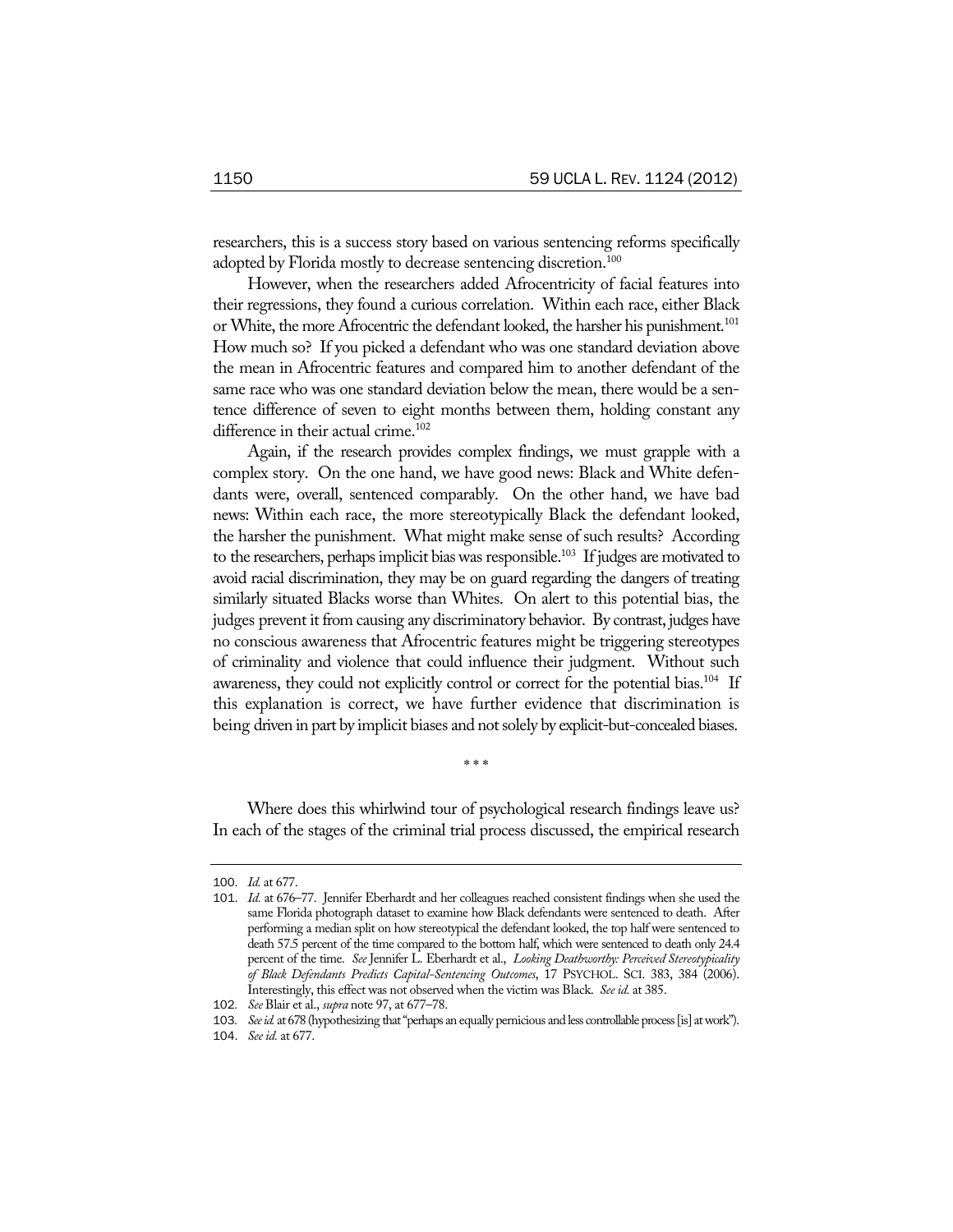researchers, this is a success story based on various sentencing reforms specifically adopted by Florida mostly to decrease sentencing discretion.[100]

However, when the researchers added Afrocentricity of facial features into their regressions, they found a curious correlation. Within each race, either Black or White, the more Afrocentric the defendant looked, the harsher his punishment.[101] How much so? If you picked a defendant who was one standard deviation above the mean in Afrocentric features and compared him to another defendant of the same race who was one standard deviation below the mean, there would be a sentence difference of seven to eight months between them, holding constant any difference in their actual crime.[102]

Again, if the research provides complex findings, we must grapple with a complex story. On the one hand, we have good news: Black and White defendants were, overall, sentenced comparably. On the other hand, we have bad news: Within each race, the more stereotypically Black the defendant looked, the harsher the punishment. What might make sense of such results? According to the researchers, perhaps implicit bias was responsible.[103] If judges are motivated to avoid racial discrimination, they may be on guard regarding the dangers of treating similarly situated Blacks worse than Whites. On alert to this potential bias, the judges prevent it from causing any discriminatory behavior. By contrast, judges have no conscious awareness that Afrocentric features might be triggering stereotypes of criminality and violence that could influence their judgment. Without such awareness, they could not explicitly control or correct for the potential bias.[104] If this explanation is correct, we have further evidence that discrimination is being driven in part by implicit biases and not solely by explicit-but-concealed biases.

\* \* \*

Where does this whirlwind tour of psychological research findings leave us? In each of the stages of the criminal trial process discussed, the empirical research

---

100. *Id.* at 677.

101. *Id.* at 676–77. Jennifer Eberhardt and her colleagues reached consistent findings when she used the same Florida photograph dataset to examine how Black defendants were sentenced to death. After performing a median split on how stereotypical the defendant looked, the top half were sentenced to death 57.5 percent of the time compared to the bottom half, which were sentenced to death only 24.4 percent of the time. *See* Jennifer L. Eberhardt et al., *Looking Deathworthy: Perceived Stereotypicality of Black Defendants Predicts Capital-Sentencing Outcomes*, 17 PSYCHOL. SCI. 383, 384 (2006). Interestingly, this effect was not observed when the victim was Black. *See id.* at 385.

102. *See* Blair et al., *supra* note 97, at 677–78.

103. *See id.* at 678 (hypothesizing that "perhaps an equally pernicious and less controllable process [is] at work").

104. *See id.* at 677.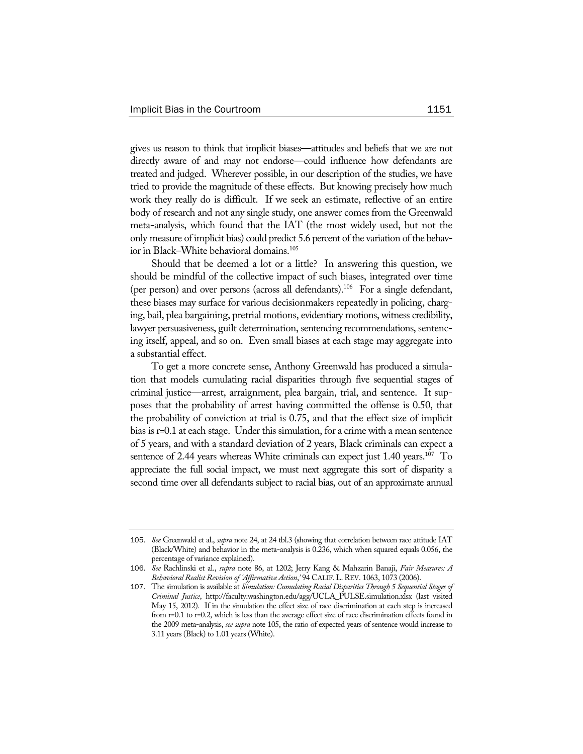gives us reason to think that implicit biases—attitudes and beliefs that we are not directly aware of and may not endorse—could influence how defendants are treated and judged. Wherever possible, in our description of the studies, we have tried to provide the magnitude of these effects. But knowing precisely how much work they really do is difficult. If we seek an estimate, reflective of an entire body of research and not any single study, one answer comes from the Greenwald meta-analysis, which found that the IAT (the most widely used, but not the only measure of implicit bias) could predict 5.6 percent of the variation of the behavior in Black–White behavioral domains.[105]

Should that be deemed a lot or a little? In answering this question, we should be mindful of the collective impact of such biases, integrated over time (per person) and over persons (across all defendants).[106] For a single defendant, these biases may surface for various decisionmakers repeatedly in policing, charging, bail, plea bargaining, pretrial motions, evidentiary motions, witness credibility, lawyer persuasiveness, guilt determination, sentencing recommendations, sentencing itself, appeal, and so on. Even small biases at each stage may aggregate into a substantial effect.

To get a more concrete sense, Anthony Greenwald has produced a simulation that models cumulating racial disparities through five sequential stages of criminal justice—arrest, arraignment, plea bargain, trial, and sentence. It supposes that the probability of arrest having committed the offense is 0.50, that the probability of conviction at trial is 0.75, and that the effect size of implicit bias is r=0.1 at each stage. Under this simulation, for a crime with a mean sentence of 5 years, and with a standard deviation of 2 years, Black criminals can expect a sentence of 2.44 years whereas White criminals can expect just 1.40 years.[107] To appreciate the full social impact, we must next aggregate this sort of disparity a second time over all defendants subject to racial bias, out of an approximate annual

---

105. *See* Greenwald et al., *supra* note 24, at 24 tbl.3 (showing that correlation between race attitude IAT (Black/White) and behavior in the meta-analysis is 0.236, which when squared equals 0.056, the percentage of variance explained).

106. *See* Rachlinski et al., *supra* note 86, at 1202; Jerry Kang & Mahzarin Banaji, *Fair Measures: A Behavioral Realist Revision of 'Affirmative Action*,' 94 CALIF. L. REV. 1063, 1073 (2006).

107. The simulation is available at *Simulation: Cumulating Racial Disparities Through 5 Sequential Stages of Criminal Justice*, http://faculty.washington.edu/agg/UCLA_PULSE.simulation.xlsx (last visited May 15, 2012). If in the simulation the effect size of race discrimination at each step is increased from r=0.1 to r=0.2, which is less than the average effect size of race discrimination effects found in the 2009 meta-analysis, *see supra* note 105, the ratio of expected years of sentence would increase to 3.11 years (Black) to 1.01 years (White).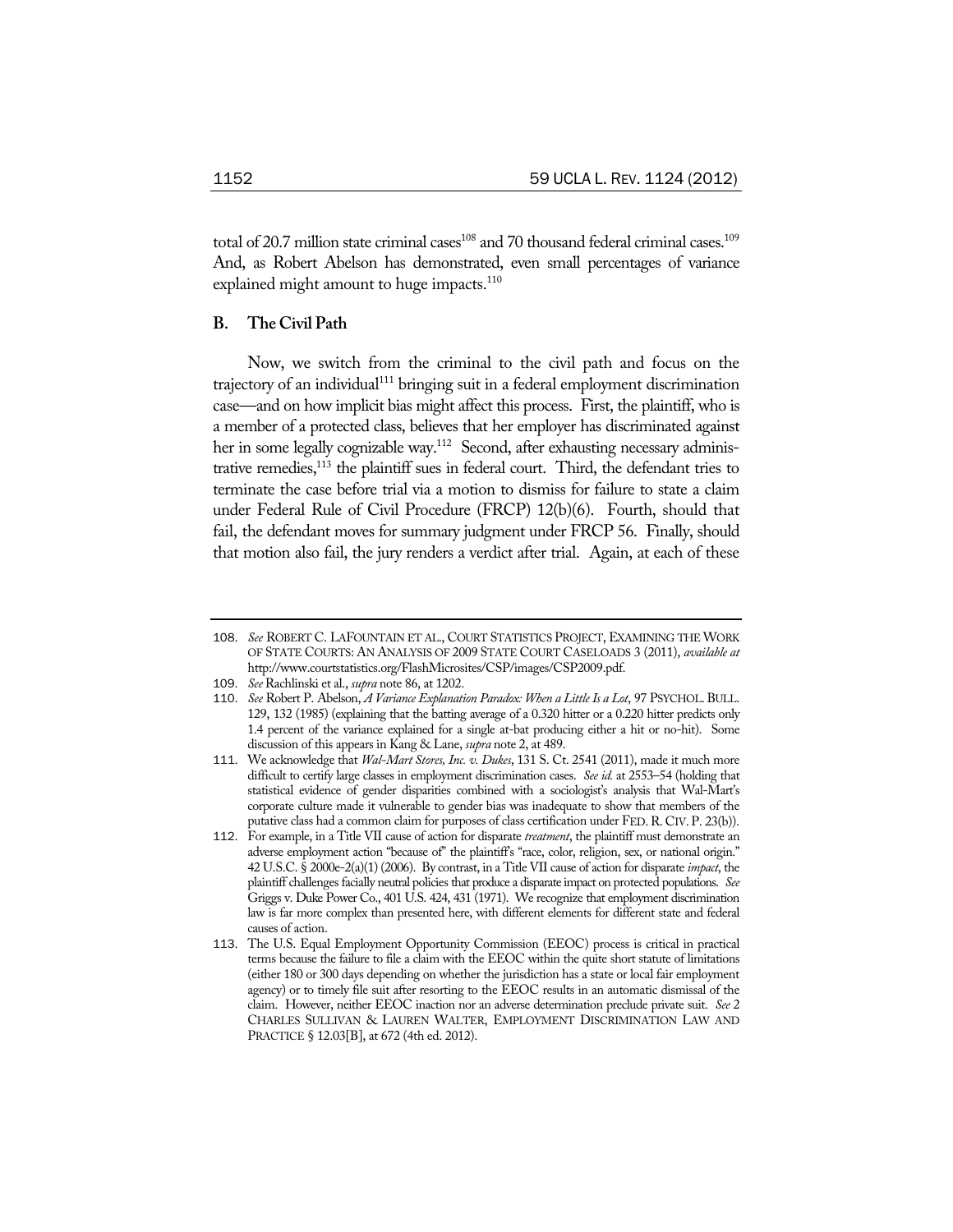total of 20.7 million state criminal cases[108] and 70 thousand federal criminal cases.[109] And, as Robert Abelson has demonstrated, even small percentages of variance explained might amount to huge impacts.[110]

## B. The Civil Path

Now, we switch from the criminal to the civil path and focus on the trajectory of an individual[111] bringing suit in a federal employment discrimination case—and on how implicit bias might affect this process. First, the plaintiff, who is a member of a protected class, believes that her employer has discriminated against her in some legally cognizable way.[112] Second, after exhausting necessary administrative remedies,[113] the plaintiff sues in federal court. Third, the defendant tries to terminate the case before trial via a motion to dismiss for failure to state a claim under Federal Rule of Civil Procedure (FRCP) 12(b)(6). Fourth, should that fail, the defendant moves for summary judgment under FRCP 56. Finally, should that motion also fail, the jury renders a verdict after trial. Again, at each of these

---

108. *See* ROBERT C. LAFOUNTAIN ET AL., COURT STATISTICS PROJECT, EXAMINING THE WORK OF STATE COURTS: AN ANALYSIS OF 2009 STATE COURT CASELOADS 3 (2011), *available at* http://www.courtstatistics.org/FlashMicrosites/CSP/images/CSP2009.pdf.

109. *See* Rachlinski et al., *supra* note 86, at 1202.

110. *See* Robert P. Abelson, *A Variance Explanation Paradox: When a Little Is a Lot*, 97 PSYCHOL. BULL. 129, 132 (1985) (explaining that the batting average of a 0.320 hitter or a 0.220 hitter predicts only 1.4 percent of the variance explained for a single at-bat producing either a hit or no-hit). Some discussion of this appears in Kang & Lane, *supra* note 2, at 489.

111. We acknowledge that *Wal-Mart Stores, Inc. v. Dukes*, 131 S. Ct. 2541 (2011), made it much more difficult to certify large classes in employment discrimination cases. *See id.* at 2553–54 (holding that statistical evidence of gender disparities combined with a sociologist's analysis that Wal-Mart's corporate culture made it vulnerable to gender bias was inadequate to show that members of the putative class had a common claim for purposes of class certification under FED. R. CIV. P. 23(b)).

112. For example, in a Title VII cause of action for disparate *treatment*, the plaintiff must demonstrate an adverse employment action "because of" the plaintiff's "race, color, religion, sex, or national origin." 42 U.S.C. § 2000e-2(a)(1) (2006). By contrast, in a Title VII cause of action for disparate *impact*, the plaintiff challenges facially neutral policies that produce a disparate impact on protected populations. *See* Griggs v. Duke Power Co., 401 U.S. 424, 431 (1971). We recognize that employment discrimination law is far more complex than presented here, with different elements for different state and federal causes of action.

113. The U.S. Equal Employment Opportunity Commission (EEOC) process is critical in practical terms because the failure to file a claim with the EEOC within the quite short statute of limitations (either 180 or 300 days depending on whether the jurisdiction has a state or local fair employment agency) or to timely file suit after resorting to the EEOC results in an automatic dismissal of the claim. However, neither EEOC inaction nor an adverse determination preclude private suit. *See* 2 CHARLES SULLIVAN & LAUREN WALTER, EMPLOYMENT DISCRIMINATION LAW AND PRACTICE § 12.03[B], at 672 (4th ed. 2012).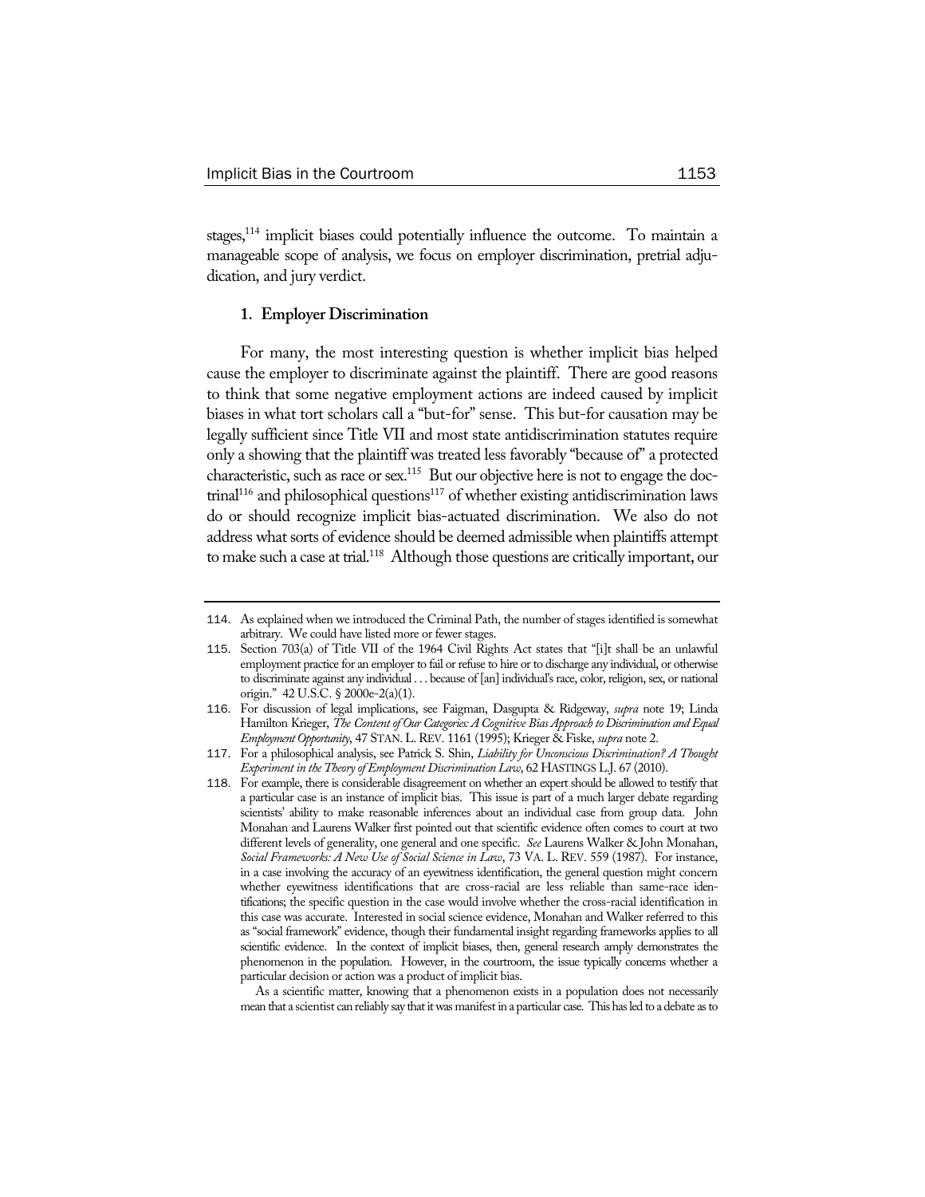stages,[114] implicit biases could potentially influence the outcome. To maintain a manageable scope of analysis, we focus on employer discrimination, pretrial adjudication, and jury verdict.

### 1. Employer Discrimination

For many, the most interesting question is whether implicit bias helped cause the employer to discriminate against the plaintiff. There are good reasons to think that some negative employment actions are indeed caused by implicit biases in what tort scholars call a "but-for" sense. This but-for causation may be legally sufficient since Title VII and most state antidiscrimination statutes require only a showing that the plaintiff was treated less favorably "because of" a protected characteristic, such as race or sex.[115] But our objective here is not to engage the doctrinal[116] and philosophical questions[117] of whether existing antidiscrimination laws do or should recognize implicit bias-actuated discrimination. We also do not address what sorts of evidence should be deemed admissible when plaintiffs attempt to make such a case at trial.[118] Although those questions are critically important, our

---

114. As explained when we introduced the Criminal Path, the number of stages identified is somewhat arbitrary. We could have listed more or fewer stages.

115. Section 703(a) of Title VII of the 1964 Civil Rights Act states that "[i]t shall be an unlawful employment practice for an employer to fail or refuse to hire or to discharge any individual, or otherwise to discriminate against any individual . . . because of [an] individual's race, color, religion, sex, or national origin." 42 U.S.C. § 2000e-2(a)(1).

116. For discussion of legal implications, see Faigman, Dasgupta & Ridgeway, *supra* note 19; Linda Hamilton Krieger, *The Content of Our Categories: A Cognitive Bias Approach to Discrimination and Equal Employment Opportunity*, 47 STAN. L. REV. 1161 (1995); Krieger & Fiske, *supra* note 2.

117. For a philosophical analysis, see Patrick S. Shin, *Liability for Unconscious Discrimination? A Thought Experiment in the Theory of Employment Discrimination Law*, 62 HASTINGS L.J. 67 (2010).

118. For example, there is considerable disagreement on whether an expert should be allowed to testify that a particular case is an instance of implicit bias. This issue is part of a much larger debate regarding scientists' ability to make reasonable inferences about an individual case from group data. John Monahan and Laurens Walker first pointed out that scientific evidence often comes to court at two different levels of generality, one general and one specific. *See* Laurens Walker & John Monahan, *Social Frameworks: A New Use of Social Science in Law*, 73 VA. L. REV. 559 (1987). For instance, in a case involving the accuracy of an eyewitness identification, the general question might concern whether eyewitness identifications that are cross-racial are less reliable than same-race identifications; the specific question in the case would involve whether the cross-racial identification in this case was accurate. Interested in social science evidence, Monahan and Walker referred to this as "social framework" evidence, though their fundamental insight regarding frameworks applies to all scientific evidence. In the context of implicit biases, then, general research amply demonstrates the phenomenon in the population. However, in the courtroom, the issue typically concerns whether a particular decision or action was a product of implicit bias.

As a scientific matter, knowing that a phenomenon exists in a population does not necessarily mean that a scientist can reliably say that it was manifest in a particular case. This has led to a debate as to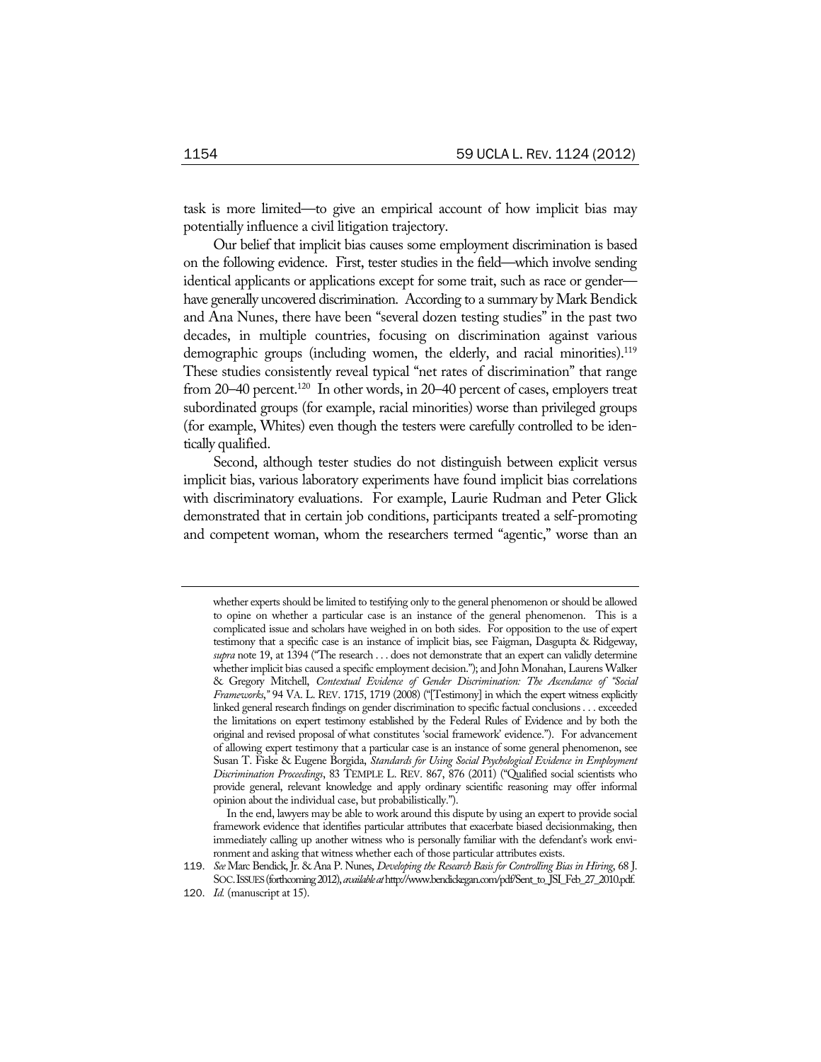task is more limited—to give an empirical account of how implicit bias may potentially influence a civil litigation trajectory.

Our belief that implicit bias causes some employment discrimination is based on the following evidence. First, tester studies in the field—which involve sending identical applicants or applications except for some trait, such as race or gender—have generally uncovered discrimination. According to a summary by Mark Bendick and Ana Nunes, there have been "several dozen testing studies" in the past two decades, in multiple countries, focusing on discrimination against various demographic groups (including women, the elderly, and racial minorities).[119] These studies consistently reveal typical "net rates of discrimination" that range from 20–40 percent.[120] In other words, in 20–40 percent of cases, employers treat subordinated groups (for example, racial minorities) worse than privileged groups (for example, Whites) even though the testers were carefully controlled to be identically qualified.

Second, although tester studies do not distinguish between explicit versus implicit bias, various laboratory experiments have found implicit bias correlations with discriminatory evaluations. For example, Laurie Rudman and Peter Glick demonstrated that in certain job conditions, participants treated a self-promoting and competent woman, whom the researchers termed "agentic," worse than an

---

whether experts should be limited to testifying only to the general phenomenon or should be allowed to opine on whether a particular case is an instance of the general phenomenon. This is a complicated issue and scholars have weighed in on both sides. For opposition to the use of expert testimony that a specific case is an instance of implicit bias, see Faigman, Dasgupta & Ridgeway, *supra* note 19, at 1394 ("The research . . . does not demonstrate that an expert can validly determine whether implicit bias caused a specific employment decision."); and John Monahan, Laurens Walker & Gregory Mitchell, *Contextual Evidence of Gender Discrimination: The Ascendance of "Social Frameworks*,*"* 94 VA. L. REV. 1715, 1719 (2008) ("[Testimony] in which the expert witness explicitly linked general research findings on gender discrimination to specific factual conclusions . . . exceeded the limitations on expert testimony established by the Federal Rules of Evidence and by both the original and revised proposal of what constitutes 'social framework' evidence."). For advancement of allowing expert testimony that a particular case is an instance of some general phenomenon, see Susan T. Fiske & Eugene Borgida, *Standards for Using Social Psychological Evidence in Employment Discrimination Proceedings*, 83 TEMPLE L. REV. 867, 876 (2011) ("Qualified social scientists who provide general, relevant knowledge and apply ordinary scientific reasoning may offer informal opinion about the individual case, but probabilistically.").

In the end, lawyers may be able to work around this dispute by using an expert to provide social framework evidence that identifies particular attributes that exacerbate biased decisionmaking, then immediately calling up another witness who is personally familiar with the defendant's work environment and asking that witness whether each of those particular attributes exists.

119. *See* Marc Bendick, Jr. & Ana P. Nunes, *Developing the Research Basis for Controlling Bias in Hiring*, 68 J. SOC. ISSUES (forthcoming 2012), *available at* http://www.bendickegan.com/pdf/Sent_to_JSI_Feb_27_2010.pdf.

120. *Id.* (manuscript at 15).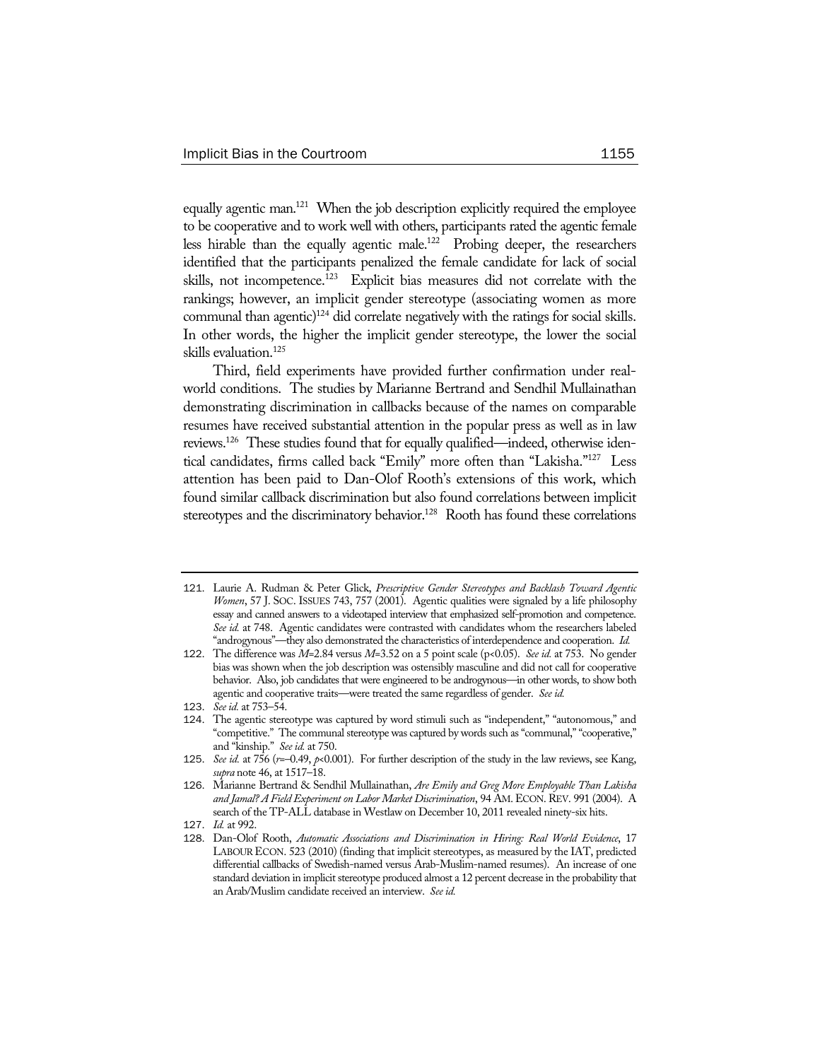equally agentic man.[121] When the job description explicitly required the employee to be cooperative and to work well with others, participants rated the agentic female less hirable than the equally agentic male.[122] Probing deeper, the researchers identified that the participants penalized the female candidate for lack of social skills, not incompetence.[123] Explicit bias measures did not correlate with the rankings; however, an implicit gender stereotype (associating women as more communal than agentic)[124] did correlate negatively with the ratings for social skills. In other words, the higher the implicit gender stereotype, the lower the social skills evaluation.[125]

Third, field experiments have provided further confirmation under real-world conditions. The studies by Marianne Bertrand and Sendhil Mullainathan demonstrating discrimination in callbacks because of the names on comparable resumes have received substantial attention in the popular press as well as in law reviews.[126] These studies found that for equally qualified—indeed, otherwise identical candidates, firms called back "Emily" more often than "Lakisha."[127] Less attention has been paid to Dan-Olof Rooth's extensions of this work, which found similar callback discrimination but also found correlations between implicit stereotypes and the discriminatory behavior.[128] Rooth has found these correlations

---

121. Laurie A. Rudman & Peter Glick, *Prescriptive Gender Stereotypes and Backlash Toward Agentic Women*, 57 J. SOC. ISSUES 743, 757 (2001). Agentic qualities were signaled by a life philosophy essay and canned answers to a videotaped interview that emphasized self-promotion and competence. *See id.* at 748. Agentic candidates were contrasted with candidates whom the researchers labeled "androgynous"—they also demonstrated the characteristics of interdependence and cooperation. *Id.*

122. The difference was $M$=2.84 versus $M$=3.52 on a 5 point scale ($p<0.05$). *See id.* at 753. No gender bias was shown when the job description was ostensibly masculine and did not call for cooperative behavior. Also, job candidates that were engineered to be androgynous—in other words, to show both agentic and cooperative traits—were treated the same regardless of gender. *See id.*

123. *See id.* at 753–54.

124. The agentic stereotype was captured by word stimuli such as "independent," "autonomous," and "competitive." The communal stereotype was captured by words such as "communal," "cooperative," and "kinship." *See id.* at 750.

125. *See id.* at 756 ($r$=–0.49, $p$<0.001). For further description of the study in the law reviews, see Kang, *supra* note 46, at 1517–18.

126. Marianne Bertrand & Sendhil Mullainathan, *Are Emily and Greg More Employable Than Lakisha and Jamal? A Field Experiment on Labor Market Discrimination*, 94 AM. ECON. REV. 991 (2004). A search of the TP-ALL database in Westlaw on December 10, 2011 revealed ninety-six hits.

127. *Id.* at 992.

128. Dan-Olof Rooth, *Automatic Associations and Discrimination in Hiring: Real World Evidence*, 17 LABOUR ECON. 523 (2010) (finding that implicit stereotypes, as measured by the IAT, predicted differential callbacks of Swedish-named versus Arab-Muslim-named resumes). An increase of one standard deviation in implicit stereotype produced almost a 12 percent decrease in the probability that an Arab/Muslim candidate received an interview. *See id.*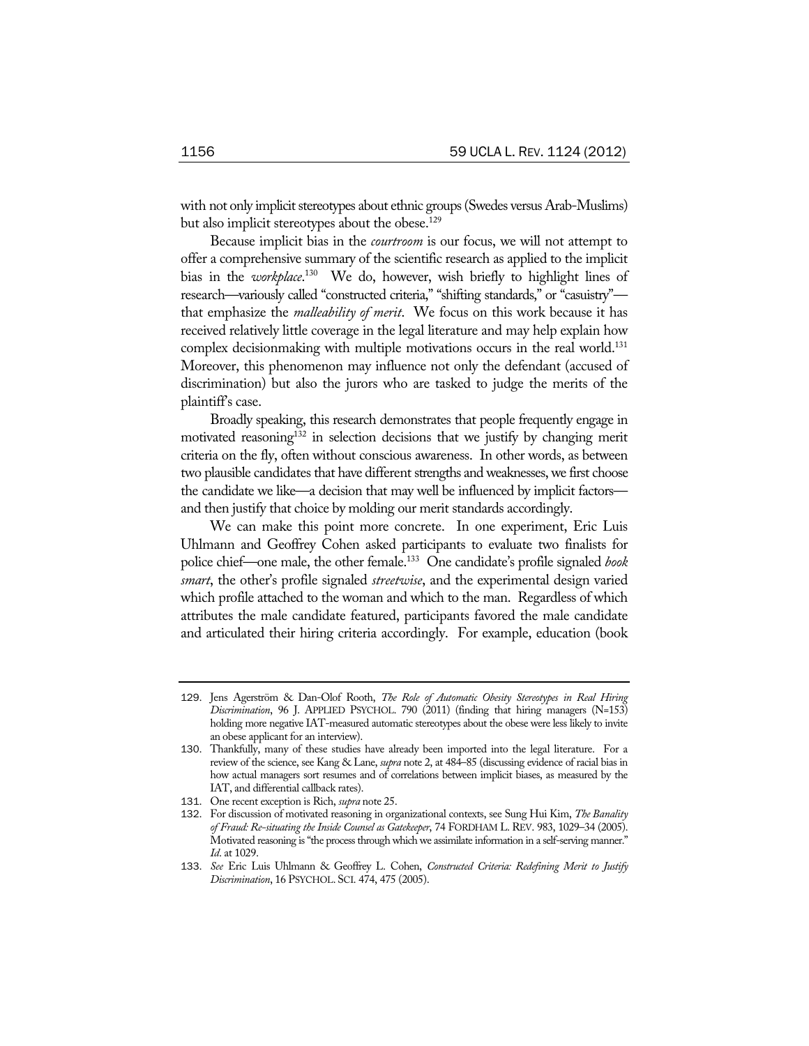with not only implicit stereotypes about ethnic groups (Swedes versus Arab-Muslims) but also implicit stereotypes about the obese.[129]

Because implicit bias in the *courtroom* is our focus, we will not attempt to offer a comprehensive summary of the scientific research as applied to the implicit bias in the *workplace*.[130] We do, however, wish briefly to highlight lines of research—variously called "constructed criteria," "shifting standards," or "casuistry"—that emphasize the *malleability of merit*. We focus on this work because it has received relatively little coverage in the legal literature and may help explain how complex decisionmaking with multiple motivations occurs in the real world.[131] Moreover, this phenomenon may influence not only the defendant (accused of discrimination) but also the jurors who are tasked to judge the merits of the plaintiff's case.

Broadly speaking, this research demonstrates that people frequently engage in motivated reasoning[132] in selection decisions that we justify by changing merit criteria on the fly, often without conscious awareness. In other words, as between two plausible candidates that have different strengths and weaknesses, we first choose the candidate we like—a decision that may well be influenced by implicit factors—and then justify that choice by molding our merit standards accordingly.

We can make this point more concrete. In one experiment, Eric Luis Uhlmann and Geoffrey Cohen asked participants to evaluate two finalists for police chief—one male, the other female.[133] One candidate's profile signaled *book smart*, the other's profile signaled *streetwise*, and the experimental design varied which profile attached to the woman and which to the man. Regardless of which attributes the male candidate featured, participants favored the male candidate and articulated their hiring criteria accordingly. For example, education (book

---

129. Jens Agerström & Dan-Olof Rooth, *The Role of Automatic Obesity Stereotypes in Real Hiring Discrimination*, 96 J. APPLIED PSYCHOL. 790 (2011) (finding that hiring managers (N=153) holding more negative IAT-measured automatic stereotypes about the obese were less likely to invite an obese applicant for an interview).

130. Thankfully, many of these studies have already been imported into the legal literature. For a review of the science, see Kang & Lane, *supra* note 2, at 484–85 (discussing evidence of racial bias in how actual managers sort resumes and of correlations between implicit biases, as measured by the IAT, and differential callback rates).

131. One recent exception is Rich, *supra* note 25.

132. For discussion of motivated reasoning in organizational contexts, see Sung Hui Kim, *The Banality of Fraud: Re-situating the Inside Counsel as Gatekeeper*, 74 FORDHAM L. REV. 983, 1029–34 (2005). Motivated reasoning is "the process through which we assimilate information in a self-serving manner." *Id*. at 1029.

133. *See* Eric Luis Uhlmann & Geoffrey L. Cohen, *Constructed Criteria: Redefining Merit to Justify Discrimination*, 16 PSYCHOL. SCI. 474, 475 (2005).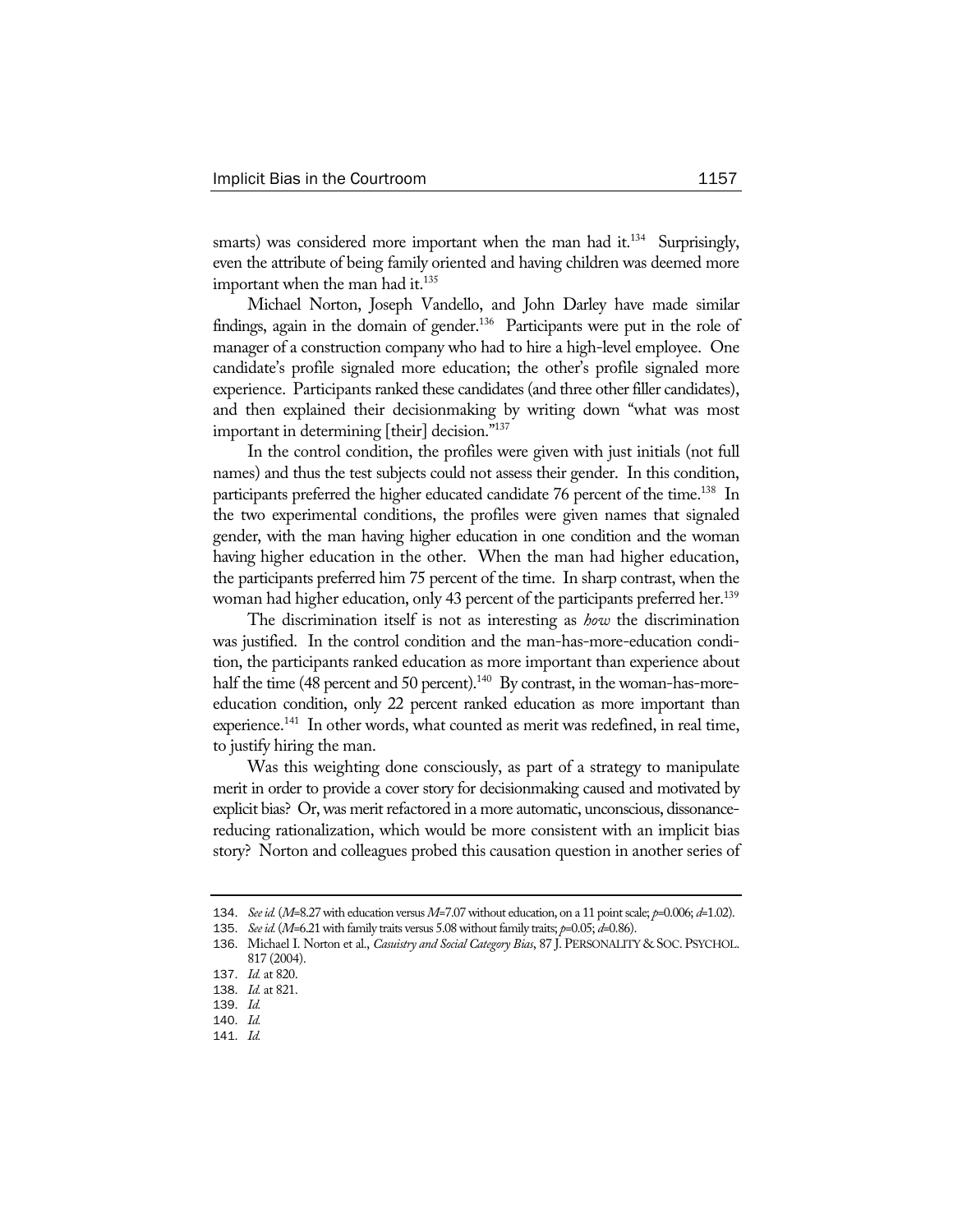smarts) was considered more important when the man had it.[134] Surprisingly, even the attribute of being family oriented and having children was deemed more important when the man had it.[135]

Michael Norton, Joseph Vandello, and John Darley have made similar findings, again in the domain of gender.[136] Participants were put in the role of manager of a construction company who had to hire a high-level employee. One candidate's profile signaled more education; the other's profile signaled more experience. Participants ranked these candidates (and three other filler candidates), and then explained their decisionmaking by writing down "what was most important in determining [their] decision."[137]

In the control condition, the profiles were given with just initials (not full names) and thus the test subjects could not assess their gender. In this condition, participants preferred the higher educated candidate 76 percent of the time.[138] In the two experimental conditions, the profiles were given names that signaled gender, with the man having higher education in one condition and the woman having higher education in the other. When the man had higher education, the participants preferred him 75 percent of the time. In sharp contrast, when the woman had higher education, only 43 percent of the participants preferred her.[139]

The discrimination itself is not as interesting as *how* the discrimination was justified. In the control condition and the man-has-more-education condition, the participants ranked education as more important than experience about half the time (48 percent and 50 percent).[140] By contrast, in the woman-has-more-education condition, only 22 percent ranked education as more important than experience.[141] In other words, what counted as merit was redefined, in real time, to justify hiring the man.

Was this weighting done consciously, as part of a strategy to manipulate merit in order to provide a cover story for decisionmaking caused and motivated by explicit bias? Or, was merit refactored in a more automatic, unconscious, dissonance-reducing rationalization, which would be more consistent with an implicit bias story? Norton and colleagues probed this causation question in another series of

---

134. *See id.* ($M$=8.27 with education versus $M$=7.07 without education, on a 11 point scale; $p$=0.006; $d$=1.02).

135. *See id.* ($M$=6.21 with family traits versus 5.08 without family traits; $p$=0.05; $d$=0.86).

136. Michael I. Norton et al., *Casuistry and Social Category Bias*, 87 J. PERSONALITY & SOC. PSYCHOL. 817 (2004).

137. *Id.* at 820.

138. *Id.* at 821.

139. *Id.*

140. *Id.*

141. *Id.*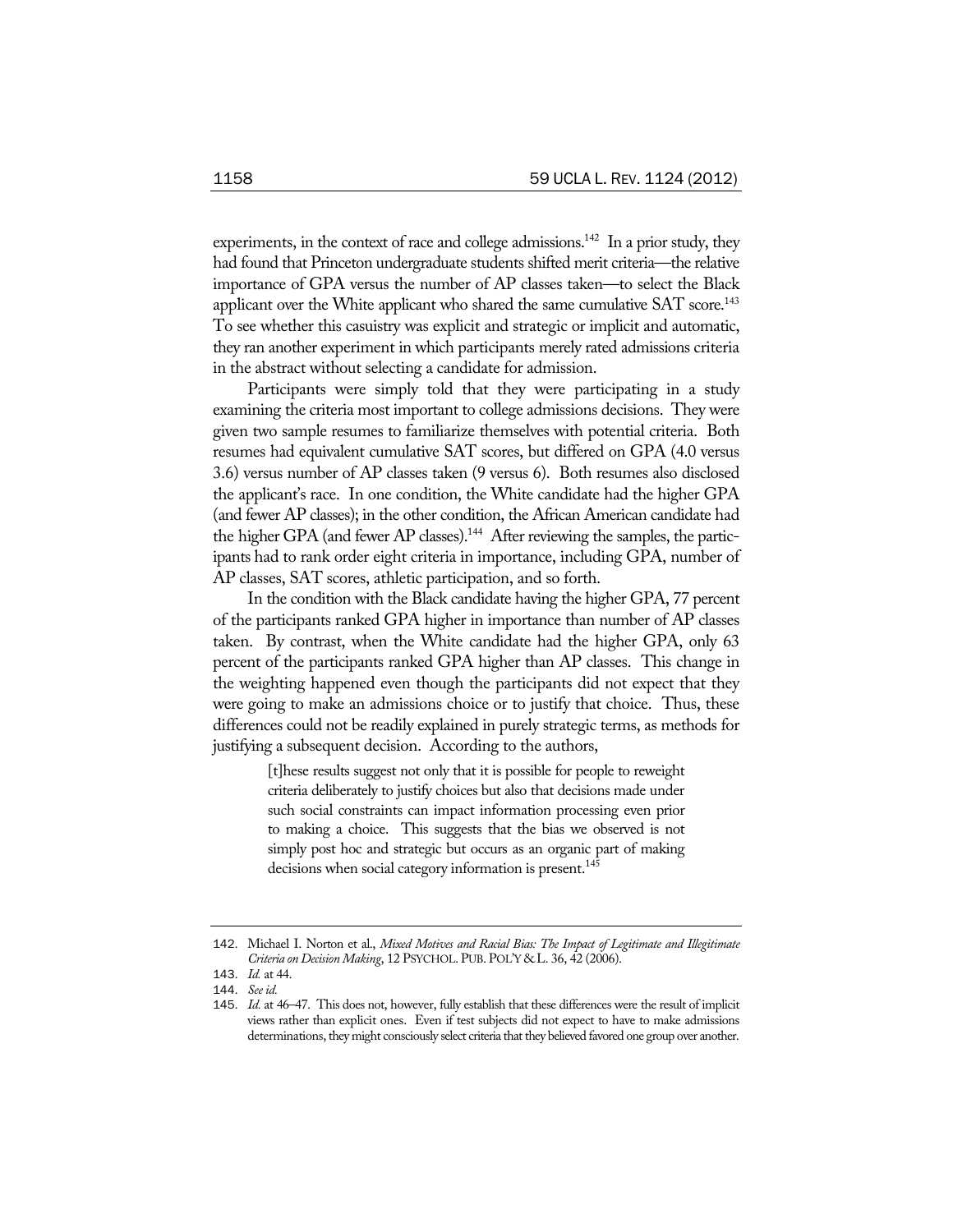experiments, in the context of race and college admissions.[142] In a prior study, they had found that Princeton undergraduate students shifted merit criteria—the relative importance of GPA versus the number of AP classes taken—to select the Black applicant over the White applicant who shared the same cumulative SAT score.[143] To see whether this casuistry was explicit and strategic or implicit and automatic, they ran another experiment in which participants merely rated admissions criteria in the abstract without selecting a candidate for admission.

Participants were simply told that they were participating in a study examining the criteria most important to college admissions decisions. They were given two sample resumes to familiarize themselves with potential criteria. Both resumes had equivalent cumulative SAT scores, but differed on GPA (4.0 versus 3.6) versus number of AP classes taken (9 versus 6). Both resumes also disclosed the applicant's race. In one condition, the White candidate had the higher GPA (and fewer AP classes); in the other condition, the African American candidate had the higher GPA (and fewer AP classes).[144] After reviewing the samples, the participants had to rank order eight criteria in importance, including GPA, number of AP classes, SAT scores, athletic participation, and so forth.

In the condition with the Black candidate having the higher GPA, 77 percent of the participants ranked GPA higher in importance than number of AP classes taken. By contrast, when the White candidate had the higher GPA, only 63 percent of the participants ranked GPA higher than AP classes. This change in the weighting happened even though the participants did not expect that they were going to make an admissions choice or to justify that choice. Thus, these differences could not be readily explained in purely strategic terms, as methods for justifying a subsequent decision. According to the authors,

> [t]hese results suggest not only that it is possible for people to reweight criteria deliberately to justify choices but also that decisions made under such social constraints can impact information processing even prior to making a choice. This suggests that the bias we observed is not simply post hoc and strategic but occurs as an organic part of making decisions when social category information is present.[145]

---

142. Michael I. Norton et al., *Mixed Motives and Racial Bias: The Impact of Legitimate and Illegitimate Criteria on Decision Making*, 12 PSYCHOL. PUB. POL'Y & L. 36, 42 (2006).

143. *Id.* at 44.

144. *See id.*

145. *Id.* at 46–47. This does not, however, fully establish that these differences were the result of implicit views rather than explicit ones. Even if test subjects did not expect to have to make admissions determinations, they might consciously select criteria that they believed favored one group over another.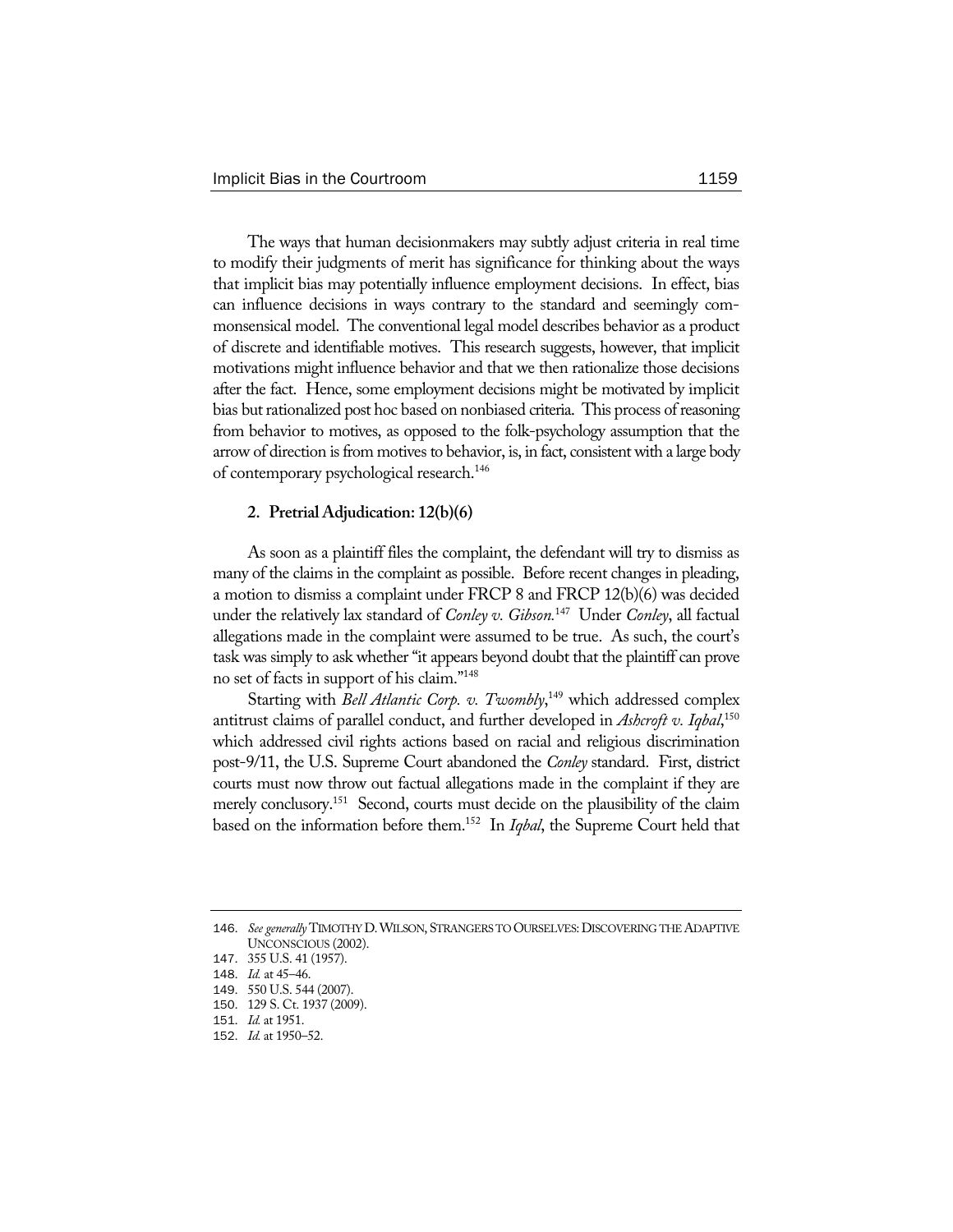The ways that human decisionmakers may subtly adjust criteria in real time to modify their judgments of merit has significance for thinking about the ways that implicit bias may potentially influence employment decisions. In effect, bias can influence decisions in ways contrary to the standard and seemingly commonsensical model. The conventional legal model describes behavior as a product of discrete and identifiable motives. This research suggests, however, that implicit motivations might influence behavior and that we then rationalize those decisions after the fact. Hence, some employment decisions might be motivated by implicit bias but rationalized post hoc based on nonbiased criteria. This process of reasoning from behavior to motives, as opposed to the folk-psychology assumption that the arrow of direction is from motives to behavior, is, in fact, consistent with a large body of contemporary psychological research.[146]

### 2. Pretrial Adjudication: 12(b)(6)

As soon as a plaintiff files the complaint, the defendant will try to dismiss as many of the claims in the complaint as possible. Before recent changes in pleading, a motion to dismiss a complaint under FRCP 8 and FRCP 12(b)(6) was decided under the relatively lax standard of *Conley v. Gibson*.[147] Under *Conley*, all factual allegations made in the complaint were assumed to be true. As such, the court's task was simply to ask whether "it appears beyond doubt that the plaintiff can prove no set of facts in support of his claim."[148]

Starting with *Bell Atlantic Corp. v. Twombly*,[149] which addressed complex antitrust claims of parallel conduct, and further developed in *Ashcroft v. Iqbal*,[150] which addressed civil rights actions based on racial and religious discrimination post-9/11, the U.S. Supreme Court abandoned the *Conley* standard. First, district courts must now throw out factual allegations made in the complaint if they are merely conclusory.[151] Second, courts must decide on the plausibility of the claim based on the information before them.[152] In *Iqbal*, the Supreme Court held that

---

146. *See generally* TIMOTHY D. WILSON, STRANGERS TO OURSELVES: DISCOVERING THE ADAPTIVE UNCONSCIOUS (2002).
147. 355 U.S. 41 (1957).
148. *Id.* at 45–46.
149. 550 U.S. 544 (2007).
150. 129 S. Ct. 1937 (2009).
151. *Id.* at 1951.
152. *Id.* at 1950–52.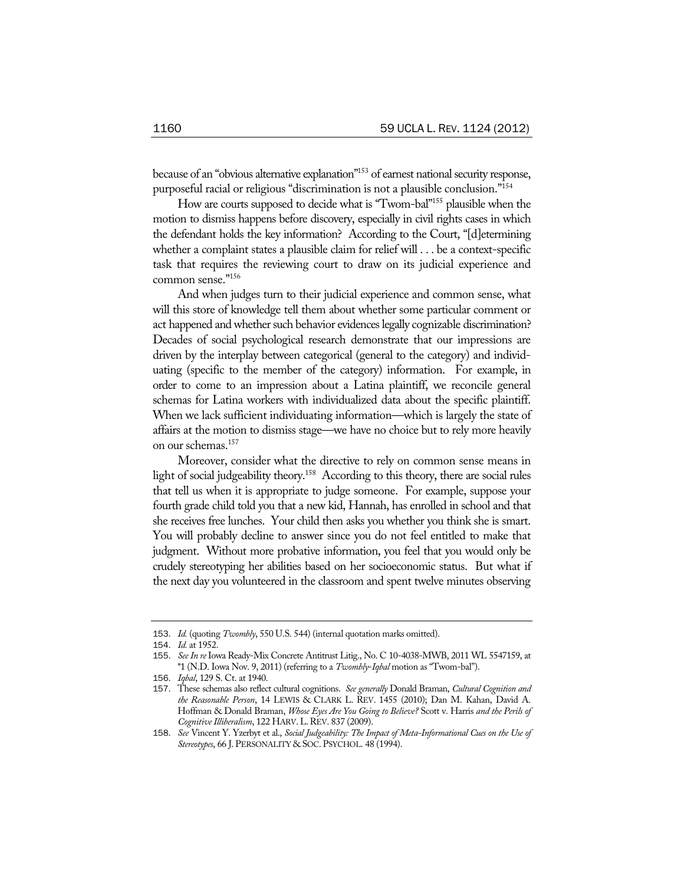because of an "obvious alternative explanation"[153] of earnest national security response, purposeful racial or religious "discrimination is not a plausible conclusion."[154]

How are courts supposed to decide what is "Twom-bal"[155] plausible when the motion to dismiss happens before discovery, especially in civil rights cases in which the defendant holds the key information? According to the Court, "[d]etermining whether a complaint states a plausible claim for relief will . . . be a context-specific task that requires the reviewing court to draw on its judicial experience and common sense."[156]

And when judges turn to their judicial experience and common sense, what will this store of knowledge tell them about whether some particular comment or act happened and whether such behavior evidences legally cognizable discrimination? Decades of social psychological research demonstrate that our impressions are driven by the interplay between categorical (general to the category) and individuating (specific to the member of the category) information. For example, in order to come to an impression about a Latina plaintiff, we reconcile general schemas for Latina workers with individualized data about the specific plaintiff. When we lack sufficient individuating information—which is largely the state of affairs at the motion to dismiss stage—we have no choice but to rely more heavily on our schemas.[157]

Moreover, consider what the directive to rely on common sense means in light of social judgeability theory.[158] According to this theory, there are social rules that tell us when it is appropriate to judge someone. For example, suppose your fourth grade child told you that a new kid, Hannah, has enrolled in school and that she receives free lunches. Your child then asks you whether you think she is smart. You will probably decline to answer since you do not feel entitled to make that judgment. Without more probative information, you feel that you would only be crudely stereotyping her abilities based on her socioeconomic status. But what if the next day you volunteered in the classroom and spent twelve minutes observing

---

153. *Id.* (quoting *Twombly*, 550 U.S. 544) (internal quotation marks omitted).

154. *Id.* at 1952.

155. *See In re* Iowa Ready-Mix Concrete Antitrust Litig., No. C 10-4038-MWB, 2011 WL 5547159, at *1 (N.D. Iowa Nov. 9, 2011) (referring to a *Twombly-Iqbal* motion as "Twom-bal").

156. *Iqbal*, 129 S. Ct. at 1940.

157. These schemas also reflect cultural cognitions. *See generally* Donald Braman, *Cultural Cognition and the Reasonable Person*, 14 LEWIS & CLARK L. REV. 1455 (2010); Dan M. Kahan, David A. Hoffman & Donald Braman, *Whose Eyes Are You Going to Believe?* Scott v. Harris *and the Perils of Cognitive Illiberalism*, 122 HARV. L. REV. 837 (2009).

158. *See* Vincent Y. Yzerbyt et al., *Social Judgeability: The Impact of Meta-Informational Cues on the Use of Stereotypes*, 66 J. PERSONALITY & SOC. PSYCHOL. 48 (1994).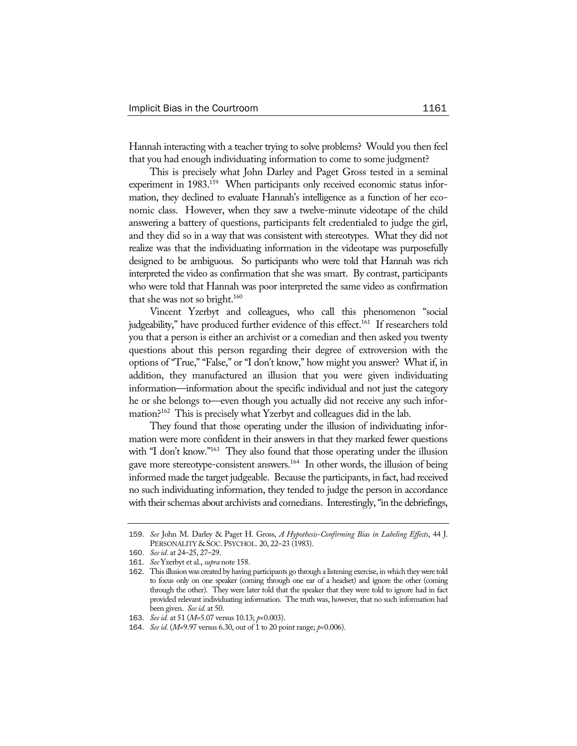Hannah interacting with a teacher trying to solve problems? Would you then feel that you had enough individuating information to come to some judgment?

This is precisely what John Darley and Paget Gross tested in a seminal experiment in 1983.[159] When participants only received economic status information, they declined to evaluate Hannah's intelligence as a function of her economic class. However, when they saw a twelve-minute videotape of the child answering a battery of questions, participants felt credentialed to judge the girl, and they did so in a way that was consistent with stereotypes. What they did not realize was that the individuating information in the videotape was purposefully designed to be ambiguous. So participants who were told that Hannah was rich interpreted the video as confirmation that she was smart. By contrast, participants who were told that Hannah was poor interpreted the same video as confirmation that she was not so bright.[160]

Vincent Yzerbyt and colleagues, who call this phenomenon "social judgeability," have produced further evidence of this effect.[161] If researchers told you that a person is either an archivist or a comedian and then asked you twenty questions about this person regarding their degree of extroversion with the options of "True," "False," or "I don't know," how might you answer? What if, in addition, they manufactured an illusion that you were given individuating information—information about the specific individual and not just the category he or she belongs to—even though you actually did not receive any such information?[162] This is precisely what Yzerbyt and colleagues did in the lab.

They found that those operating under the illusion of individuating information were more confident in their answers in that they marked fewer questions with "I don't know."[163] They also found that those operating under the illusion gave more stereotype-consistent answers.[164] In other words, the illusion of being informed made the target judgeable. Because the participants, in fact, had received no such individuating information, they tended to judge the person in accordance with their schemas about archivists and comedians. Interestingly, "in the debriefings,

---

159. *See* John M. Darley & Paget H. Gross, *A Hypothesis-Confirming Bias in Labeling Effects*, 44 J. PERSONALITY & SOC. PSYCHOL. 20, 22–23 (1983).

160. *See id.* at 24–25, 27–29.

161. *See* Yzerbyt et al., *supra* note 158.

162. This illusion was created by having participants go through a listening exercise, in which they were told to focus only on one speaker (coming through one ear of a headset) and ignore the other (coming through the other). They were later told that the speaker that they were told to ignore had in fact provided relevant individuating information. The truth was, however, that no such information had been given. *See id.* at 50.

163. *See id.* at 51 ($M$=5.07 versus 10.13; $p$<0.003).

164. *See id.* ($M$=9.97 versus 6.30, out of 1 to 20 point range; $p$<0.006).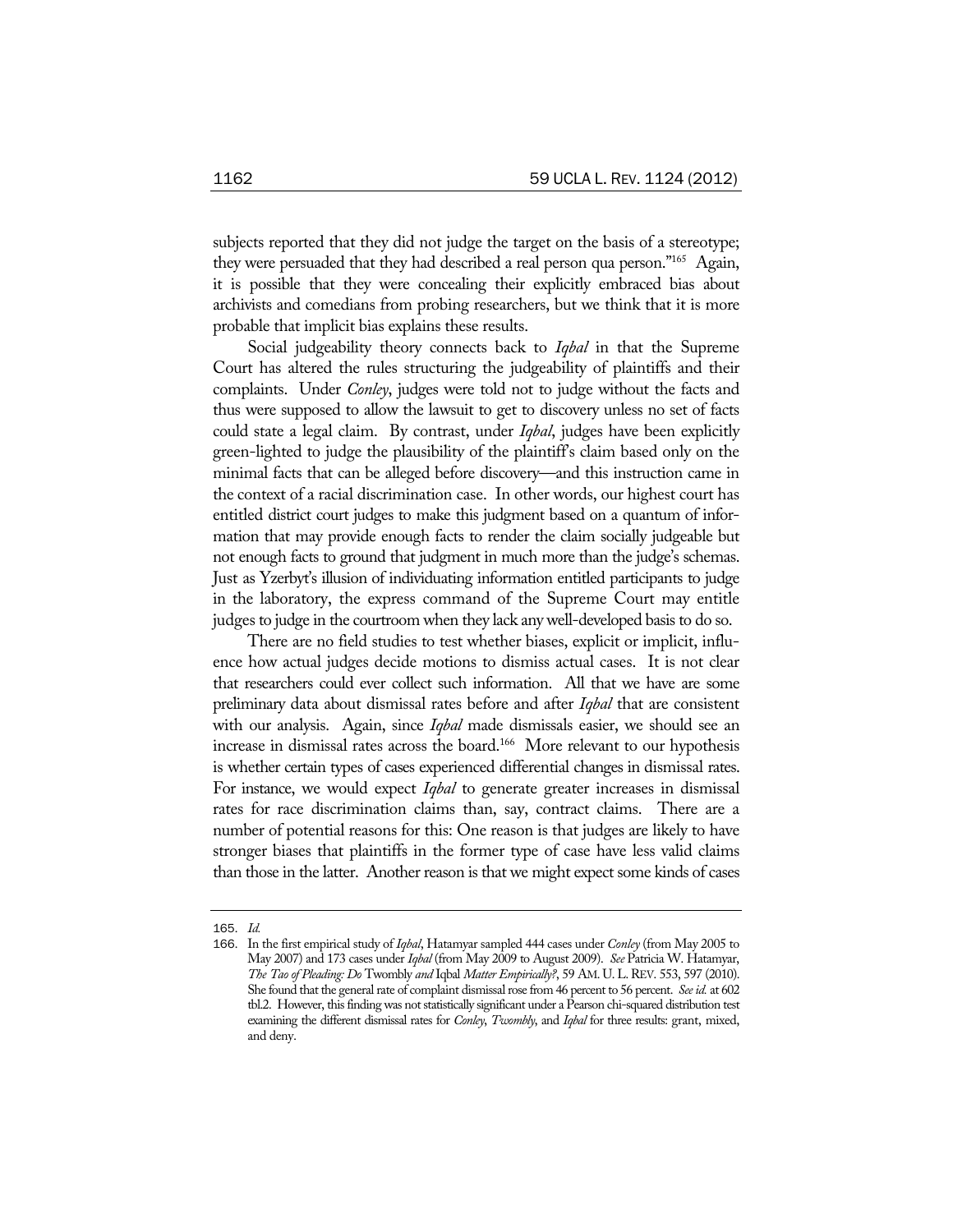subjects reported that they did not judge the target on the basis of a stereotype; they were persuaded that they had described a real person qua person."[165] Again, it is possible that they were concealing their explicitly embraced bias about archivists and comedians from probing researchers, but we think that it is more probable that implicit bias explains these results.

Social judgeability theory connects back to *Iqbal* in that the Supreme Court has altered the rules structuring the judgeability of plaintiffs and their complaints. Under *Conley*, judges were told not to judge without the facts and thus were supposed to allow the lawsuit to get to discovery unless no set of facts could state a legal claim. By contrast, under *Iqbal*, judges have been explicitly green-lighted to judge the plausibility of the plaintiff's claim based only on the minimal facts that can be alleged before discovery—and this instruction came in the context of a racial discrimination case. In other words, our highest court has entitled district court judges to make this judgment based on a quantum of information that may provide enough facts to render the claim socially judgeable but not enough facts to ground that judgment in much more than the judge's schemas. Just as Yzerbyt's illusion of individuating information entitled participants to judge in the laboratory, the express command of the Supreme Court may entitle judges to judge in the courtroom when they lack any well-developed basis to do so.

There are no field studies to test whether biases, explicit or implicit, influence how actual judges decide motions to dismiss actual cases. It is not clear that researchers could ever collect such information. All that we have are some preliminary data about dismissal rates before and after *Iqbal* that are consistent with our analysis. Again, since *Iqbal* made dismissals easier, we should see an increase in dismissal rates across the board.[166] More relevant to our hypothesis is whether certain types of cases experienced differential changes in dismissal rates. For instance, we would expect *Iqbal* to generate greater increases in dismissal rates for race discrimination claims than, say, contract claims. There are a number of potential reasons for this: One reason is that judges are likely to have stronger biases that plaintiffs in the former type of case have less valid claims than those in the latter. Another reason is that we might expect some kinds of cases

---

165. *Id.*

166. In the first empirical study of *Iqbal*, Hatamyar sampled 444 cases under *Conley* (from May 2005 to May 2007) and 173 cases under *Iqbal* (from May 2009 to August 2009). *See* Patricia W. Hatamyar, *The Tao of Pleading: Do* Twombly *and* Iqbal *Matter Empirically?*, 59 AM. U. L. REV. 553, 597 (2010). She found that the general rate of complaint dismissal rose from 46 percent to 56 percent. *See id.* at 602 tbl.2. However, this finding was not statistically significant under a Pearson chi-squared distribution test examining the different dismissal rates for *Conley*, *Twombly*, and *Iqbal* for three results: grant, mixed, and deny.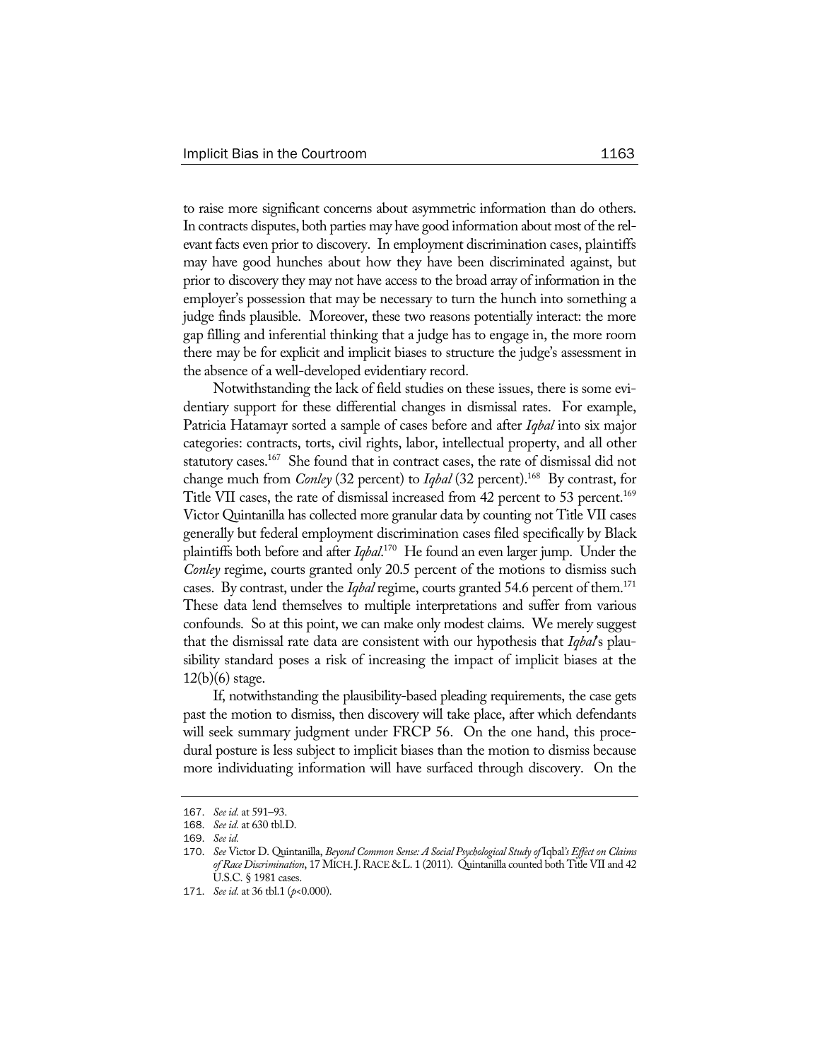to raise more significant concerns about asymmetric information than do others. In contracts disputes, both parties may have good information about most of the relevant facts even prior to discovery. In employment discrimination cases, plaintiffs may have good hunches about how they have been discriminated against, but prior to discovery they may not have access to the broad array of information in the employer's possession that may be necessary to turn the hunch into something a judge finds plausible. Moreover, these two reasons potentially interact: the more gap filling and inferential thinking that a judge has to engage in, the more room there may be for explicit and implicit biases to structure the judge's assessment in the absence of a well-developed evidentiary record.

Notwithstanding the lack of field studies on these issues, there is some evidentiary support for these differential changes in dismissal rates. For example, Patricia Hatamayr sorted a sample of cases before and after *Iqbal* into six major categories: contracts, torts, civil rights, labor, intellectual property, and all other statutory cases.[167] She found that in contract cases, the rate of dismissal did not change much from *Conley* (32 percent) to *Iqbal* (32 percent).[168] By contrast, for Title VII cases, the rate of dismissal increased from 42 percent to 53 percent.[169] Victor Quintanilla has collected more granular data by counting not Title VII cases generally but federal employment discrimination cases filed specifically by Black plaintiffs both before and after *Iqbal*.[170] He found an even larger jump. Under the *Conley* regime, courts granted only 20.5 percent of the motions to dismiss such cases. By contrast, under the *Iqbal* regime, courts granted 54.6 percent of them.[171] These data lend themselves to multiple interpretations and suffer from various confounds. So at this point, we can make only modest claims. We merely suggest that the dismissal rate data are consistent with our hypothesis that *Iqbal*'s plausibility standard poses a risk of increasing the impact of implicit biases at the 12(b)(6) stage.

If, notwithstanding the plausibility-based pleading requirements, the case gets past the motion to dismiss, then discovery will take place, after which defendants will seek summary judgment under FRCP 56. On the one hand, this procedural posture is less subject to implicit biases than the motion to dismiss because more individuating information will have surfaced through discovery. On the

---

167. *See id.* at 591–93.

168. *See id.* at 630 tbl.D.

169. *See id.*

170. *See* Victor D. Quintanilla, *Beyond Common Sense: A Social Psychological Study of* Iqbal*'s Effect on Claims of Race Discrimination*, 17 MICH. J. RACE & L. 1 (2011). Quintanilla counted both Title VII and 42 U.S.C. § 1981 cases.

171. *See id.* at 36 tbl.1 ($p$<0.000).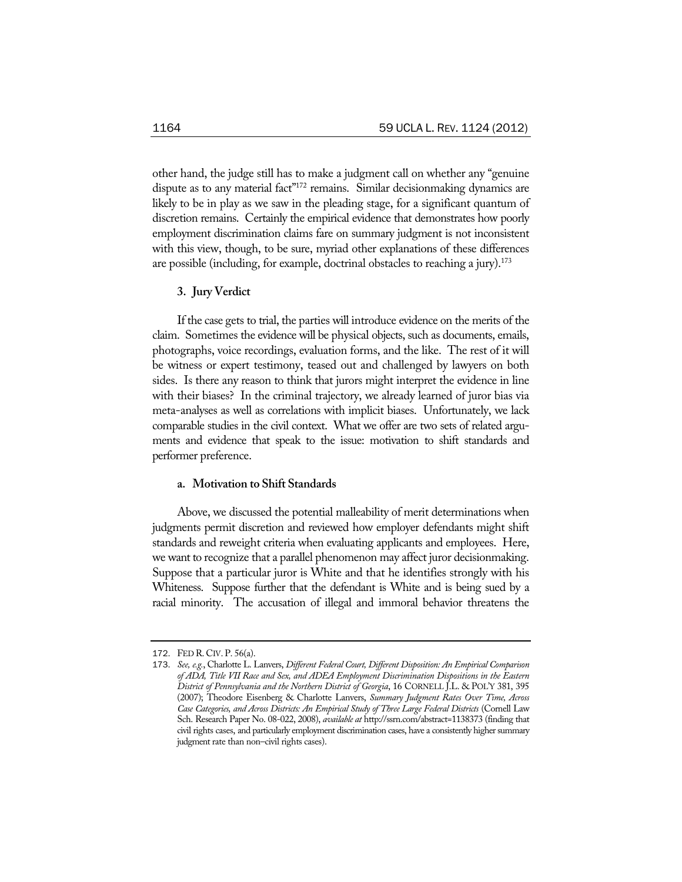other hand, the judge still has to make a judgment call on whether any "genuine dispute as to any material fact"[172] remains. Similar decisionmaking dynamics are likely to be in play as we saw in the pleading stage, for a significant quantum of discretion remains. Certainly the empirical evidence that demonstrates how poorly employment discrimination claims fare on summary judgment is not inconsistent with this view, though, to be sure, myriad other explanations of these differences are possible (including, for example, doctrinal obstacles to reaching a jury).[173]

### 3. Jury Verdict

If the case gets to trial, the parties will introduce evidence on the merits of the claim. Sometimes the evidence will be physical objects, such as documents, emails, photographs, voice recordings, evaluation forms, and the like. The rest of it will be witness or expert testimony, teased out and challenged by lawyers on both sides. Is there any reason to think that jurors might interpret the evidence in line with their biases? In the criminal trajectory, we already learned of juror bias via meta-analyses as well as correlations with implicit biases. Unfortunately, we lack comparable studies in the civil context. What we offer are two sets of related arguments and evidence that speak to the issue: motivation to shift standards and performer preference.

#### a. Motivation to Shift Standards

Above, we discussed the potential malleability of merit determinations when judgments permit discretion and reviewed how employer defendants might shift standards and reweight criteria when evaluating applicants and employees. Here, we want to recognize that a parallel phenomenon may affect juror decisionmaking. Suppose that a particular juror is White and that he identifies strongly with his Whiteness. Suppose further that the defendant is White and is being sued by a racial minority. The accusation of illegal and immoral behavior threatens the

---

172. FED R. CIV. P. 56(a).

173. *See, e.g.*, Charlotte L. Lanvers, *Different Federal Court, Different Disposition: An Empirical Comparison of ADA, Title VII Race and Sex, and ADEA Employment Discrimination Dispositions in the Eastern District of Pennsylvania and the Northern District of Georgia*, 16 CORNELL J.L. & POL'Y 381, 395 (2007); Theodore Eisenberg & Charlotte Lanvers, *Summary Judgment Rates Over Time, Across Case Categories, and Across Districts: An Empirical Study of Three Large Federal Districts* (Cornell Law Sch. Research Paper No. 08-022, 2008), *available at* http://ssrn.com/abstract=1138373 (finding that civil rights cases, and particularly employment discrimination cases, have a consistently higher summary judgment rate than non–civil rights cases).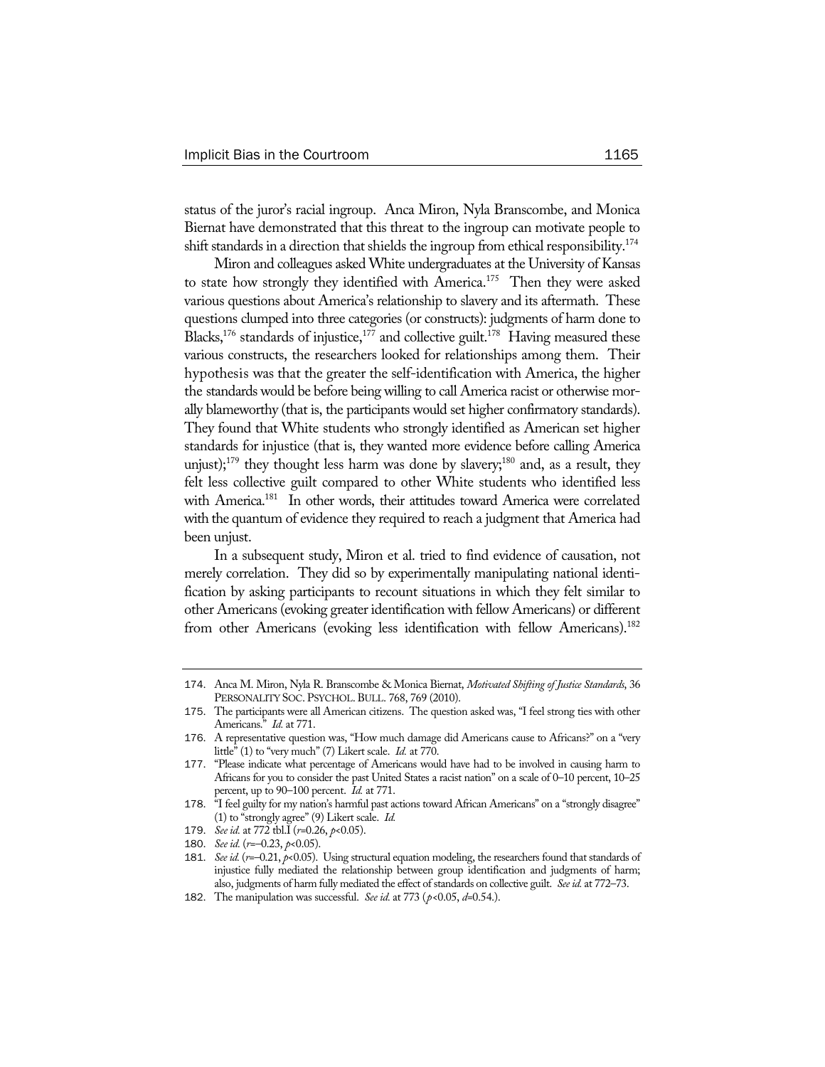status of the juror's racial ingroup. Anca Miron, Nyla Branscombe, and Monica Biernat have demonstrated that this threat to the ingroup can motivate people to shift standards in a direction that shields the ingroup from ethical responsibility.[174]

Miron and colleagues asked White undergraduates at the University of Kansas to state how strongly they identified with America.[175] Then they were asked various questions about America's relationship to slavery and its aftermath. These questions clumped into three categories (or constructs): judgments of harm done to Blacks,[176] standards of injustice,[177] and collective guilt.[178] Having measured these various constructs, the researchers looked for relationships among them. Their hypothesis was that the greater the self-identification with America, the higher the standards would be before being willing to call America racist or otherwise morally blameworthy (that is, the participants would set higher confirmatory standards). They found that White students who strongly identified as American set higher standards for injustice (that is, they wanted more evidence before calling America unjust);[179] they thought less harm was done by slavery;[180] and, as a result, they felt less collective guilt compared to other White students who identified less with America.[181] In other words, their attitudes toward America were correlated with the quantum of evidence they required to reach a judgment that America had been unjust.

In a subsequent study, Miron et al. tried to find evidence of causation, not merely correlation. They did so by experimentally manipulating national identification by asking participants to recount situations in which they felt similar to other Americans (evoking greater identification with fellow Americans) or different from other Americans (evoking less identification with fellow Americans).[182]

---

174. Anca M. Miron, Nyla R. Branscombe & Monica Biernat, *Motivated Shifting of Justice Standards*, 36 PERSONALITY SOC. PSYCHOL. BULL. 768, 769 (2010).

175. The participants were all American citizens. The question asked was, "I feel strong ties with other Americans." *Id.* at 771.

176. A representative question was, "How much damage did Americans cause to Africans?" on a "very little" (1) to "very much" (7) Likert scale. *Id.* at 770.

177. "Please indicate what percentage of Americans would have had to be involved in causing harm to Africans for you to consider the past United States a racist nation" on a scale of 0–10 percent, 10–25 percent, up to 90–100 percent. *Id.* at 771.

178. "I feel guilty for my nation's harmful past actions toward African Americans" on a "strongly disagree" (1) to "strongly agree" (9) Likert scale. *Id.*

179. *See id.* at 772 tbl.1 ($r$=0.26, $p$<0.05).

180. *See id.* ($r$=–0.23, $p$<0.05).

181. *See id.* ($r$=–0.21, $p$<0.05). Using structural equation modeling, the researchers found that standards of injustice fully mediated the relationship between group identification and judgments of harm; also, judgments of harm fully mediated the effect of standards on collective guilt. *See id.* at 772–73.

182. The manipulation was successful. *See id.* at 773 ($p$<0.05, $d$=0.54.).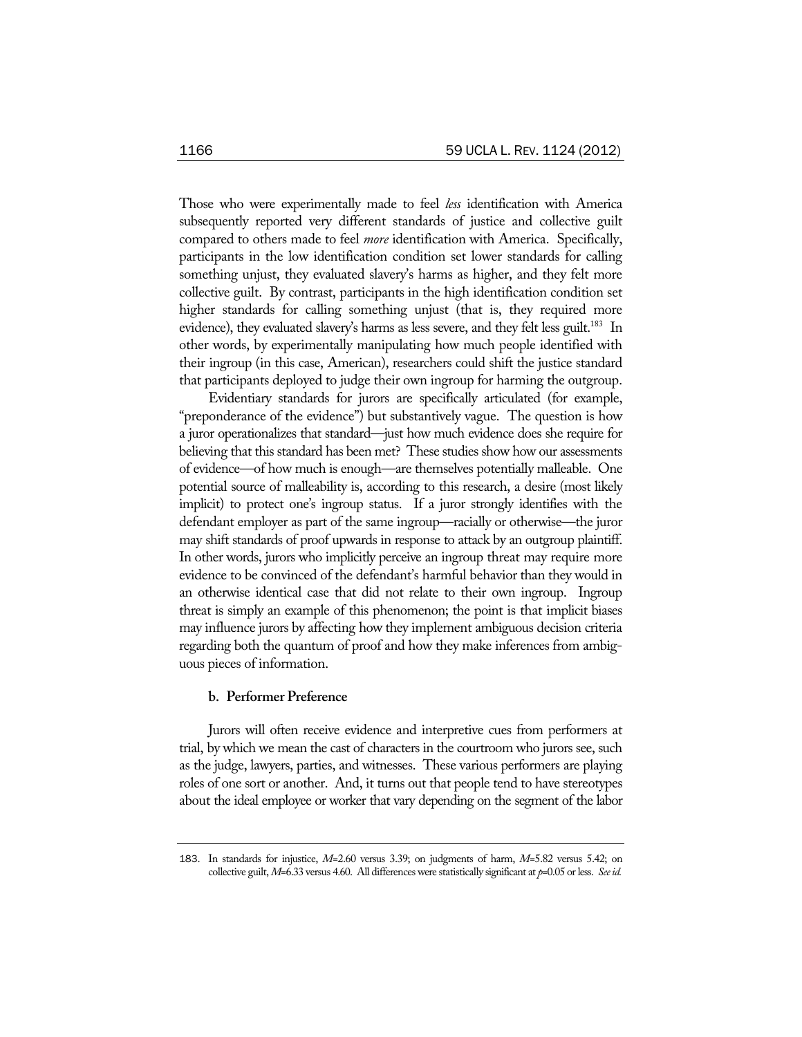Those who were experimentally made to feel *less* identification with America subsequently reported very different standards of justice and collective guilt compared to others made to feel *more* identification with America. Specifically, participants in the low identification condition set lower standards for calling something unjust, they evaluated slavery's harms as higher, and they felt more collective guilt. By contrast, participants in the high identification condition set higher standards for calling something unjust (that is, they required more evidence), they evaluated slavery's harms as less severe, and they felt less guilt.[183] In other words, by experimentally manipulating how much people identified with their ingroup (in this case, American), researchers could shift the justice standard that participants deployed to judge their own ingroup for harming the outgroup.

Evidentiary standards for jurors are specifically articulated (for example, "preponderance of the evidence") but substantively vague. The question is how a juror operationalizes that standard—just how much evidence does she require for believing that this standard has been met? These studies show how our assessments of evidence—of how much is enough—are themselves potentially malleable. One potential source of malleability is, according to this research, a desire (most likely implicit) to protect one's ingroup status. If a juror strongly identifies with the defendant employer as part of the same ingroup—racially or otherwise—the juror may shift standards of proof upwards in response to attack by an outgroup plaintiff. In other words, jurors who implicitly perceive an ingroup threat may require more evidence to be convinced of the defendant's harmful behavior than they would in an otherwise identical case that did not relate to their own ingroup. Ingroup threat is simply an example of this phenomenon; the point is that implicit biases may influence jurors by affecting how they implement ambiguous decision criteria regarding both the quantum of proof and how they make inferences from ambiguous pieces of information.

#### b. Performer Preference

Jurors will often receive evidence and interpretive cues from performers at trial, by which we mean the cast of characters in the courtroom who jurors see, such as the judge, lawyers, parties, and witnesses. These various performers are playing roles of one sort or another. And, it turns out that people tend to have stereotypes about the ideal employee or worker that vary depending on the segment of the labor

---

183. In standards for injustice, $M$=2.60 versus 3.39; on judgments of harm, $M$=5.82 versus 5.42; on collective guilt, $M$=6.33 versus 4.60. All differences were statistically significant at $p$=0.05 or less. *See id.*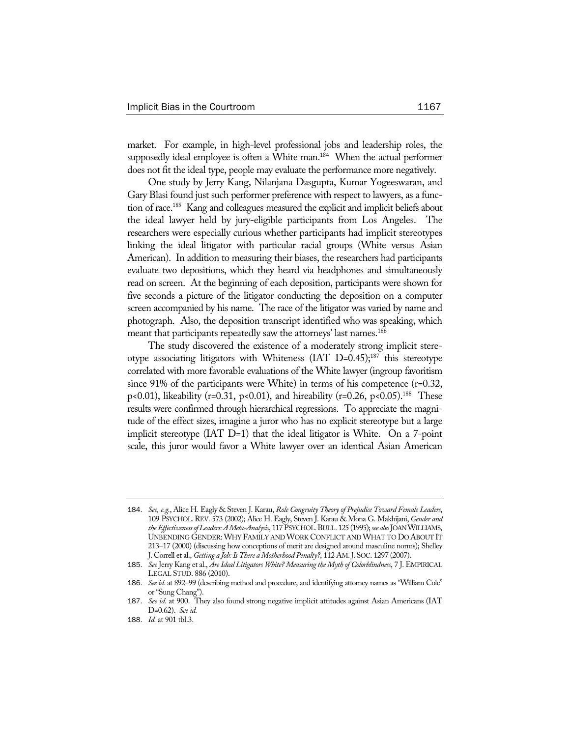market. For example, in high-level professional jobs and leadership roles, the supposedly ideal employee is often a White man.[184] When the actual performer does not fit the ideal type, people may evaluate the performance more negatively.

One study by Jerry Kang, Nilanjana Dasgupta, Kumar Yogeeswaran, and Gary Blasi found just such performer preference with respect to lawyers, as a function of race.[185] Kang and colleagues measured the explicit and implicit beliefs about the ideal lawyer held by jury-eligible participants from Los Angeles. The researchers were especially curious whether participants had implicit stereotypes linking the ideal litigator with particular racial groups (White versus Asian American). In addition to measuring their biases, the researchers had participants evaluate two depositions, which they heard via headphones and simultaneously read on screen. At the beginning of each deposition, participants were shown for five seconds a picture of the litigator conducting the deposition on a computer screen accompanied by his name. The race of the litigator was varied by name and photograph. Also, the deposition transcript identified who was speaking, which meant that participants repeatedly saw the attorneys' last names.[186]

The study discovered the existence of a moderately strong implicit stereotype associating litigators with Whiteness (IAT $D=0.45$);[187] this stereotype correlated with more favorable evaluations of the White lawyer (ingroup favoritism since 91% of the participants were White) in terms of his competence ($r=0.32$, $p<0.01$), likeability ($r=0.31$, $p<0.01$), and hireability ($r=0.26$, $p<0.05$).[188] These results were confirmed through hierarchical regressions. To appreciate the magnitude of the effect sizes, imagine a juror who has no explicit stereotype but a large implicit stereotype (IAT $D=1$) that the ideal litigator is White. On a 7-point scale, this juror would favor a White lawyer over an identical Asian American

---

184. *See, e.g.*, Alice H. Eagly & Steven J. Karau, *Role Congruity Theory of Prejudice Toward Female Leaders*, 109 PSYCHOL. REV. 573 (2002); Alice H. Eagly, Steven J. Karau & Mona G. Makhijani, *Gender and the Effectiveness of Leaders: A Meta-Analysis*, 117 PSYCHOL. BULL. 125 (1995); *see also* JOAN WILLIAMS, UNBENDING GENDER: WHY FAMILY AND WORK CONFLICT AND WHAT TO DO ABOUT IT 213–17 (2000) (discussing how conceptions of merit are designed around masculine norms); Shelley J. Correll et al., *Getting a Job: Is There a Motherhood Penalty?*, 112 AM. J. SOC. 1297 (2007).

185. *See* Jerry Kang et al., *Are Ideal Litigators White? Measuring the Myth of Colorblindness*, 7 J. EMPIRICAL LEGAL STUD. 886 (2010).

186. *See id.* at 892–99 (describing method and procedure, and identifying attorney names as "William Cole" or "Sung Chang").

187. *See id.* at 900. They also found strong negative implicit attitudes against Asian Americans (IAT $D=0.62$). *See id.*

188. *Id.* at 901 tbl.3.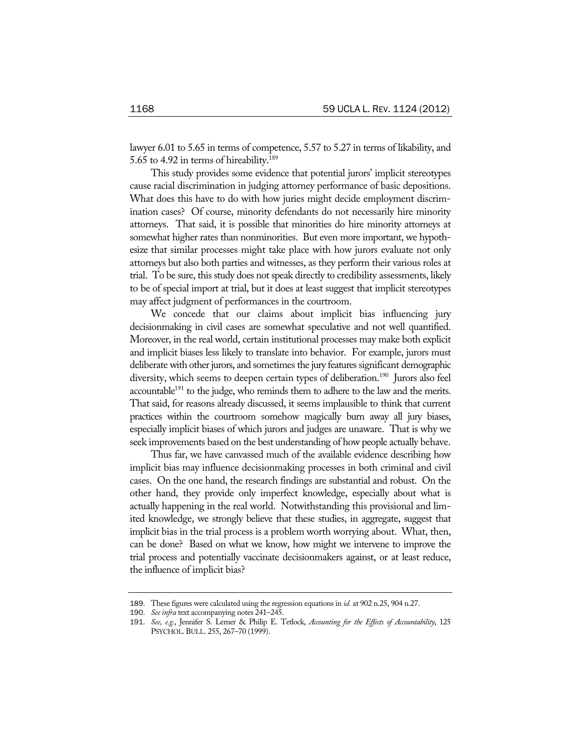lawyer 6.01 to 5.65 in terms of competence, 5.57 to 5.27 in terms of likability, and 5.65 to 4.92 in terms of hireability.[189]

This study provides some evidence that potential jurors' implicit stereotypes cause racial discrimination in judging attorney performance of basic depositions. What does this have to do with how juries might decide employment discrimination cases? Of course, minority defendants do not necessarily hire minority attorneys. That said, it is possible that minorities do hire minority attorneys at somewhat higher rates than nonminorities. But even more important, we hypothesize that similar processes might take place with how jurors evaluate not only attorneys but also both parties and witnesses, as they perform their various roles at trial. To be sure, this study does not speak directly to credibility assessments, likely to be of special import at trial, but it does at least suggest that implicit stereotypes may affect judgment of performances in the courtroom.

We concede that our claims about implicit bias influencing jury decisionmaking in civil cases are somewhat speculative and not well quantified. Moreover, in the real world, certain institutional processes may make both explicit and implicit biases less likely to translate into behavior. For example, jurors must deliberate with other jurors, and sometimes the jury features significant demographic diversity, which seems to deepen certain types of deliberation.[190] Jurors also feel accountable[191] to the judge, who reminds them to adhere to the law and the merits. That said, for reasons already discussed, it seems implausible to think that current practices within the courtroom somehow magically burn away all jury biases, especially implicit biases of which jurors and judges are unaware. That is why we seek improvements based on the best understanding of how people actually behave.

Thus far, we have canvassed much of the available evidence describing how implicit bias may influence decisionmaking processes in both criminal and civil cases. On the one hand, the research findings are substantial and robust. On the other hand, they provide only imperfect knowledge, especially about what is actually happening in the real world. Notwithstanding this provisional and limited knowledge, we strongly believe that these studies, in aggregate, suggest that implicit bias in the trial process is a problem worth worrying about. What, then, can be done? Based on what we know, how might we intervene to improve the trial process and potentially vaccinate decisionmakers against, or at least reduce, the influence of implicit bias?

---

189. These figures were calculated using the regression equations in *id.* at 902 n.25, 904 n.27.

190. *See infra* text accompanying notes 241–245.

191. *See, e.g.*, Jennifer S. Lerner & Philip E. Tetlock, *Accounting for the Effects of Accountability*, 125 PSYCHOL. BULL. 255, 267–70 (1999).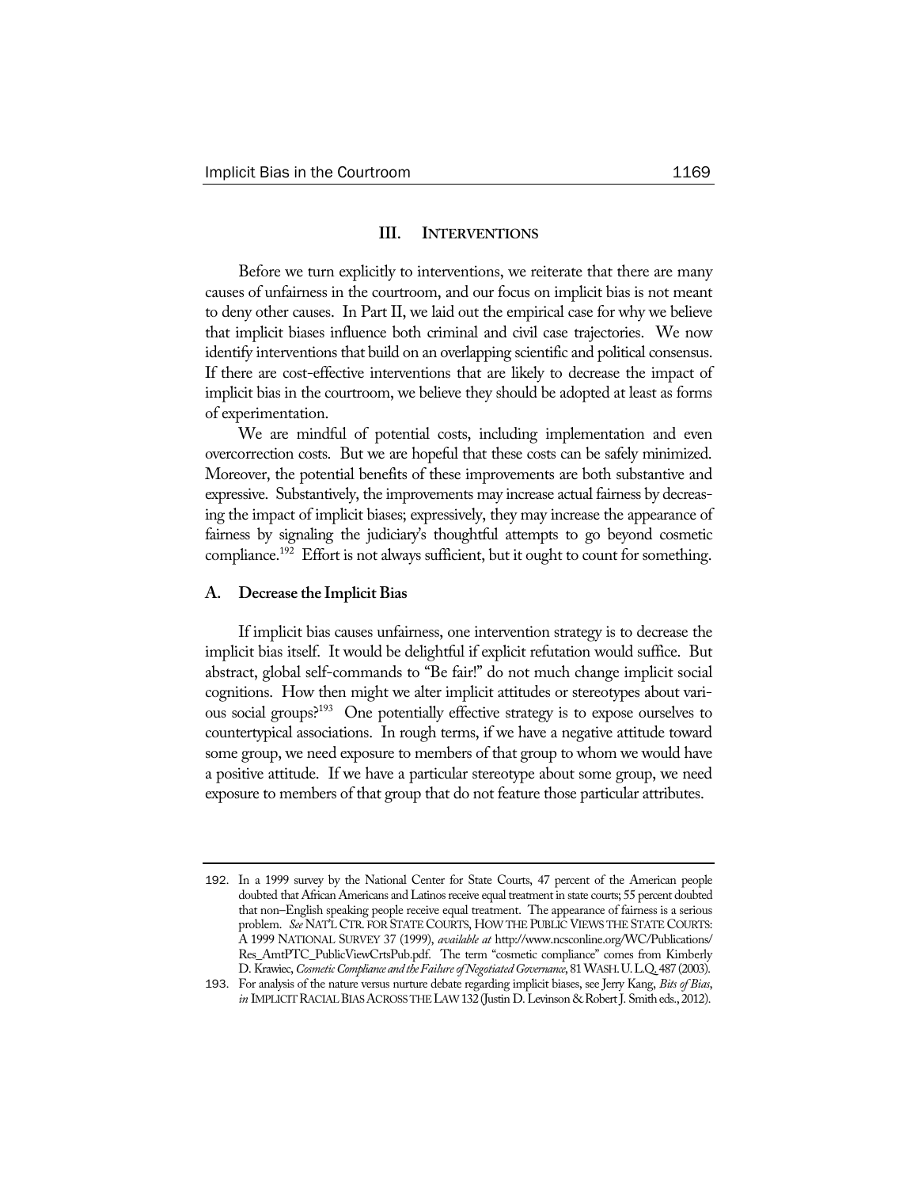## III. INTERVENTIONS

Before we turn explicitly to interventions, we reiterate that there are many causes of unfairness in the courtroom, and our focus on implicit bias is not meant to deny other causes. In Part II, we laid out the empirical case for why we believe that implicit biases influence both criminal and civil case trajectories. We now identify interventions that build on an overlapping scientific and political consensus. If there are cost-effective interventions that are likely to decrease the impact of implicit bias in the courtroom, we believe they should be adopted at least as forms of experimentation.

We are mindful of potential costs, including implementation and even overcorrection costs. But we are hopeful that these costs can be safely minimized. Moreover, the potential benefits of these improvements are both substantive and expressive. Substantively, the improvements may increase actual fairness by decreasing the impact of implicit biases; expressively, they may increase the appearance of fairness by signaling the judiciary's thoughtful attempts to go beyond cosmetic compliance.[192] Effort is not always sufficient, but it ought to count for something.

### A. Decrease the Implicit Bias

If implicit bias causes unfairness, one intervention strategy is to decrease the implicit bias itself. It would be delightful if explicit refutation would suffice. But abstract, global self-commands to "Be fair!" do not much change implicit social cognitions. How then might we alter implicit attitudes or stereotypes about various social groups?[193] One potentially effective strategy is to expose ourselves to countertypical associations. In rough terms, if we have a negative attitude toward some group, we need exposure to members of that group to whom we would have a positive attitude. If we have a particular stereotype about some group, we need exposure to members of that group that do not feature those particular attributes.

---

192. In a 1999 survey by the National Center for State Courts, 47 percent of the American people doubted that African Americans and Latinos receive equal treatment in state courts; 55 percent doubted that non–English speaking people receive equal treatment. The appearance of fairness is a serious problem. *See* NAT'L CTR. FOR STATE COURTS, HOW THE PUBLIC VIEWS THE STATE COURTS: A 1999 NATIONAL SURVEY 37 (1999), *available at* http://www.ncsconline.org/WC/Publications/Res_AmtPTC_PublicViewCrtsPub.pdf. The term "cosmetic compliance" comes from Kimberly D. Krawiec, *Cosmetic Compliance and the Failure of Negotiated Governance*, 81 WASH. U. L.Q. 487 (2003).

193. For analysis of the nature versus nurture debate regarding implicit biases, see Jerry Kang, *Bits of Bias*, *in* IMPLICIT RACIAL BIAS ACROSS THE LAW 132 (Justin D. Levinson & Robert J. Smith eds., 2012).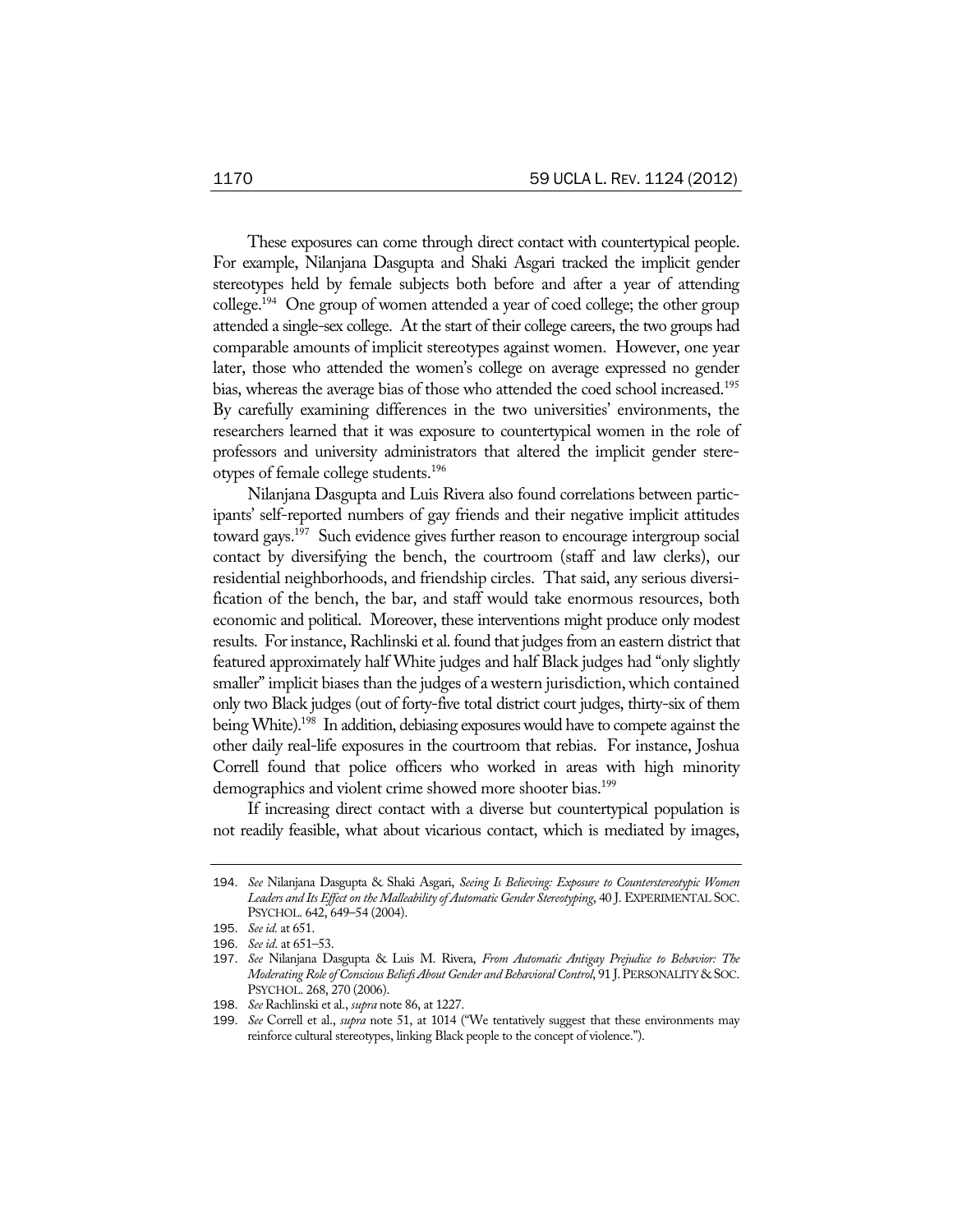These exposures can come through direct contact with countertypical people. For example, Nilanjana Dasgupta and Shaki Asgari tracked the implicit gender stereotypes held by female subjects both before and after a year of attending college.[194] One group of women attended a year of coed college; the other group attended a single-sex college. At the start of their college careers, the two groups had comparable amounts of implicit stereotypes against women. However, one year later, those who attended the women's college on average expressed no gender bias, whereas the average bias of those who attended the coed school increased.[195] By carefully examining differences in the two universities' environments, the researchers learned that it was exposure to countertypical women in the role of professors and university administrators that altered the implicit gender stereotypes of female college students.[196]

Nilanjana Dasgupta and Luis Rivera also found correlations between participants' self-reported numbers of gay friends and their negative implicit attitudes toward gays.[197] Such evidence gives further reason to encourage intergroup social contact by diversifying the bench, the courtroom (staff and law clerks), our residential neighborhoods, and friendship circles. That said, any serious diversification of the bench, the bar, and staff would take enormous resources, both economic and political. Moreover, these interventions might produce only modest results. For instance, Rachlinski et al. found that judges from an eastern district that featured approximately half White judges and half Black judges had "only slightly smaller" implicit biases than the judges of a western jurisdiction, which contained only two Black judges (out of forty-five total district court judges, thirty-six of them being White).[198] In addition, debiasing exposures would have to compete against the other daily real-life exposures in the courtroom that rebias. For instance, Joshua Correll found that police officers who worked in areas with high minority demographics and violent crime showed more shooter bias.[199]

If increasing direct contact with a diverse but countertypical population is not readily feasible, what about vicarious contact, which is mediated by images,

---

194. *See* Nilanjana Dasgupta & Shaki Asgari, *Seeing Is Believing: Exposure to Counterstereotypic Women Leaders and Its Effect on the Malleability of Automatic Gender Stereotyping*, 40 J. EXPERIMENTAL SOC. PSYCHOL. 642, 649–54 (2004).

195. *See id.* at 651.

196. *See id.* at 651–53.

197. *See* Nilanjana Dasgupta & Luis M. Rivera, *From Automatic Antigay Prejudice to Behavior: The Moderating Role of Conscious Beliefs About Gender and Behavioral Control*, 91 J. PERSONALITY & SOC. PSYCHOL. 268, 270 (2006).

198. *See* Rachlinski et al., *supra* note 86, at 1227.

199. *See* Correll et al., *supra* note 51, at 1014 ("We tentatively suggest that these environments may reinforce cultural stereotypes, linking Black people to the concept of violence.").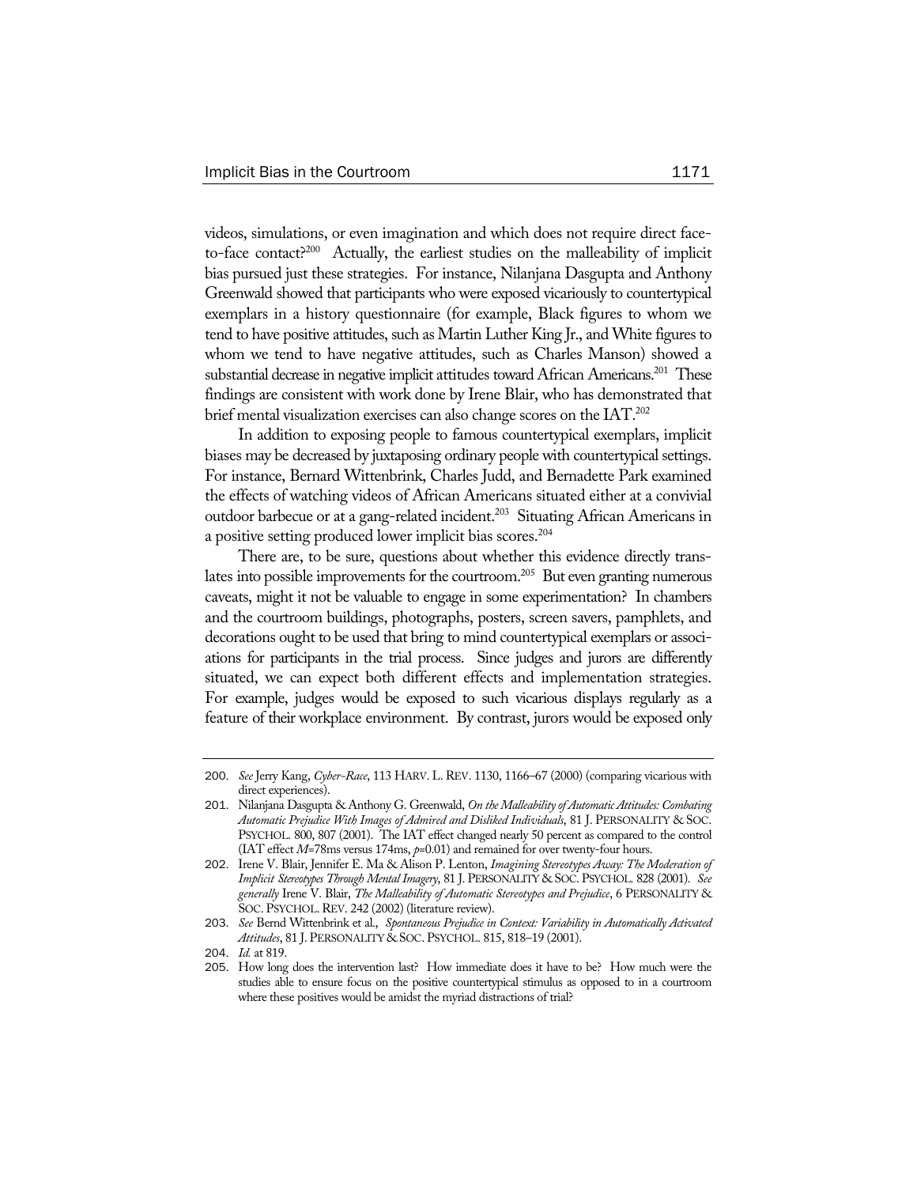videos, simulations, or even imagination and which does not require direct face-to-face contact?[200] Actually, the earliest studies on the malleability of implicit bias pursued just these strategies. For instance, Nilanjana Dasgupta and Anthony Greenwald showed that participants who were exposed vicariously to countertypical exemplars in a history questionnaire (for example, Black figures to whom we tend to have positive attitudes, such as Martin Luther King Jr., and White figures to whom we tend to have negative attitudes, such as Charles Manson) showed a substantial decrease in negative implicit attitudes toward African Americans.[201] These findings are consistent with work done by Irene Blair, who has demonstrated that brief mental visualization exercises can also change scores on the IAT.[202]

In addition to exposing people to famous countertypical exemplars, implicit biases may be decreased by juxtaposing ordinary people with countertypical settings. For instance, Bernard Wittenbrink, Charles Judd, and Bernadette Park examined the effects of watching videos of African Americans situated either at a convivial outdoor barbecue or at a gang-related incident.[203] Situating African Americans in a positive setting produced lower implicit bias scores.[204]

There are, to be sure, questions about whether this evidence directly translates into possible improvements for the courtroom.[205] But even granting numerous caveats, might it not be valuable to engage in some experimentation? In chambers and the courtroom buildings, photographs, posters, screen savers, pamphlets, and decorations ought to be used that bring to mind countertypical exemplars or associations for participants in the trial process. Since judges and jurors are differently situated, we can expect both different effects and implementation strategies. For example, judges would be exposed to such vicarious displays regularly as a feature of their workplace environment. By contrast, jurors would be exposed only

---

200. *See* Jerry Kang, *Cyber-Race*, 113 HARV. L. REV. 1130, 1166–67 (2000) (comparing vicarious with direct experiences).

201. Nilanjana Dasgupta & Anthony G. Greenwald, *On the Malleability of Automatic Attitudes: Combating Automatic Prejudice With Images of Admired and Disliked Individuals*, 81 J. PERSONALITY & SOC. PSYCHOL. 800, 807 (2001). The IAT effect changed nearly 50 percent as compared to the control (IAT effect $M$=78ms versus 174ms, $p$=0.01) and remained for over twenty-four hours.

202. Irene V. Blair, Jennifer E. Ma & Alison P. Lenton, *Imagining Stereotypes Away: The Moderation of Implicit Stereotypes Through Mental Imagery*, 81 J. PERSONALITY & SOC. PSYCHOL. 828 (2001). *See generally* Irene V. Blair, *The Malleability of Automatic Stereotypes and Prejudice*, 6 PERSONALITY & SOC. PSYCHOL. REV. 242 (2002) (literature review).

203. *See* Bernd Wittenbrink et al., *Spontaneous Prejudice in Context: Variability in Automatically Activated Attitudes*, 81 J. PERSONALITY & SOC. PSYCHOL. 815, 818–19 (2001).

204. *Id.* at 819.

205. How long does the intervention last? How immediate does it have to be? How much were the studies able to ensure focus on the positive countertypical stimulus as opposed to in a courtroom where these positives would be amidst the myriad distractions of trial?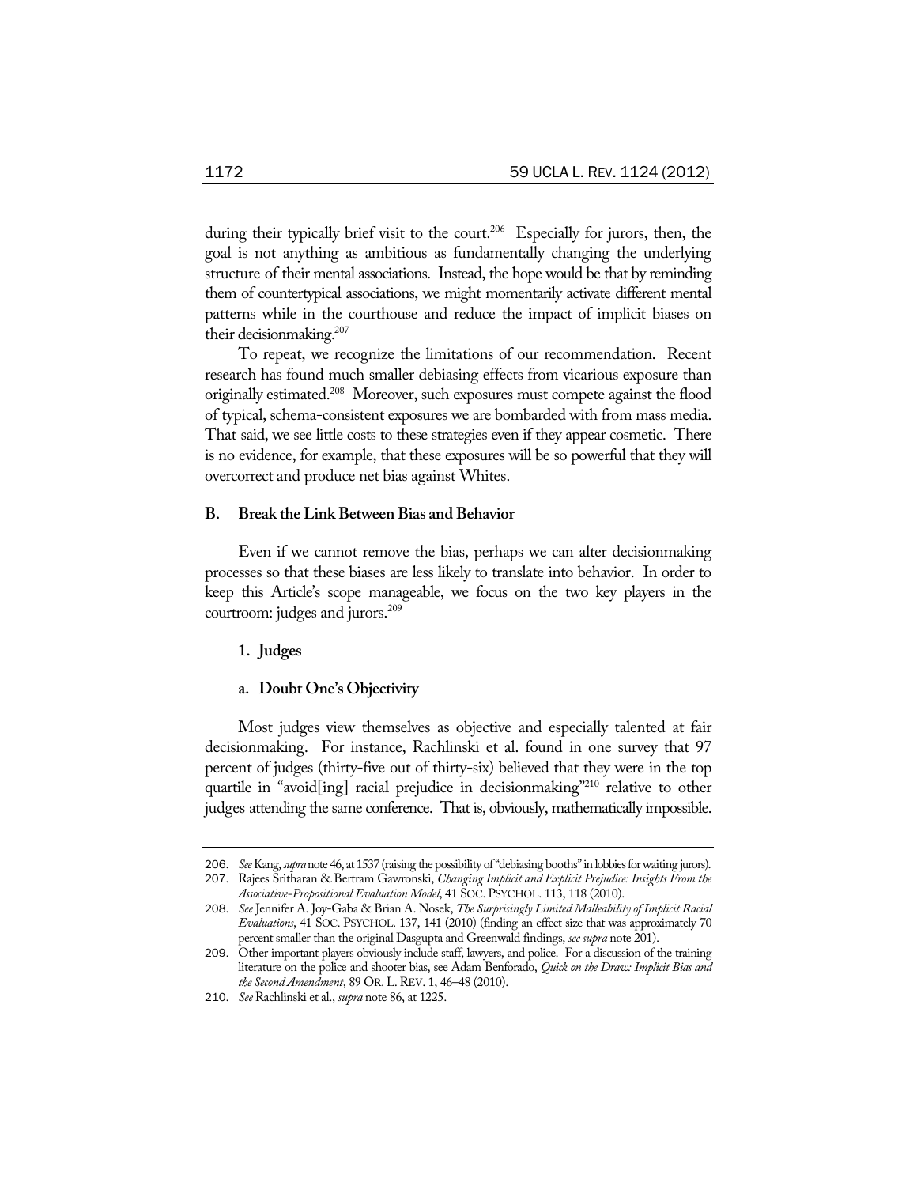during their typically brief visit to the court.[206] Especially for jurors, then, the goal is not anything as ambitious as fundamentally changing the underlying structure of their mental associations. Instead, the hope would be that by reminding them of countertypical associations, we might momentarily activate different mental patterns while in the courthouse and reduce the impact of implicit biases on their decisionmaking.[207]

To repeat, we recognize the limitations of our recommendation. Recent research has found much smaller debiasing effects from vicarious exposure than originally estimated.[208] Moreover, such exposures must compete against the flood of typical, schema-consistent exposures we are bombarded with from mass media. That said, we see little costs to these strategies even if they appear cosmetic. There is no evidence, for example, that these exposures will be so powerful that they will overcorrect and produce net bias against Whites.

### B. Break the Link Between Bias and Behavior

Even if we cannot remove the bias, perhaps we can alter decisionmaking processes so that these biases are less likely to translate into behavior. In order to keep this Article's scope manageable, we focus on the two key players in the courtroom: judges and jurors.[209]

#### 1. Judges

##### a. Doubt One's Objectivity

Most judges view themselves as objective and especially talented at fair decisionmaking. For instance, Rachlinski et al. found in one survey that 97 percent of judges (thirty-five out of thirty-six) believed that they were in the top quartile in "avoid[ing] racial prejudice in decisionmaking"[210] relative to other judges attending the same conference. That is, obviously, mathematically impossible.

---

206. *See* Kang, *supra* note 46, at 1537 (raising the possibility of "debiasing booths" in lobbies for waiting jurors).

207. Rajees Sritharan & Bertram Gawronski, *Changing Implicit and Explicit Prejudice: Insights From the Associative-Propositional Evaluation Model*, 41 SOC. PSYCHOL. 113, 118 (2010).

208. *See* Jennifer A. Joy-Gaba & Brian A. Nosek, *The Surprisingly Limited Malleability of Implicit Racial Evaluations*, 41 SOC. PSYCHOL. 137, 141 (2010) (finding an effect size that was approximately 70 percent smaller than the original Dasgupta and Greenwald findings, *see supra* note 201).

209. Other important players obviously include staff, lawyers, and police. For a discussion of the training literature on the police and shooter bias, see Adam Benforado, *Quick on the Draw: Implicit Bias and the Second Amendment*, 89 OR. L. REV. 1, 46–48 (2010).

210. *See* Rachlinski et al., *supra* note 86, at 1225.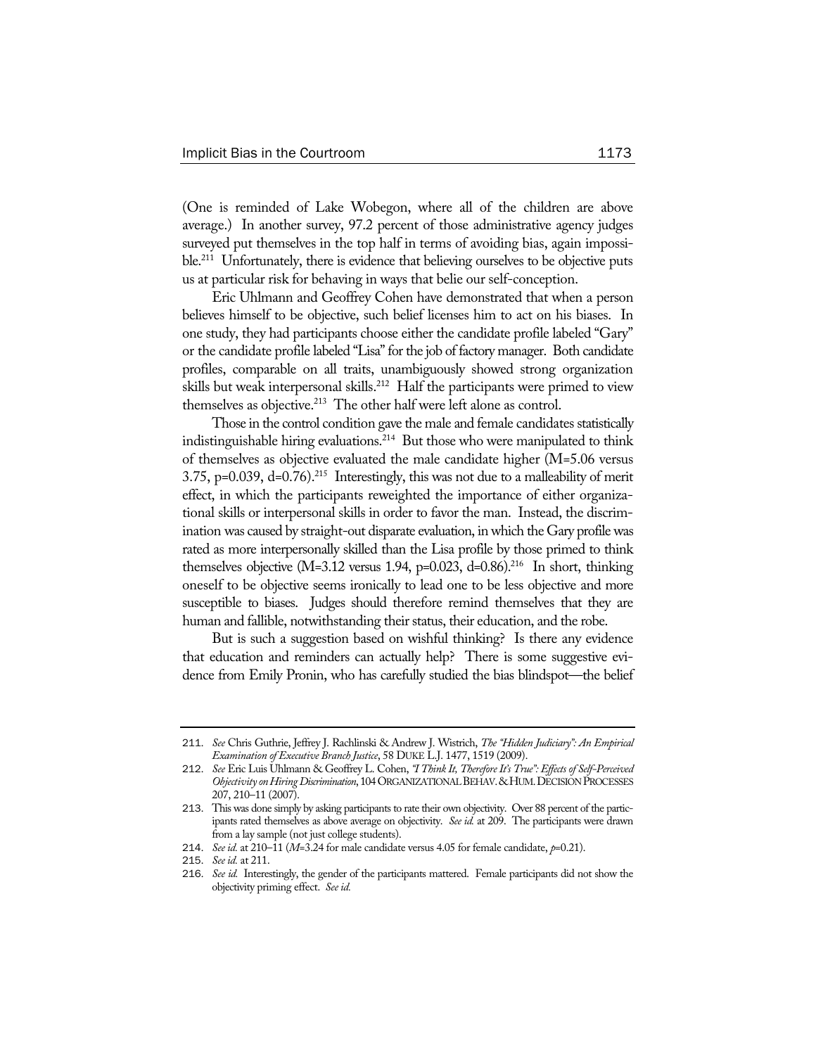(One is reminded of Lake Wobegon, where all of the children are above average.) In another survey, 97.2 percent of those administrative agency judges surveyed put themselves in the top half in terms of avoiding bias, again impossible.[211] Unfortunately, there is evidence that believing ourselves to be objective puts us at particular risk for behaving in ways that belie our self-conception.

Eric Uhlmann and Geoffrey Cohen have demonstrated that when a person believes himself to be objective, such belief licenses him to act on his biases. In one study, they had participants choose either the candidate profile labeled "Gary" or the candidate profile labeled "Lisa" for the job of factory manager. Both candidate profiles, comparable on all traits, unambiguously showed strong organization skills but weak interpersonal skills.[212] Half the participants were primed to view themselves as objective.[213] The other half were left alone as control.

Those in the control condition gave the male and female candidates statistically indistinguishable hiring evaluations.[214] But those who were manipulated to think of themselves as objective evaluated the male candidate higher (M=5.06 versus 3.75, p=0.039, d=0.76).[215] Interestingly, this was not due to a malleability of merit effect, in which the participants reweighted the importance of either organizational skills or interpersonal skills in order to favor the man. Instead, the discrimination was caused by straight-out disparate evaluation, in which the Gary profile was rated as more interpersonally skilled than the Lisa profile by those primed to think themselves objective (M=3.12 versus 1.94, p=0.023, d=0.86).[216] In short, thinking oneself to be objective seems ironically to lead one to be less objective and more susceptible to biases. Judges should therefore remind themselves that they are human and fallible, notwithstanding their status, their education, and the robe.

But is such a suggestion based on wishful thinking? Is there any evidence that education and reminders can actually help? There is some suggestive evidence from Emily Pronin, who has carefully studied the bias blindspot—the belief

---

211. *See* Chris Guthrie, Jeffrey J. Rachlinski & Andrew J. Wistrich, *The "Hidden Judiciary": An Empirical Examination of Executive Branch Justice*, 58 DUKE L.J. 1477, 1519 (2009).

212. *See* Eric Luis Uhlmann & Geoffrey L. Cohen, *"I Think It, Therefore It's True": Effects of Self-Perceived Objectivity on Hiring Discrimination*, 104 ORGANIZATIONAL BEHAV. & HUM. DECISION PROCESSES 207, 210–11 (2007).

213. This was done simply by asking participants to rate their own objectivity. Over 88 percent of the participants rated themselves as above average on objectivity. *See id.* at 209. The participants were drawn from a lay sample (not just college students).

214. *See id.* at 210–11 (*M*=3.24 for male candidate versus 4.05 for female candidate, *p*=0.21).

215. *See id.* at 211.

216. *See id.* Interestingly, the gender of the participants mattered. Female participants did not show the objectivity priming effect. *See id.*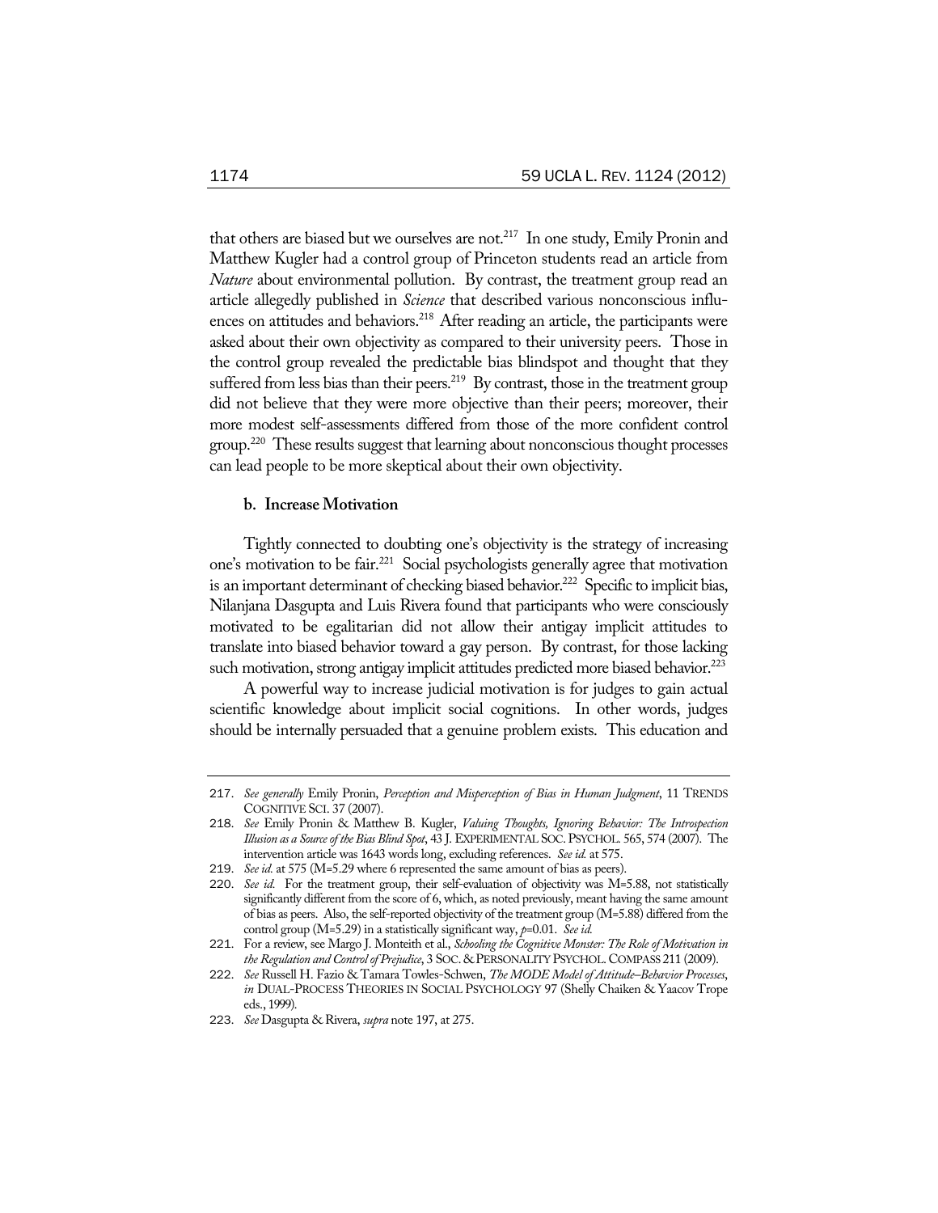that others are biased but we ourselves are not.[217] In one study, Emily Pronin and Matthew Kugler had a control group of Princeton students read an article from *Nature* about environmental pollution. By contrast, the treatment group read an article allegedly published in *Science* that described various nonconscious influences on attitudes and behaviors.[218] After reading an article, the participants were asked about their own objectivity as compared to their university peers. Those in the control group revealed the predictable bias blindspot and thought that they suffered from less bias than their peers.[219] By contrast, those in the treatment group did not believe that they were more objective than their peers; moreover, their more modest self-assessments differed from those of the more confident control group.[220] These results suggest that learning about nonconscious thought processes can lead people to be more skeptical about their own objectivity.

#### b. Increase Motivation

Tightly connected to doubting one's objectivity is the strategy of increasing one's motivation to be fair.[221] Social psychologists generally agree that motivation is an important determinant of checking biased behavior.[222] Specific to implicit bias, Nilanjana Dasgupta and Luis Rivera found that participants who were consciously motivated to be egalitarian did not allow their antigay implicit attitudes to translate into biased behavior toward a gay person. By contrast, for those lacking such motivation, strong antigay implicit attitudes predicted more biased behavior.[223]

A powerful way to increase judicial motivation is for judges to gain actual scientific knowledge about implicit social cognitions. In other words, judges should be internally persuaded that a genuine problem exists. This education and

---

217. *See generally* Emily Pronin, *Perception and Misperception of Bias in Human Judgment*, 11 TRENDS COGNITIVE SCI. 37 (2007).

218. *See* Emily Pronin & Matthew B. Kugler, *Valuing Thoughts, Ignoring Behavior: The Introspection Illusion as a Source of the Bias Blind Spot*, 43 J. EXPERIMENTAL SOC. PSYCHOL. 565, 574 (2007). The intervention article was 1643 words long, excluding references. *See id.* at 575.

219. *See id.* at 575 (M=5.29 where 6 represented the same amount of bias as peers).

220. *See id.* For the treatment group, their self-evaluation of objectivity was M=5.88, not statistically significantly different from the score of 6, which, as noted previously, meant having the same amount of bias as peers. Also, the self-reported objectivity of the treatment group (M=5.88) differed from the control group (M=5.29) in a statistically significant way, $p$=0.01. *See id.*

221. For a review, see Margo J. Monteith et al., *Schooling the Cognitive Monster: The Role of Motivation in the Regulation and Control of Prejudice*, 3 SOC. & PERSONALITY PSYCHOL. COMPASS 211 (2009).

222. *See* Russell H. Fazio & Tamara Towles-Schwen, *The MODE Model of Attitude–Behavior Processes*, *in* DUAL-PROCESS THEORIES IN SOCIAL PSYCHOLOGY 97 (Shelly Chaiken & Yaacov Trope eds., 1999).

223. *See* Dasgupta & Rivera, *supra* note 197, at 275.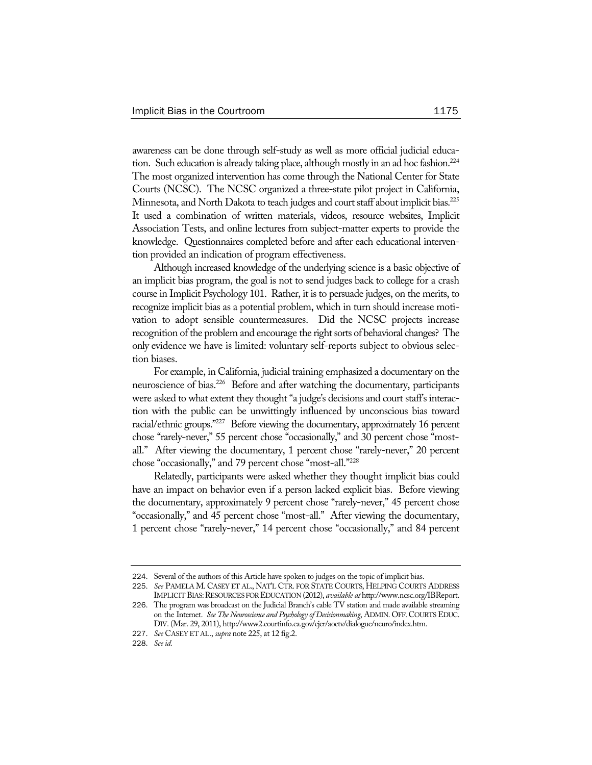awareness can be done through self-study as well as more official judicial education. Such education is already taking place, although mostly in an ad hoc fashion.[224] The most organized intervention has come through the National Center for State Courts (NCSC). The NCSC organized a three-state pilot project in California, Minnesota, and North Dakota to teach judges and court staff about implicit bias.[225] It used a combination of written materials, videos, resource websites, Implicit Association Tests, and online lectures from subject-matter experts to provide the knowledge. Questionnaires completed before and after each educational intervention provided an indication of program effectiveness.

Although increased knowledge of the underlying science is a basic objective of an implicit bias program, the goal is not to send judges back to college for a crash course in Implicit Psychology 101. Rather, it is to persuade judges, on the merits, to recognize implicit bias as a potential problem, which in turn should increase motivation to adopt sensible countermeasures. Did the NCSC projects increase recognition of the problem and encourage the right sorts of behavioral changes? The only evidence we have is limited: voluntary self-reports subject to obvious selection biases.

For example, in California, judicial training emphasized a documentary on the neuroscience of bias.[226] Before and after watching the documentary, participants were asked to what extent they thought "a judge's decisions and court staff's interaction with the public can be unwittingly influenced by unconscious bias toward racial/ethnic groups."[227] Before viewing the documentary, approximately 16 percent chose "rarely-never," 55 percent chose "occasionally," and 30 percent chose "most-all." After viewing the documentary, 1 percent chose "rarely-never," 20 percent chose "occasionally," and 79 percent chose "most-all."[228]

Relatedly, participants were asked whether they thought implicit bias could have an impact on behavior even if a person lacked explicit bias. Before viewing the documentary, approximately 9 percent chose "rarely-never," 45 percent chose "occasionally," and 45 percent chose "most-all." After viewing the documentary, 1 percent chose "rarely-never," 14 percent chose "occasionally," and 84 percent

---

224. Several of the authors of this Article have spoken to judges on the topic of implicit bias.

225. *See* PAMELA M. CASEY ET AL., NAT'L CTR. FOR STATE COURTS, HELPING COURTS ADDRESS IMPLICIT BIAS: RESOURCES FOR EDUCATION (2012), *available at* http://www.ncsc.org/IBReport.

226. The program was broadcast on the Judicial Branch's cable TV station and made available streaming on the Internet. *See The Neuroscience and Psychology of Decisionmaking*, ADMIN. OFF. COURTS EDUC. DIV. (Mar. 29, 2011), http://www2.courtinfo.ca.gov/cjer/aoctv/dialogue/neuro/index.htm.

227. *See* CASEY ET AL., *supra* note 225, at 12 fig.2.

228. *See id.*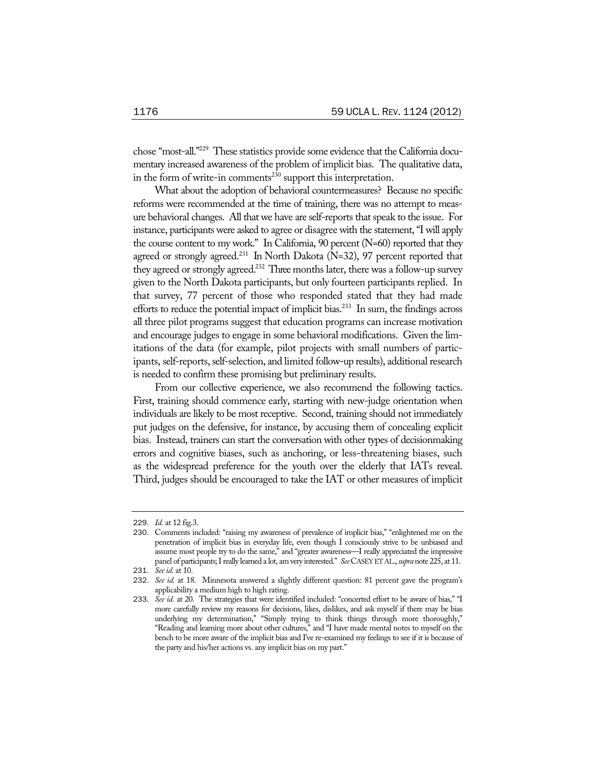chose "most-all."[229] These statistics provide some evidence that the California documentary increased awareness of the problem of implicit bias. The qualitative data, in the form of write-in comments[230] support this interpretation.

What about the adoption of behavioral countermeasures? Because no specific reforms were recommended at the time of training, there was no attempt to measure behavioral changes. All that we have are self-reports that speak to the issue. For instance, participants were asked to agree or disagree with the statement, "I will apply the course content to my work." In California, 90 percent (N=60) reported that they agreed or strongly agreed.[231] In North Dakota (N=32), 97 percent reported that they agreed or strongly agreed.[232] Three months later, there was a follow-up survey given to the North Dakota participants, but only fourteen participants replied. In that survey, 77 percent of those who responded stated that they had made efforts to reduce the potential impact of implicit bias.[233] In sum, the findings across all three pilot programs suggest that education programs can increase motivation and encourage judges to engage in some behavioral modifications. Given the limitations of the data (for example, pilot projects with small numbers of participants, self-reports, self-selection, and limited follow-up results), additional research is needed to confirm these promising but preliminary results.

From our collective experience, we also recommend the following tactics. First, training should commence early, starting with new-judge orientation when individuals are likely to be most receptive. Second, training should not immediately put judges on the defensive, for instance, by accusing them of concealing explicit bias. Instead, trainers can start the conversation with other types of decisionmaking errors and cognitive biases, such as anchoring, or less-threatening biases, such as the widespread preference for the youth over the elderly that IATs reveal. Third, judges should be encouraged to take the IAT or other measures of implicit

---

229. *Id.* at 12 fig.3.

230. Comments included: "raising my awareness of prevalence of implicit bias," "enlightened me on the penetration of implicit bias in everyday life, even though I consciously strive to be unbiased and assume most people try to do the same," and "greater awareness—I really appreciated the impressive panel of participants; I really learned a lot, am very interested." *See* CASEY ET AL., *supra* note 225, at 11.

231. *See id.* at 10.

232. *See id.* at 18. Minnesota answered a slightly different question: 81 percent gave the program's applicability a medium high to high rating.

233. *See id.* at 20. The strategies that were identified included: "concerted effort to be aware of bias," "I more carefully review my reasons for decisions, likes, dislikes, and ask myself if there may be bias underlying my determination," "Simply trying to think things through more thoroughly," "Reading and learning more about other cultures," and "I have made mental notes to myself on the bench to be more aware of the implicit bias and I've re-examined my feelings to see if it is because of the party and his/her actions vs. any implicit bias on my part."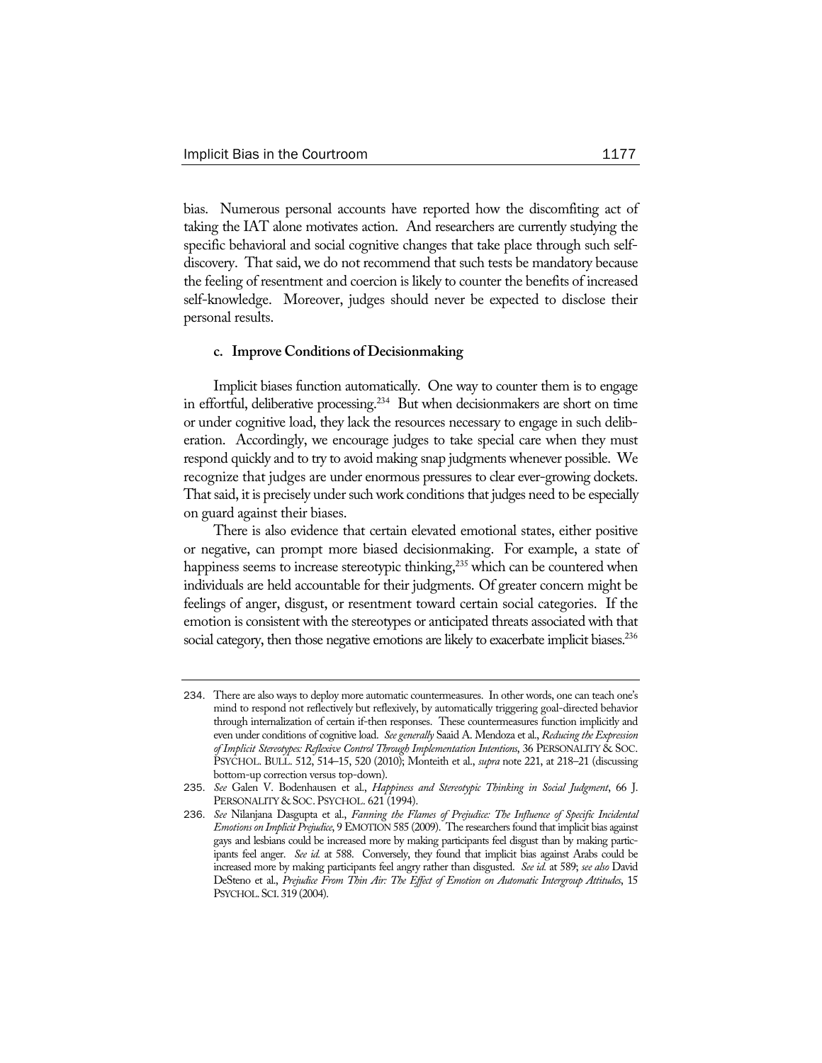bias. Numerous personal accounts have reported how the discomfiting act of taking the IAT alone motivates action. And researchers are currently studying the specific behavioral and social cognitive changes that take place through such self-discovery. That said, we do not recommend that such tests be mandatory because the feeling of resentment and coercion is likely to counter the benefits of increased self-knowledge. Moreover, judges should never be expected to disclose their personal results.

#### c. Improve Conditions of Decisionmaking

Implicit biases function automatically. One way to counter them is to engage in effortful, deliberative processing.[234] But when decisionmakers are short on time or under cognitive load, they lack the resources necessary to engage in such deliberation. Accordingly, we encourage judges to take special care when they must respond quickly and to try to avoid making snap judgments whenever possible. We recognize that judges are under enormous pressures to clear ever-growing dockets. That said, it is precisely under such work conditions that judges need to be especially on guard against their biases.

There is also evidence that certain elevated emotional states, either positive or negative, can prompt more biased decisionmaking. For example, a state of happiness seems to increase stereotypic thinking,[235] which can be countered when individuals are held accountable for their judgments. Of greater concern might be feelings of anger, disgust, or resentment toward certain social categories. If the emotion is consistent with the stereotypes or anticipated threats associated with that social category, then those negative emotions are likely to exacerbate implicit biases.[236]

---

234. There are also ways to deploy more automatic countermeasures. In other words, one can teach one's mind to respond not reflectively but reflexively, by automatically triggering goal-directed behavior through internalization of certain if-then responses. These countermeasures function implicitly and even under conditions of cognitive load. *See generally* Saaid A. Mendoza et al., *Reducing the Expression of Implicit Stereotypes: Reflexive Control Through Implementation Intentions*, 36 PERSONALITY & SOC. PSYCHOL. BULL. 512, 514–15, 520 (2010); Monteith et al., *supra* note 221, at 218–21 (discussing bottom-up correction versus top-down).

235. *See* Galen V. Bodenhausen et al., *Happiness and Stereotypic Thinking in Social Judgment*, 66 J. PERSONALITY & SOC. PSYCHOL. 621 (1994).

236. *See* Nilanjana Dasgupta et al., *Fanning the Flames of Prejudice: The Influence of Specific Incidental Emotions on Implicit Prejudice*, 9 EMOTION 585 (2009). The researchers found that implicit bias against gays and lesbians could be increased more by making participants feel disgust than by making participants feel anger. *See id.* at 588. Conversely, they found that implicit bias against Arabs could be increased more by making participants feel angry rather than disgusted. *See id.* at 589; *see also* David DeSteno et al., *Prejudice From Thin Air: The Effect of Emotion on Automatic Intergroup Attitudes*, 15 PSYCHOL. SCI. 319 (2004).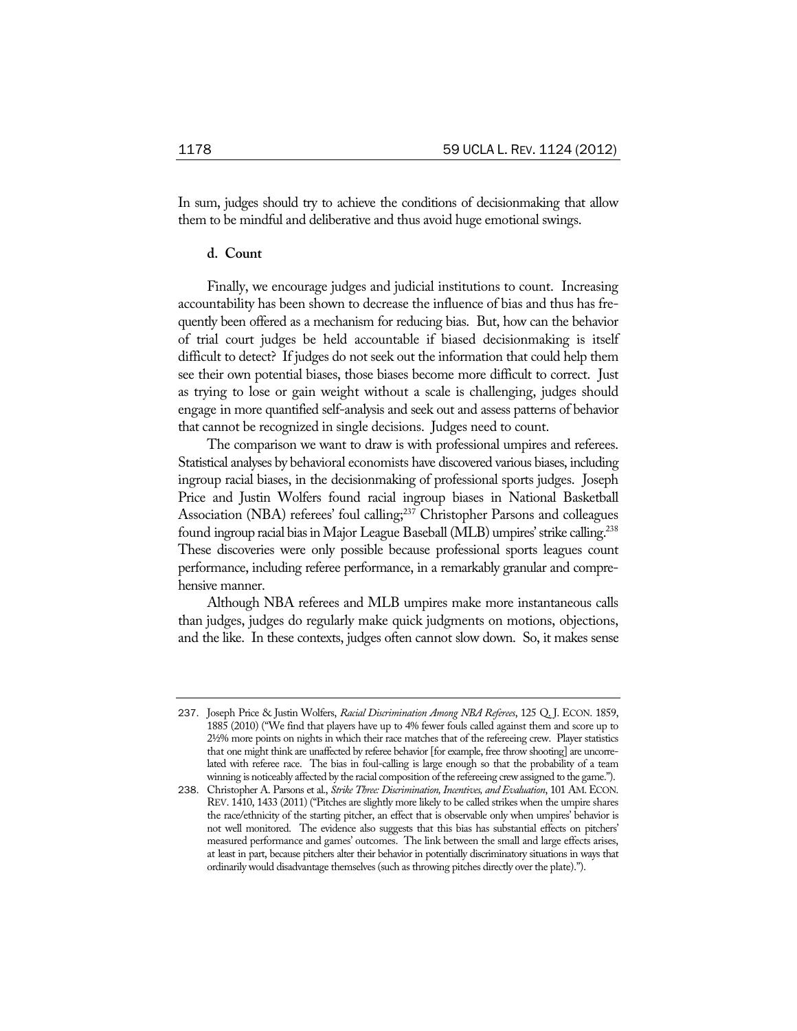In sum, judges should try to achieve the conditions of decisionmaking that allow them to be mindful and deliberative and thus avoid huge emotional swings.

#### d. Count

Finally, we encourage judges and judicial institutions to count. Increasing accountability has been shown to decrease the influence of bias and thus has frequently been offered as a mechanism for reducing bias. But, how can the behavior of trial court judges be held accountable if biased decisionmaking is itself difficult to detect? If judges do not seek out the information that could help them see their own potential biases, those biases become more difficult to correct. Just as trying to lose or gain weight without a scale is challenging, judges should engage in more quantified self-analysis and seek out and assess patterns of behavior that cannot be recognized in single decisions. Judges need to count.

The comparison we want to draw is with professional umpires and referees. Statistical analyses by behavioral economists have discovered various biases, including ingroup racial biases, in the decisionmaking of professional sports judges. Joseph Price and Justin Wolfers found racial ingroup biases in National Basketball Association (NBA) referees' foul calling;[237] Christopher Parsons and colleagues found ingroup racial bias in Major League Baseball (MLB) umpires' strike calling.[238] These discoveries were only possible because professional sports leagues count performance, including referee performance, in a remarkably granular and comprehensive manner.

Although NBA referees and MLB umpires make more instantaneous calls than judges, judges do regularly make quick judgments on motions, objections, and the like. In these contexts, judges often cannot slow down. So, it makes sense

---

237. Joseph Price & Justin Wolfers, *Racial Discrimination Among NBA Referees*, 125 Q. J. ECON. 1859, 1885 (2010) ("We find that players have up to 4% fewer fouls called against them and score up to 2½% more points on nights in which their race matches that of the refereeing crew. Player statistics that one might think are unaffected by referee behavior [for example, free throw shooting] are uncorrelated with referee race. The bias in foul-calling is large enough so that the probability of a team winning is noticeably affected by the racial composition of the refereeing crew assigned to the game.").

238. Christopher A. Parsons et al., *Strike Three: Discrimination, Incentives, and Evaluation*, 101 AM. ECON. REV. 1410, 1433 (2011) ("Pitches are slightly more likely to be called strikes when the umpire shares the race/ethnicity of the starting pitcher, an effect that is observable only when umpires' behavior is not well monitored. The evidence also suggests that this bias has substantial effects on pitchers' measured performance and games' outcomes. The link between the small and large effects arises, at least in part, because pitchers alter their behavior in potentially discriminatory situations in ways that ordinarily would disadvantage themselves (such as throwing pitches directly over the plate).").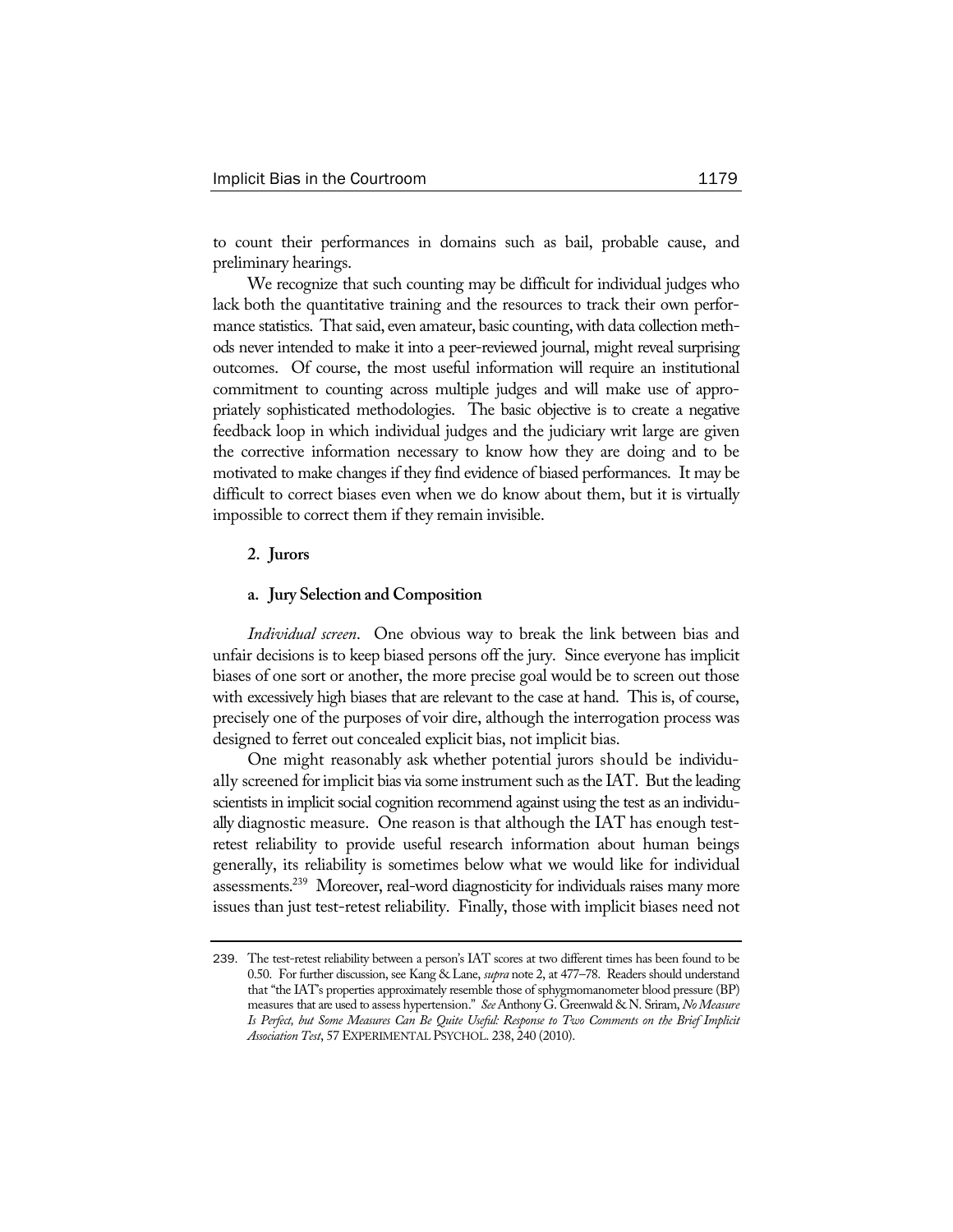to count their performances in domains such as bail, probable cause, and preliminary hearings.

We recognize that such counting may be difficult for individual judges who lack both the quantitative training and the resources to track their own performance statistics. That said, even amateur, basic counting, with data collection methods never intended to make it into a peer-reviewed journal, might reveal surprising outcomes. Of course, the most useful information will require an institutional commitment to counting across multiple judges and will make use of appropriately sophisticated methodologies. The basic objective is to create a negative feedback loop in which individual judges and the judiciary writ large are given the corrective information necessary to know how they are doing and to be motivated to make changes if they find evidence of biased performances. It may be difficult to correct biases even when we do know about them, but it is virtually impossible to correct them if they remain invisible.

#### 2. Jurors

##### a. Jury Selection and Composition

*Individual screen*. One obvious way to break the link between bias and unfair decisions is to keep biased persons off the jury. Since everyone has implicit biases of one sort or another, the more precise goal would be to screen out those with excessively high biases that are relevant to the case at hand. This is, of course, precisely one of the purposes of voir dire, although the interrogation process was designed to ferret out concealed explicit bias, not implicit bias.

One might reasonably ask whether potential jurors should be individually screened for implicit bias via some instrument such as the IAT. But the leading scientists in implicit social cognition recommend against using the test as an individually diagnostic measure. One reason is that although the IAT has enough test-retest reliability to provide useful research information about human beings generally, its reliability is sometimes below what we would like for individual assessments.[239] Moreover, real-word diagnosticity for individuals raises many more issues than just test-retest reliability. Finally, those with implicit biases need not

---

239. The test-retest reliability between a person's IAT scores at two different times has been found to be 0.50. For further discussion, see Kang & Lane, *supra* note 2, at 477–78. Readers should understand that "the IAT's properties approximately resemble those of sphygmomanometer blood pressure (BP) measures that are used to assess hypertension." *See* Anthony G. Greenwald & N. Sriram, *No Measure Is Perfect, but Some Measures Can Be Quite Useful: Response to Two Comments on the Brief Implicit Association Test*, 57 EXPERIMENTAL PSYCHOL. 238, 240 (2010).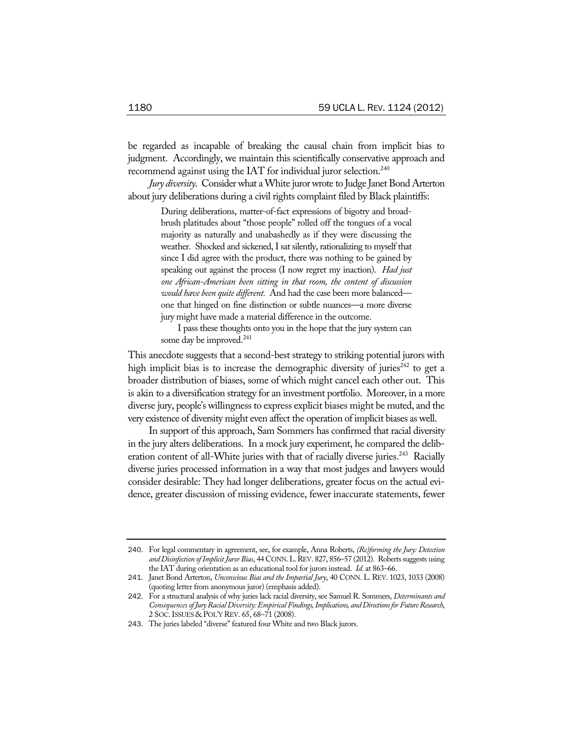be regarded as incapable of breaking the causal chain from implicit bias to judgment. Accordingly, we maintain this scientifically conservative approach and recommend against using the IAT for individual juror selection.[240]

*Jury diversity.* Consider what a White juror wrote to Judge Janet Bond Arterton about jury deliberations during a civil rights complaint filed by Black plaintiffs:

> During deliberations, matter-of-fact expressions of bigotry and broad-brush platitudes about "those people" rolled off the tongues of a vocal majority as naturally and unabashedly as if they were discussing the weather. Shocked and sickened, I sat silently, rationalizing to myself that since I did agree with the product, there was nothing to be gained by speaking out against the process (I now regret my inaction). *Had just one African-American been sitting in that room, the content of discussion would have been quite different.* And had the case been more balanced—one that hinged on fine distinction or subtle nuances—a more diverse jury might have made a material difference in the outcome.
>
> I pass these thoughts onto you in the hope that the jury system can some day be improved.[241]

This anecdote suggests that a second-best strategy to striking potential jurors with high implicit bias is to increase the demographic diversity of juries[242] to get a broader distribution of biases, some of which might cancel each other out. This is akin to a diversification strategy for an investment portfolio. Moreover, in a more diverse jury, people's willingness to express explicit biases might be muted, and the very existence of diversity might even affect the operation of implicit biases as well.

In support of this approach, Sam Sommers has confirmed that racial diversity in the jury alters deliberations. In a mock jury experiment, he compared the deliberation content of all-White juries with that of racially diverse juries.[243] Racially diverse juries processed information in a way that most judges and lawyers would consider desirable: They had longer deliberations, greater focus on the actual evidence, greater discussion of missing evidence, fewer inaccurate statements, fewer

---

240. For legal commentary in agreement, see, for example, Anna Roberts, *(Re)forming the Jury: Detection and Disinfection of Implicit Juror Bias*, 44 CONN. L. REV. 827, 856–57 (2012). Roberts suggests using the IAT during orientation as an educational tool for jurors instead. *Id.* at 863–66.

241. Janet Bond Arterton, *Unconscious Bias and the Impartial Jury*, 40 CONN. L. REV. 1023, 1033 (2008) (quoting letter from anonymous juror) (emphasis added).

242. For a structural analysis of why juries lack racial diversity, see Samuel R. Sommers, *Determinants and Consequences of Jury Racial Diversity: Empirical Findings, Implications, and Directions for Future Research*, 2 SOC. ISSUES & POL'Y REV. 65, 68–71 (2008).

243. The juries labeled "diverse" featured four White and two Black jurors.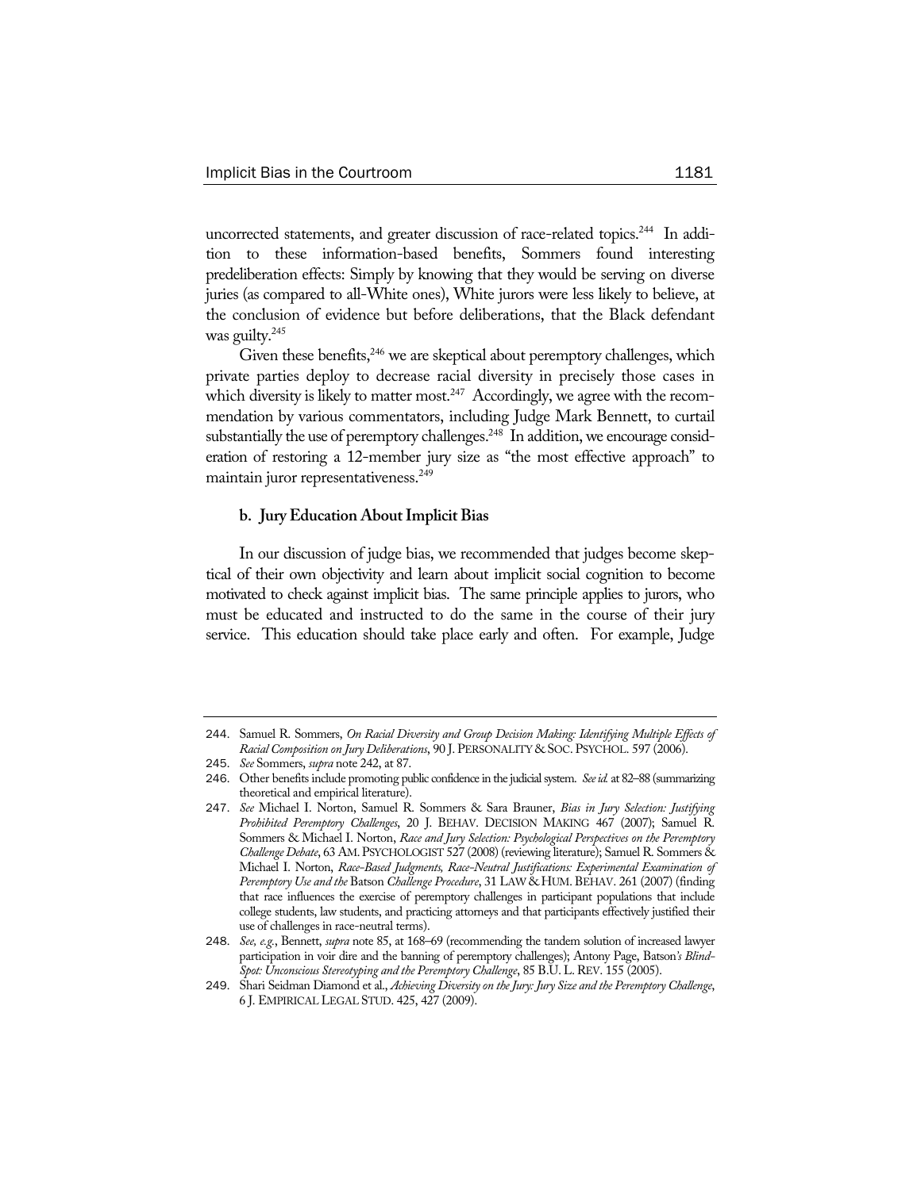uncorrected statements, and greater discussion of race-related topics.[244] In addition to these information-based benefits, Sommers found interesting predeliberation effects: Simply by knowing that they would be serving on diverse juries (as compared to all-White ones), White jurors were less likely to believe, at the conclusion of evidence but before deliberations, that the Black defendant was guilty.[245]

Given these benefits,[246] we are skeptical about peremptory challenges, which private parties deploy to decrease racial diversity in precisely those cases in which diversity is likely to matter most.[247] Accordingly, we agree with the recommendation by various commentators, including Judge Mark Bennett, to curtail substantially the use of peremptory challenges.[248] In addition, we encourage consideration of restoring a 12-member jury size as "the most effective approach" to maintain juror representativeness.[249]

**b. Jury Education About Implicit Bias**

In our discussion of judge bias, we recommended that judges become skeptical of their own objectivity and learn about implicit social cognition to become motivated to check against implicit bias. The same principle applies to jurors, who must be educated and instructed to do the same in the course of their jury service. This education should take place early and often. For example, Judge

---

244. Samuel R. Sommers, *On Racial Diversity and Group Decision Making: Identifying Multiple Effects of Racial Composition on Jury Deliberations*, 90 J. PERSONALITY & SOC. PSYCHOL. 597 (2006).

245. *See* Sommers, *supra* note 242, at 87.

246. Other benefits include promoting public confidence in the judicial system. *See id.* at 82–88 (summarizing theoretical and empirical literature).

247. *See* Michael I. Norton, Samuel R. Sommers & Sara Brauner, *Bias in Jury Selection: Justifying Prohibited Peremptory Challenges*, 20 J. BEHAV. DECISION MAKING 467 (2007); Samuel R. Sommers & Michael I. Norton, *Race and Jury Selection: Psychological Perspectives on the Peremptory Challenge Debate*, 63 AM. PSYCHOLOGIST 527 (2008) (reviewing literature); Samuel R. Sommers & Michael I. Norton, *Race-Based Judgments, Race-Neutral Justifications: Experimental Examination of Peremptory Use and the* Batson *Challenge Procedure*, 31 LAW & HUM. BEHAV. 261 (2007) (finding that race influences the exercise of peremptory challenges in participant populations that include college students, law students, and practicing attorneys and that participants effectively justified their use of challenges in race-neutral terms).

248. *See, e.g.*, Bennett, *supra* note 85, at 168–69 (recommending the tandem solution of increased lawyer participation in voir dire and the banning of peremptory challenges); Antony Page, Batson*'s Blind-Spot: Unconscious Stereotyping and the Peremptory Challenge*, 85 B.U. L. REV. 155 (2005).

249. Shari Seidman Diamond et al., *Achieving Diversity on the Jury: Jury Size and the Peremptory Challenge*, 6 J. EMPIRICAL LEGAL STUD. 425, 427 (2009).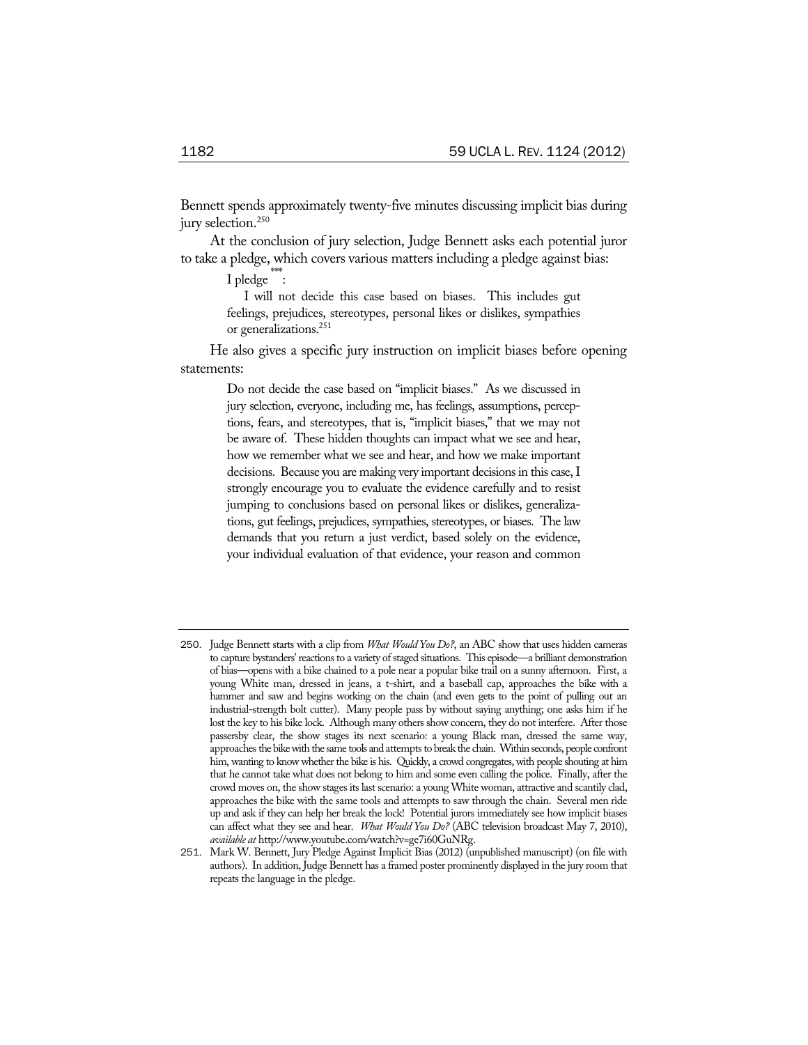Bennett spends approximately twenty-five minutes discussing implicit bias during jury selection.[250]

At the conclusion of jury selection, Judge Bennett asks each potential juror to take a pledge, which covers various matters including a pledge against bias:

> I pledge \*\*\*:
>
> I will not decide this case based on biases. This includes gut feelings, prejudices, stereotypes, personal likes or dislikes, sympathies or generalizations.[251]

He also gives a specific jury instruction on implicit biases before opening statements:

> Do not decide the case based on "implicit biases." As we discussed in jury selection, everyone, including me, has feelings, assumptions, perceptions, fears, and stereotypes, that is, "implicit biases," that we may not be aware of. These hidden thoughts can impact what we see and hear, how we remember what we see and hear, and how we make important decisions. Because you are making very important decisions in this case, I strongly encourage you to evaluate the evidence carefully and to resist jumping to conclusions based on personal likes or dislikes, generalizations, gut feelings, prejudices, sympathies, stereotypes, or biases. The law demands that you return a just verdict, based solely on the evidence, your individual evaluation of that evidence, your reason and common

---

250. Judge Bennett starts with a clip from *What Would You Do?*, an ABC show that uses hidden cameras to capture bystanders' reactions to a variety of staged situations. This episode—a brilliant demonstration of bias—opens with a bike chained to a pole near a popular bike trail on a sunny afternoon. First, a young White man, dressed in jeans, a t-shirt, and a baseball cap, approaches the bike with a hammer and saw and begins working on the chain (and even gets to the point of pulling out an industrial-strength bolt cutter). Many people pass by without saying anything; one asks him if he lost the key to his bike lock. Although many others show concern, they do not interfere. After those passersby clear, the show stages its next scenario: a young Black man, dressed the same way, approaches the bike with the same tools and attempts to break the chain. Within seconds, people confront him, wanting to know whether the bike is his. Quickly, a crowd congregates, with people shouting at him that he cannot take what does not belong to him and some even calling the police. Finally, after the crowd moves on, the show stages its last scenario: a young White woman, attractive and scantily clad, approaches the bike with the same tools and attempts to saw through the chain. Several men ride up and ask if they can help her break the lock! Potential jurors immediately see how implicit biases can affect what they see and hear. *What Would You Do?* (ABC television broadcast May 7, 2010), *available at* http://www.youtube.com/watch?v=ge7i60GuNRg.

251. Mark W. Bennett, Jury Pledge Against Implicit Bias (2012) (unpublished manuscript) (on file with authors). In addition, Judge Bennett has a framed poster prominently displayed in the jury room that repeats the language in the pledge.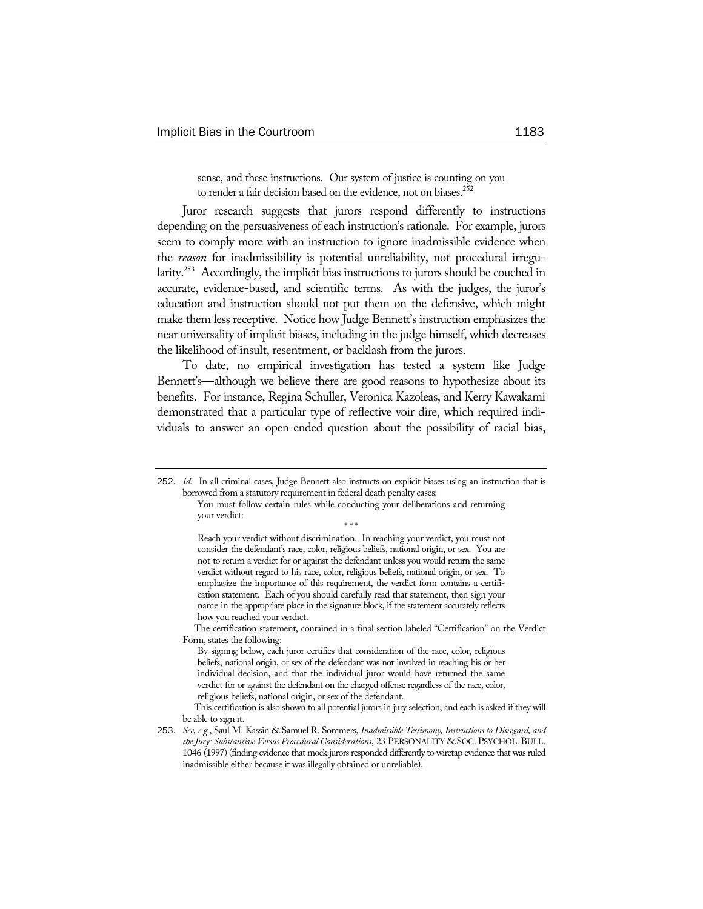> sense, and these instructions. Our system of justice is counting on you to render a fair decision based on the evidence, not on biases.[252]

Juror research suggests that jurors respond differently to instructions depending on the persuasiveness of each instruction's rationale. For example, jurors seem to comply more with an instruction to ignore inadmissible evidence when the *reason* for inadmissibility is potential unreliability, not procedural irregularity.[253] Accordingly, the implicit bias instructions to jurors should be couched in accurate, evidence-based, and scientific terms. As with the judges, the juror's education and instruction should not put them on the defensive, which might make them less receptive. Notice how Judge Bennett's instruction emphasizes the near universality of implicit biases, including in the judge himself, which decreases the likelihood of insult, resentment, or backlash from the jurors.

To date, no empirical investigation has tested a system like Judge Bennett's—although we believe there are good reasons to hypothesize about its benefits. For instance, Regina Schuller, Veronica Kazoleas, and Kerry Kawakami demonstrated that a particular type of reflective voir dire, which required individuals to answer an open-ended question about the possibility of racial bias,

---

252. *Id.* In all criminal cases, Judge Bennett also instructs on explicit biases using an instruction that is borrowed from a statutory requirement in federal death penalty cases:

> You must follow certain rules while conducting your deliberations and returning your verdict:
>
> \* \* \*
>
> Reach your verdict without discrimination. In reaching your verdict, you must not consider the defendant's race, color, religious beliefs, national origin, or sex. You are not to return a verdict for or against the defendant unless you would return the same verdict without regard to his race, color, religious beliefs, national origin, or sex. To emphasize the importance of this requirement, the verdict form contains a certification statement. Each of you should carefully read that statement, then sign your name in the appropriate place in the signature block, if the statement accurately reflects how you reached your verdict.

The certification statement, contained in a final section labeled "Certification" on the Verdict Form, states the following:

> By signing below, each juror certifies that consideration of the race, color, religious beliefs, national origin, or sex of the defendant was not involved in reaching his or her individual decision, and that the individual juror would have returned the same verdict for or against the defendant on the charged offense regardless of the race, color, religious beliefs, national origin, or sex of the defendant.

This certification is also shown to all potential jurors in jury selection, and each is asked if they will be able to sign it.

253. *See, e.g.*, Saul M. Kassin & Samuel R. Sommers, *Inadmissible Testimony, Instructions to Disregard, and the Jury: Substantive Versus Procedural Considerations*, 23 PERSONALITY & SOC. PSYCHOL. BULL. 1046 (1997) (finding evidence that mock jurors responded differently to wiretap evidence that was ruled inadmissible either because it was illegally obtained or unreliable).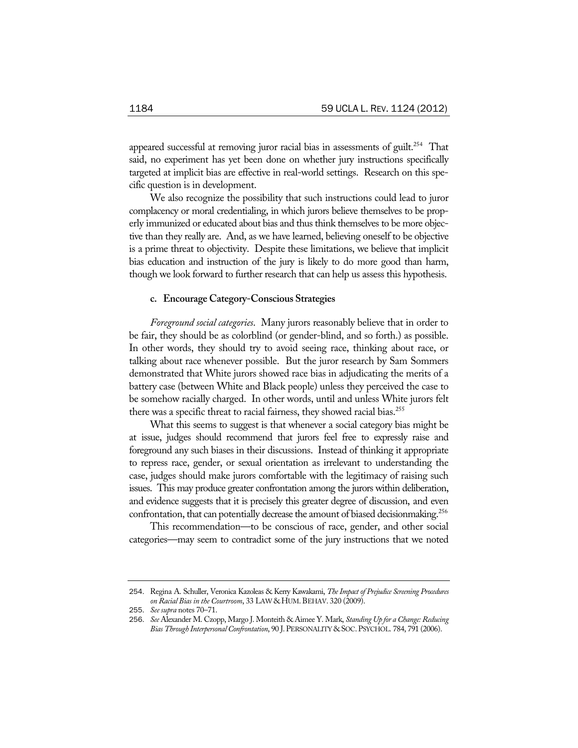appeared successful at removing juror racial bias in assessments of guilt.[254] That said, no experiment has yet been done on whether jury instructions specifically targeted at implicit bias are effective in real-world settings. Research on this specific question is in development.

We also recognize the possibility that such instructions could lead to juror complacency or moral credentialing, in which jurors believe themselves to be properly immunized or educated about bias and thus think themselves to be more objective than they really are. And, as we have learned, believing oneself to be objective is a prime threat to objectivity. Despite these limitations, we believe that implicit bias education and instruction of the jury is likely to do more good than harm, though we look forward to further research that can help us assess this hypothesis.

#### c. Encourage Category-Conscious Strategies

*Foreground social categories*. Many jurors reasonably believe that in order to be fair, they should be as colorblind (or gender-blind, and so forth.) as possible. In other words, they should try to avoid seeing race, thinking about race, or talking about race whenever possible. But the juror research by Sam Sommers demonstrated that White jurors showed race bias in adjudicating the merits of a battery case (between White and Black people) unless they perceived the case to be somehow racially charged. In other words, until and unless White jurors felt there was a specific threat to racial fairness, they showed racial bias.[255]

What this seems to suggest is that whenever a social category bias might be at issue, judges should recommend that jurors feel free to expressly raise and foreground any such biases in their discussions. Instead of thinking it appropriate to repress race, gender, or sexual orientation as irrelevant to understanding the case, judges should make jurors comfortable with the legitimacy of raising such issues. This may produce greater confrontation among the jurors within deliberation, and evidence suggests that it is precisely this greater degree of discussion, and even confrontation, that can potentially decrease the amount of biased decisionmaking.[256]

This recommendation—to be conscious of race, gender, and other social categories—may seem to contradict some of the jury instructions that we noted

---

254. Regina A. Schuller, Veronica Kazoleas & Kerry Kawakami, *The Impact of Prejudice Screening Procedures on Racial Bias in the Courtroom*, 33 LAW & HUM. BEHAV. 320 (2009).

255. *See supra* notes 70–71.

256. *See* Alexander M. Czopp, Margo J. Monteith & Aimee Y. Mark, *Standing Up for a Change: Reducing Bias Through Interpersonal Confrontation*, 90 J. PERSONALITY & SOC. PSYCHOL. 784, 791 (2006).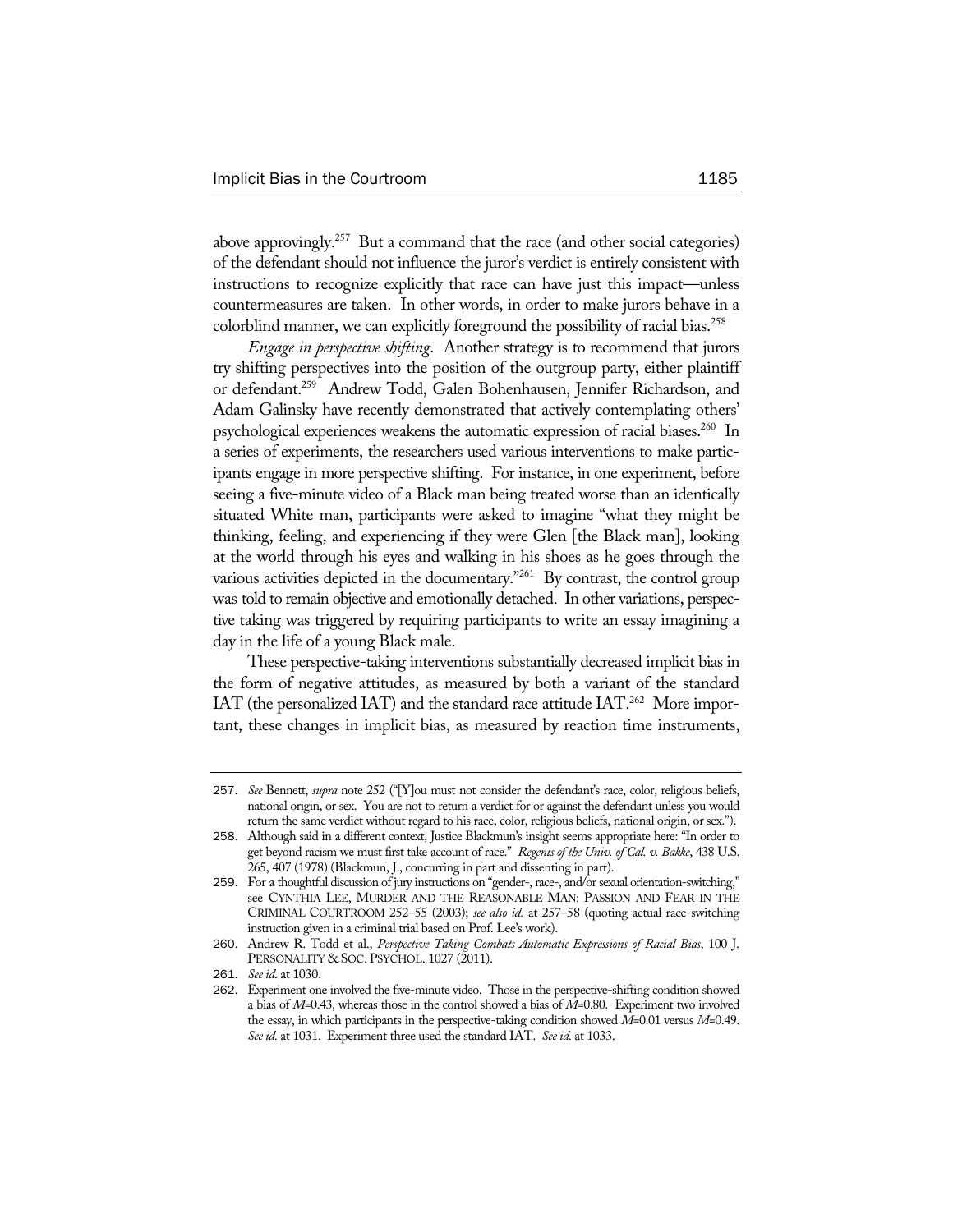above approvingly.[257] But a command that the race (and other social categories) of the defendant should not influence the juror's verdict is entirely consistent with instructions to recognize explicitly that race can have just this impact—unless countermeasures are taken. In other words, in order to make jurors behave in a colorblind manner, we can explicitly foreground the possibility of racial bias.[258]

*Engage in perspective shifting*. Another strategy is to recommend that jurors try shifting perspectives into the position of the outgroup party, either plaintiff or defendant.[259] Andrew Todd, Galen Bohenhausen, Jennifer Richardson, and Adam Galinsky have recently demonstrated that actively contemplating others' psychological experiences weakens the automatic expression of racial biases.[260] In a series of experiments, the researchers used various interventions to make participants engage in more perspective shifting. For instance, in one experiment, before seeing a five-minute video of a Black man being treated worse than an identically situated White man, participants were asked to imagine "what they might be thinking, feeling, and experiencing if they were Glen [the Black man], looking at the world through his eyes and walking in his shoes as he goes through the various activities depicted in the documentary."[261] By contrast, the control group was told to remain objective and emotionally detached. In other variations, perspective taking was triggered by requiring participants to write an essay imagining a day in the life of a young Black male.

These perspective-taking interventions substantially decreased implicit bias in the form of negative attitudes, as measured by both a variant of the standard IAT (the personalized IAT) and the standard race attitude IAT.[262] More important, these changes in implicit bias, as measured by reaction time instruments,

---

257. *See* Bennett, *supra* note 252 ("[Y]ou must not consider the defendant's race, color, religious beliefs, national origin, or sex. You are not to return a verdict for or against the defendant unless you would return the same verdict without regard to his race, color, religious beliefs, national origin, or sex.").

258. Although said in a different context, Justice Blackmun's insight seems appropriate here: "In order to get beyond racism we must first take account of race." *Regents of the Univ. of Cal. v. Bakke*, 438 U.S. 265, 407 (1978) (Blackmun, J., concurring in part and dissenting in part).

259. For a thoughtful discussion of jury instructions on "gender-, race-, and/or sexual orientation-switching," see CYNTHIA LEE, MURDER AND THE REASONABLE MAN: PASSION AND FEAR IN THE CRIMINAL COURTROOM 252–55 (2003); *see also id.* at 257–58 (quoting actual race-switching instruction given in a criminal trial based on Prof. Lee's work).

260. Andrew R. Todd et al., *Perspective Taking Combats Automatic Expressions of Racial Bias*, 100 J. PERSONALITY & SOC. PSYCHOL. 1027 (2011).

261. *See id.* at 1030.

262. Experiment one involved the five-minute video. Those in the perspective-shifting condition showed a bias of $M$=0.43, whereas those in the control showed a bias of $M$=0.80. Experiment two involved the essay, in which participants in the perspective-taking condition showed $M$=0.01 versus $M$=0.49. *See id.* at 1031. Experiment three used the standard IAT. *See id.* at 1033.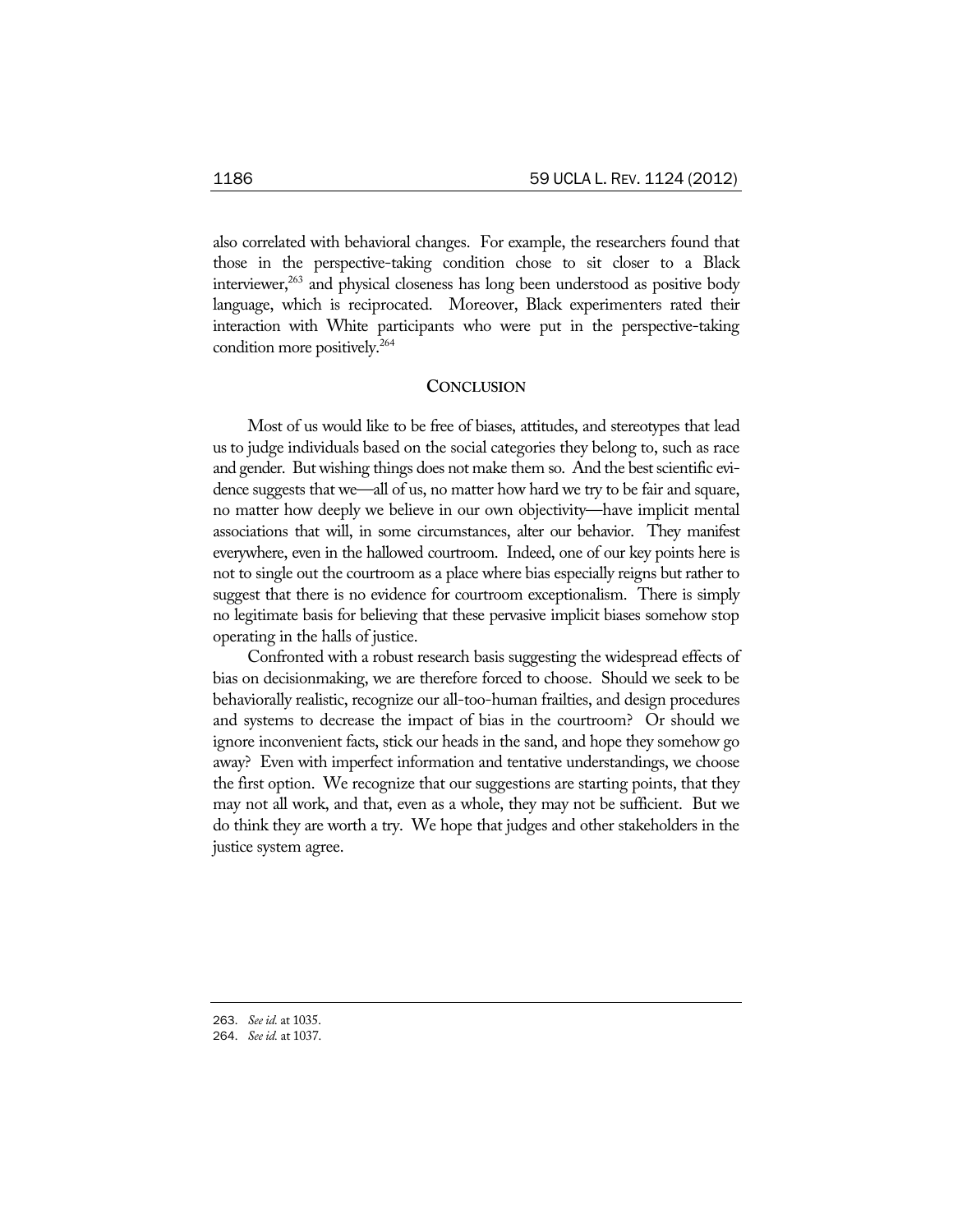also correlated with behavioral changes. For example, the researchers found that those in the perspective-taking condition chose to sit closer to a Black interviewer,[263] and physical closeness has long been understood as positive body language, which is reciprocated. Moreover, Black experimenters rated their interaction with White participants who were put in the perspective-taking condition more positively.[264]

## CONCLUSION

Most of us would like to be free of biases, attitudes, and stereotypes that lead us to judge individuals based on the social categories they belong to, such as race and gender. But wishing things does not make them so. And the best scientific evidence suggests that we—all of us, no matter how hard we try to be fair and square, no matter how deeply we believe in our own objectivity—have implicit mental associations that will, in some circumstances, alter our behavior. They manifest everywhere, even in the hallowed courtroom. Indeed, one of our key points here is not to single out the courtroom as a place where bias especially reigns but rather to suggest that there is no evidence for courtroom exceptionalism. There is simply no legitimate basis for believing that these pervasive implicit biases somehow stop operating in the halls of justice.

Confronted with a robust research basis suggesting the widespread effects of bias on decisionmaking, we are therefore forced to choose. Should we seek to be behaviorally realistic, recognize our all-too-human frailties, and design procedures and systems to decrease the impact of bias in the courtroom? Or should we ignore inconvenient facts, stick our heads in the sand, and hope they somehow go away? Even with imperfect information and tentative understandings, we choose the first option. We recognize that our suggestions are starting points, that they may not all work, and that, even as a whole, they may not be sufficient. But we do think they are worth a try. We hope that judges and other stakeholders in the justice system agree.

---

263. *See id.* at 1035.
264. *See id.* at 1037.